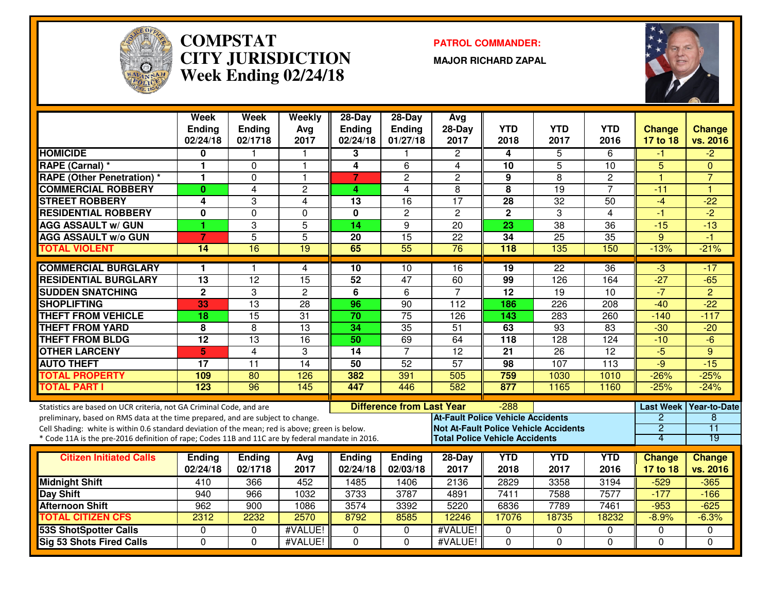# COMPSTAT
# CITY JURISDICTION
# Week Ending 02/24/18

**PATROL COMMANDER:**

**MAJOR RICHARD ZAPAL**

| | Week Ending 02/24/18 | Week Ending 02/1718 | Weekly Avg 2017 | 28-Day Ending 02/24/18 | 28-Day Ending 01/27/18 | Avg 28-Day 2017 | YTD 2018 | YTD 2017 | YTD 2016 | Change 17 to 18 | Change vs. 2016 |
|---|---|---|---|---|---|---|---|---|---|---|---|
| HOMICIDE | 0 | 1 | 1 | 3 | 1 | 2 | 4 | 5 | 6 | -1 | -2 |
| RAPE (Carnal) * | 1 | 0 | 1 | 4 | 6 | 4 | 10 | 5 | 10 | 5 | 0 |
| RAPE (Other Penetration) * | 1 | 0 | 1 | 7 | 2 | 2 | 9 | 8 | 2 | 1 | 7 |
| COMMERCIAL ROBBERY | 0 | 4 | 2 | 4 | 4 | 8 | 8 | 19 | 7 | -11 | 1 |
| STREET ROBBERY | 4 | 3 | 4 | 13 | 16 | 17 | 28 | 32 | 50 | -4 | -22 |
| RESIDENTIAL ROBBERY | 0 | 0 | 0 | 0 | 2 | 2 | 2 | 3 | 4 | -1 | -2 |
| AGG ASSAULT w/ GUN | 1 | 3 | 5 | 14 | 9 | 20 | 23 | 38 | 36 | -15 | -13 |
| AGG ASSAULT w/o GUN | 7 | 5 | 5 | 20 | 15 | 22 | 34 | 25 | 35 | 9 | -1 |
| TOTAL VIOLENT | 14 | 16 | 19 | 65 | 55 | 76 | 118 | 135 | 150 | -13% | -21% |
| COMMERCIAL BURGLARY | 1 | 1 | 4 | 10 | 10 | 16 | 19 | 22 | 36 | -3 | -17 |
| RESIDENTIAL BURGLARY | 13 | 12 | 15 | 52 | 47 | 60 | 99 | 126 | 164 | -27 | -65 |
| SUDDEN SNATCHING | 2 | 3 | 2 | 6 | 6 | 7 | 12 | 19 | 10 | -7 | 2 |
| SHOPLIFTING | 33 | 13 | 28 | 96 | 90 | 112 | 186 | 226 | 208 | -40 | -22 |
| THEFT FROM VEHICLE | 18 | 15 | 31 | 70 | 75 | 126 | 143 | 283 | 260 | -140 | -117 |
| THEFT FROM YARD | 8 | 8 | 13 | 34 | 35 | 51 | 63 | 93 | 83 | -30 | -20 |
| THEFT FROM BLDG | 12 | 13 | 16 | 50 | 69 | 64 | 118 | 128 | 124 | -10 | -6 |
| OTHER LARCENY | 5 | 4 | 3 | 14 | 7 | 12 | 21 | 26 | 12 | -5 | 9 |
| AUTO THEFT | 17 | 11 | 14 | 50 | 52 | 57 | 98 | 107 | 113 | -9 | -15 |
| TOTAL PROPERTY | 109 | 80 | 126 | 382 | 391 | 505 | 759 | 1030 | 1010 | -26% | -25% |
| TOTAL PART I | 123 | 96 | 145 | 447 | 446 | 582 | 877 | 1165 | 1160 | -25% | -24% |

Statistics are based on UCR criteria, not GA Criminal Code, and are preliminary, based on RMS data at the time prepared, and are subject to change.
Cell Shading: white is within 0.6 standard deviation of the mean; red is above; green is below.
* Code 11A is the pre-2016 definition of rape; Codes 11B and 11C are by federal mandate in 2016.

**Difference from Last Year** -288

| | Last Week | Year-to-Date |
|---|---|---|
| At-Fault Police Vehicle Accidents | 2 | 8 |
| Not At-Fault Police Vehicle Accidents | 2 | 11 |
| Total Police Vehicle Accidents | 4 | 19 |

| Citizen Initiated Calls | Ending 02/24/18 | Ending 02/1718 | Avg 2017 | Ending 02/24/18 | Ending 02/03/18 | 28-Day 2017 | YTD 2018 | YTD 2017 | YTD 2016 | Change 17 to 18 | Change vs. 2016 |
|---|---|---|---|---|---|---|---|---|---|---|---|
| Midnight Shift | 410 | 366 | 452 | 1485 | 1406 | 2136 | 2829 | 3358 | 3194 | -529 | -365 |
| Day Shift | 940 | 966 | 1032 | 3733 | 3787 | 4891 | 7411 | 7588 | 7577 | -177 | -166 |
| Afternoon Shift | 962 | 900 | 1086 | 3574 | 3392 | 5220 | 6836 | 7789 | 7461 | -953 | -625 |
| TOTAL CITIZEN CFS | 2312 | 2232 | 2570 | 8792 | 8585 | 12246 | 17076 | 18735 | 18232 | -8.9% | -6.3% |
| 53S ShotSpotter Calls | 0 | 0 | #VALUE! | 0 | 0 | #VALUE! | 0 | 0 | 0 | 0 | 0 |
| Sig 53 Shots Fired Calls | 0 | 0 | #VALUE! | 0 | 0 | #VALUE! | 0 | 0 | 0 | 0 | 0 |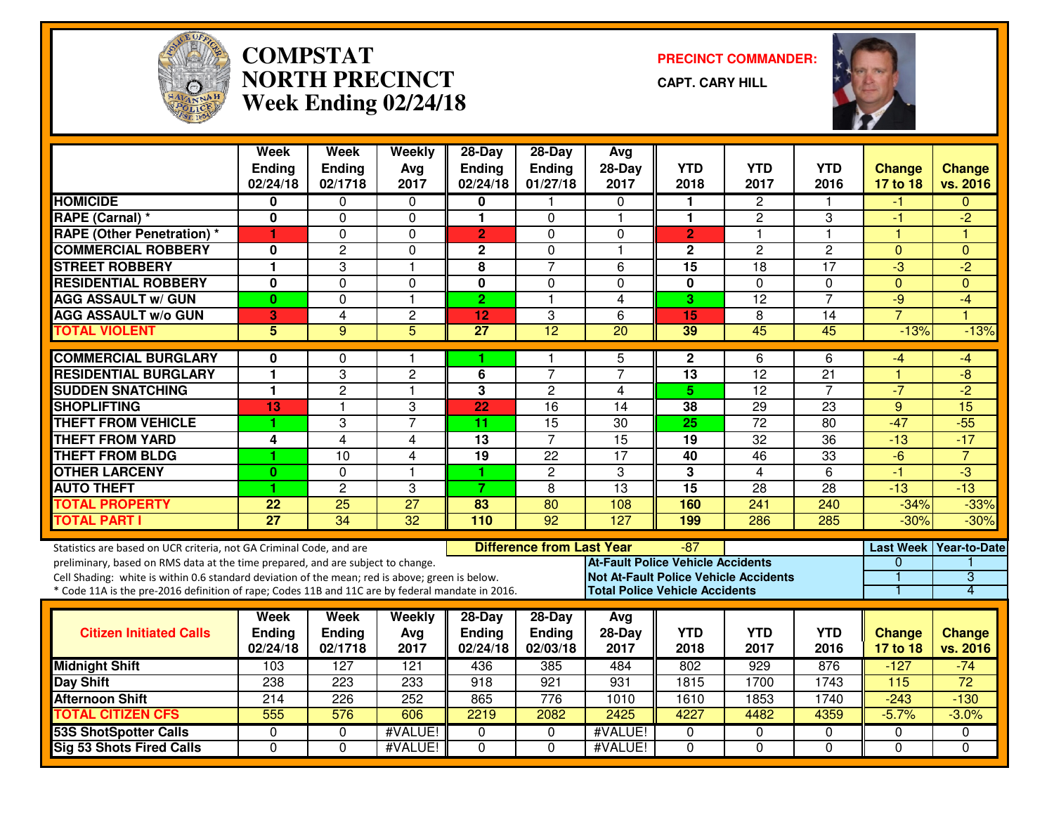# COMPSTAT
# NORTH PRECINCT
## Week Ending 02/24/18

**PRECINCT COMMANDER:**
**CAPT. CARY HILL**

| | Week Ending 02/24/18 | Week Ending 02/1718 | Weekly Avg 2017 | 28-Day Ending 02/24/18 | 28-Day Ending 01/27/18 | Avg 28-Day 2017 | YTD 2018 | YTD 2017 | YTD 2016 | Change 17 to 18 | Change vs. 2016 |
|---|---|---|---|---|---|---|---|---|---|---|---|
| HOMICIDE | 0 | 0 | 0 | 0 | 1 | 0 | 1 | 2 | 1 | -1 | 0 |
| RAPE (Carnal) * | 0 | 0 | 0 | 1 | 0 | 1 | 1 | 2 | 3 | -1 | -2 |
| RAPE (Other Penetration) * | 1 | 0 | 0 | 2 | 0 | 0 | 2 | 1 | 1 | 1 | 1 |
| COMMERCIAL ROBBERY | 0 | 2 | 0 | 2 | 0 | 1 | 2 | 2 | 2 | 0 | 0 |
| STREET ROBBERY | 1 | 3 | 1 | 8 | 7 | 6 | 15 | 18 | 17 | -3 | -2 |
| RESIDENTIAL ROBBERY | 0 | 0 | 0 | 0 | 0 | 0 | 0 | 0 | 0 | 0 | 0 |
| AGG ASSAULT w/ GUN | 0 | 0 | 1 | 2 | 1 | 4 | 3 | 12 | 7 | -9 | -4 |
| AGG ASSAULT w/o GUN | 3 | 4 | 2 | 12 | 3 | 6 | 15 | 8 | 14 | 7 | 1 |
| TOTAL VIOLENT | 5 | 9 | 5 | 27 | 12 | 20 | 39 | 45 | 45 | -13% | -13% |
| COMMERCIAL BURGLARY | 0 | 0 | 1 | 1 | 1 | 5 | 2 | 6 | 6 | -4 | -4 |
| RESIDENTIAL BURGLARY | 1 | 3 | 2 | 6 | 7 | 7 | 13 | 12 | 21 | 1 | -8 |
| SUDDEN SNATCHING | 1 | 2 | 1 | 3 | 2 | 4 | 5 | 12 | 7 | -7 | -2 |
| SHOPLIFTING | 13 | 1 | 3 | 22 | 16 | 14 | 38 | 29 | 23 | 9 | 15 |
| THEFT FROM VEHICLE | 1 | 3 | 7 | 11 | 15 | 30 | 25 | 72 | 80 | -47 | -55 |
| THEFT FROM YARD | 4 | 4 | 4 | 13 | 7 | 15 | 19 | 32 | 36 | -13 | -17 |
| THEFT FROM BLDG | 1 | 10 | 4 | 19 | 22 | 17 | 40 | 46 | 33 | -6 | 7 |
| OTHER LARCENY | 0 | 0 | 1 | 1 | 2 | 3 | 3 | 4 | 6 | -1 | -3 |
| AUTO THEFT | 1 | 2 | 3 | 7 | 8 | 13 | 15 | 28 | 28 | -13 | -13 |
| TOTAL PROPERTY | 22 | 25 | 27 | 83 | 80 | 108 | 160 | 241 | 240 | -34% | -33% |
| TOTAL PART I | 27 | 34 | 32 | 110 | 92 | 127 | 199 | 286 | 285 | -30% | -30% |

Statistics are based on UCR criteria, not GA Criminal Code, and are preliminary, based on RMS data at the time prepared, and are subject to change.
Cell Shading: white is within 0.6 standard deviation of the mean; red is above; green is below.
* Code 11A is the pre-2016 definition of rape; Codes 11B and 11C are by federal mandate in 2016.

**Difference from Last Year:** -87

| | Last Week | Year-to-Date |
|---|---|---|
| At-Fault Police Vehicle Accidents | 0 | 1 |
| Not At-Fault Police Vehicle Accidents | 1 | 3 |
| Total Police Vehicle Accidents | 1 | 4 |

| Citizen Initiated Calls | Week Ending 02/24/18 | Week Ending 02/1718 | Weekly Avg 2017 | 28-Day Ending 02/24/18 | 28-Day Ending 02/03/18 | Avg 28-Day 2017 | YTD 2018 | YTD 2017 | YTD 2016 | Change 17 to 18 | Change vs. 2016 |
|---|---|---|---|---|---|---|---|---|---|---|---|
| Midnight Shift | 103 | 127 | 121 | 436 | 385 | 484 | 802 | 929 | 876 | -127 | -74 |
| Day Shift | 238 | 223 | 233 | 918 | 921 | 931 | 1815 | 1700 | 1743 | 115 | 72 |
| Afternoon Shift | 214 | 226 | 252 | 865 | 776 | 1010 | 1610 | 1853 | 1740 | -243 | -130 |
| TOTAL CITIZEN CFS | 555 | 576 | 606 | 2219 | 2082 | 2425 | 4227 | 4482 | 4359 | -5.7% | -3.0% |
| 53S ShotSpotter Calls | 0 | 0 | #VALUE! | 0 | 0 | #VALUE! | 0 | 0 | 0 | 0 | 0 |
| Sig 53 Shots Fired Calls | 0 | 0 | #VALUE! | 0 | 0 | #VALUE! | 0 | 0 | 0 | 0 | 0 |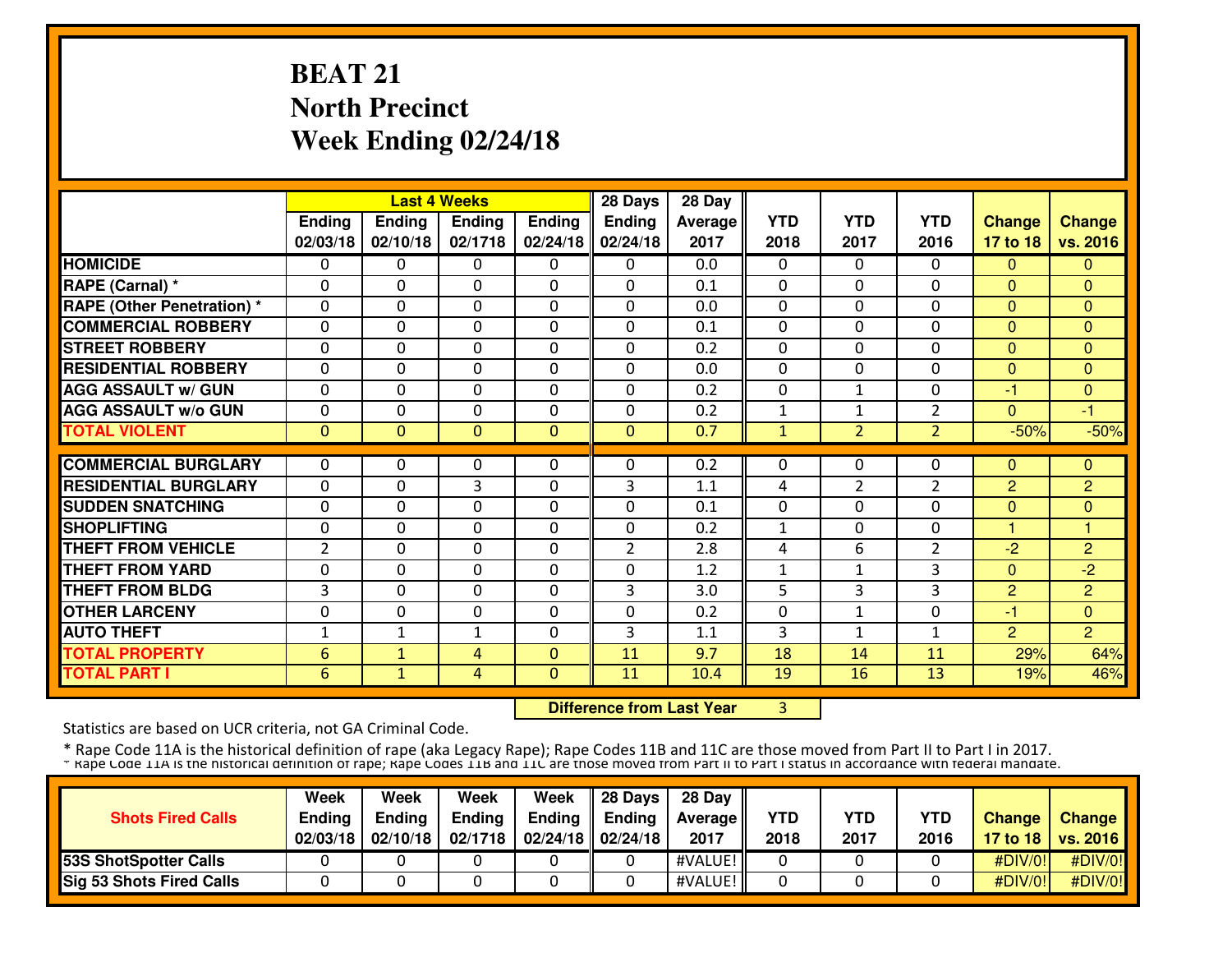# BEAT 21
# North Precinct
# Week Ending 02/24/18

| | Last 4 Weeks Ending 02/03/18 | Ending 02/10/18 | Ending 02/1718 | Ending 02/24/18 | 28 Days Ending 02/24/18 | 28 Day Average 2017 | YTD 2018 | YTD 2017 | YTD 2016 | Change 17 to 18 | Change vs. 2016 |
|---|---|---|---|---|---|---|---|---|---|---|---|
| HOMICIDE | 0 | 0 | 0 | 0 | 0 | 0.0 | 0 | 0 | 0 | 0 | 0 |
| RAPE (Carnal) * | 0 | 0 | 0 | 0 | 0 | 0.1 | 0 | 0 | 0 | 0 | 0 |
| RAPE (Other Penetration) * | 0 | 0 | 0 | 0 | 0 | 0.0 | 0 | 0 | 0 | 0 | 0 |
| COMMERCIAL ROBBERY | 0 | 0 | 0 | 0 | 0 | 0.1 | 0 | 0 | 0 | 0 | 0 |
| STREET ROBBERY | 0 | 0 | 0 | 0 | 0 | 0.2 | 0 | 0 | 0 | 0 | 0 |
| RESIDENTIAL ROBBERY | 0 | 0 | 0 | 0 | 0 | 0.0 | 0 | 0 | 0 | 0 | 0 |
| AGG ASSAULT w/ GUN | 0 | 0 | 0 | 0 | 0 | 0.2 | 0 | 1 | 0 | -1 | 0 |
| AGG ASSAULT w/o GUN | 0 | 0 | 0 | 0 | 0 | 0.2 | 1 | 1 | 2 | 0 | -1 |
| TOTAL VIOLENT | 0 | 0 | 0 | 0 | 0 | 0.7 | 1 | 2 | 2 | -50% | -50% |
| COMMERCIAL BURGLARY | 0 | 0 | 0 | 0 | 0 | 0.2 | 0 | 0 | 0 | 0 | 0 |
| RESIDENTIAL BURGLARY | 0 | 0 | 3 | 0 | 3 | 1.1 | 4 | 2 | 2 | 2 | 2 |
| SUDDEN SNATCHING | 0 | 0 | 0 | 0 | 0 | 0.1 | 0 | 0 | 0 | 0 | 0 |
| SHOPLIFTING | 0 | 0 | 0 | 0 | 0 | 0.2 | 1 | 0 | 0 | 1 | 1 |
| THEFT FROM VEHICLE | 2 | 0 | 0 | 0 | 2 | 2.8 | 4 | 6 | 2 | -2 | 2 |
| THEFT FROM YARD | 0 | 0 | 0 | 0 | 0 | 1.2 | 1 | 1 | 3 | 0 | -2 |
| THEFT FROM BLDG | 3 | 0 | 0 | 0 | 3 | 3.0 | 5 | 3 | 3 | 2 | 2 |
| OTHER LARCENY | 0 | 0 | 0 | 0 | 0 | 0.2 | 0 | 1 | 0 | -1 | 0 |
| AUTO THEFT | 1 | 1 | 1 | 0 | 3 | 1.1 | 3 | 1 | 1 | 2 | 2 |
| TOTAL PROPERTY | 6 | 1 | 4 | 0 | 11 | 9.7 | 18 | 14 | 11 | 29% | 64% |
| TOTAL PART I | 6 | 1 | 4 | 0 | 11 | 10.4 | 19 | 16 | 13 | 19% | 46% |

**Difference from Last Year** 3

Statistics are based on UCR criteria, not GA Criminal Code.

* Rape Code 11A is the historical definition of rape (aka Legacy Rape); Rape Codes 11B and 11C are those moved from Part II to Part I in 2017.
* Rape Code 11A is the historical definition of rape; Rape Codes 11B and 11C are those moved from Part II to Part I status in accordance with federal mandate.

| Shots Fired Calls | Week Ending 02/03/18 | Week Ending 02/10/18 | Week Ending 02/1718 | Week Ending 02/24/18 | 28 Days Ending 02/24/18 | 28 Day Average 2017 | YTD 2018 | YTD 2017 | YTD 2016 | Change 17 to 18 | Change vs. 2016 |
|---|---|---|---|---|---|---|---|---|---|---|---|
| 53S ShotSpotter Calls | 0 | 0 | 0 | 0 | 0 | #VALUE! | 0 | 0 | 0 | #DIV/0! | #DIV/0! |
| Sig 53 Shots Fired Calls | 0 | 0 | 0 | 0 | 0 | #VALUE! | 0 | 0 | 0 | #DIV/0! | #DIV/0! |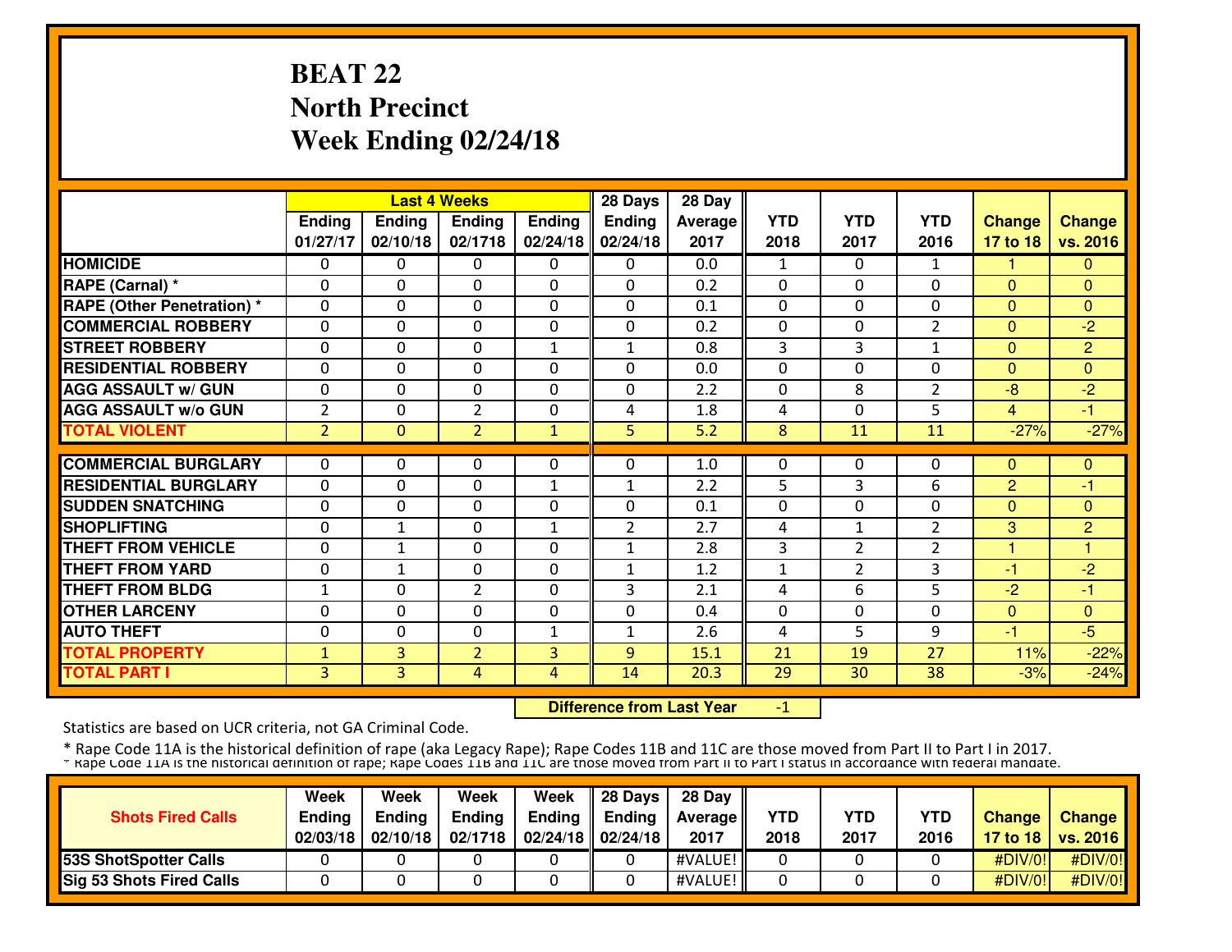# BEAT 22
# North Precinct
# Week Ending 02/24/18

| | Last 4 Weeks | | | | 28 Days | 28 Day | | | | | |
|---|---|---|---|---|---|---|---|---|---|---|---|
| | Ending 01/27/17 | Ending 02/10/18 | Ending 02/1718 | Ending 02/24/18 | Ending 02/24/18 | Average 2017 | YTD 2018 | YTD 2017 | YTD 2016 | Change 17 to 18 | Change vs. 2016 |
| HOMICIDE | 0 | 0 | 0 | 0 | 0 | 0.0 | 1 | 0 | 1 | 1 | 0 |
| RAPE (Carnal) * | 0 | 0 | 0 | 0 | 0 | 0.2 | 0 | 0 | 0 | 0 | 0 |
| RAPE (Other Penetration) * | 0 | 0 | 0 | 0 | 0 | 0.1 | 0 | 0 | 0 | 0 | 0 |
| COMMERCIAL ROBBERY | 0 | 0 | 0 | 0 | 0 | 0.2 | 0 | 0 | 2 | 0 | -2 |
| STREET ROBBERY | 0 | 0 | 0 | 1 | 1 | 0.8 | 3 | 3 | 1 | 0 | 2 |
| RESIDENTIAL ROBBERY | 0 | 0 | 0 | 0 | 0 | 0.0 | 0 | 0 | 0 | 0 | 0 |
| AGG ASSAULT w/ GUN | 0 | 0 | 0 | 0 | 0 | 2.2 | 0 | 8 | 2 | -8 | -2 |
| AGG ASSAULT w/o GUN | 2 | 0 | 2 | 0 | 4 | 1.8 | 4 | 0 | 5 | 4 | -1 |
| TOTAL VIOLENT | 2 | 0 | 2 | 1 | 5 | 5.2 | 8 | 11 | 11 | -27% | -27% |
| COMMERCIAL BURGLARY | 0 | 0 | 0 | 0 | 0 | 1.0 | 0 | 0 | 0 | 0 | 0 |
| RESIDENTIAL BURGLARY | 0 | 0 | 0 | 1 | 1 | 2.2 | 5 | 3 | 6 | 2 | -1 |
| SUDDEN SNATCHING | 0 | 0 | 0 | 0 | 0 | 0.1 | 0 | 0 | 0 | 0 | 0 |
| SHOPLIFTING | 0 | 1 | 0 | 1 | 2 | 2.7 | 4 | 1 | 2 | 3 | 2 |
| THEFT FROM VEHICLE | 0 | 1 | 0 | 0 | 1 | 2.8 | 3 | 2 | 2 | 1 | 1 |
| THEFT FROM YARD | 0 | 1 | 0 | 0 | 1 | 1.2 | 1 | 2 | 3 | -1 | -2 |
| THEFT FROM BLDG | 1 | 0 | 2 | 0 | 3 | 2.1 | 4 | 6 | 5 | -2 | -1 |
| OTHER LARCENY | 0 | 0 | 0 | 0 | 0 | 0.4 | 0 | 0 | 0 | 0 | 0 |
| AUTO THEFT | 0 | 0 | 0 | 1 | 1 | 2.6 | 4 | 5 | 9 | -1 | -5 |
| TOTAL PROPERTY | 1 | 3 | 2 | 3 | 9 | 15.1 | 21 | 19 | 27 | 11% | -22% |
| TOTAL PART I | 3 | 3 | 4 | 4 | 14 | 20.3 | 29 | 30 | 38 | -3% | -24% |

**Difference from Last Year** -1

Statistics are based on UCR criteria, not GA Criminal Code.

* Rape Code 11A is the historical definition of rape (aka Legacy Rape); Rape Codes 11B and 11C are those moved from Part II to Part I in 2017.

* Rape Code 11A is the historical definition of rape; Rape Codes 11B and 11C are those moved from Part II to Part I status in accordance with federal mandate.

| Shots Fired Calls | Week Ending 02/03/18 | Week Ending 02/10/18 | Week Ending 02/1718 | Week Ending 02/24/18 | 28 Days Ending 02/24/18 | 28 Day Average 2017 | YTD 2018 | YTD 2017 | YTD 2016 | Change 17 to 18 | Change vs. 2016 |
|---|---|---|---|---|---|---|---|---|---|---|---|
| 53S ShotSpotter Calls | 0 | 0 | 0 | 0 | 0 | #VALUE! | 0 | 0 | 0 | #DIV/0! | #DIV/0! |
| Sig 53 Shots Fired Calls | 0 | 0 | 0 | 0 | 0 | #VALUE! | 0 | 0 | 0 | #DIV/0! | #DIV/0! |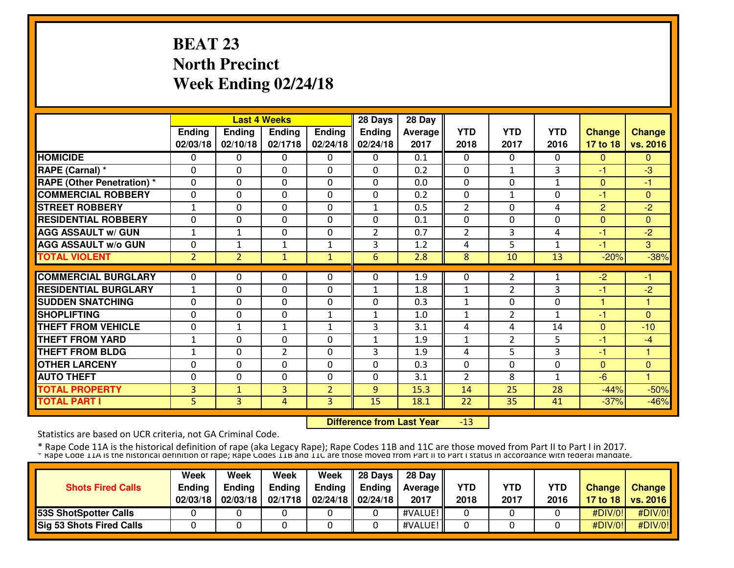# BEAT 23
# North Precinct
# Week Ending 02/24/18

| | Last 4 Weeks Ending 02/03/18 | Ending 02/10/18 | Ending 02/1718 | Ending 02/24/18 | 28 Days Ending 02/24/18 | 28 Day Average 2017 | YTD 2018 | YTD 2017 | YTD 2016 | Change 17 to 18 | Change vs. 2016 |
|---|---|---|---|---|---|---|---|---|---|---|---|
| HOMICIDE | 0 | 0 | 0 | 0 | 0 | 0.1 | 0 | 0 | 0 | 0 | 0 |
| RAPE (Carnal) * | 0 | 0 | 0 | 0 | 0 | 0.2 | 0 | 1 | 3 | -1 | -3 |
| RAPE (Other Penetration) * | 0 | 0 | 0 | 0 | 0 | 0.0 | 0 | 0 | 1 | 0 | -1 |
| COMMERCIAL ROBBERY | 0 | 0 | 0 | 0 | 0 | 0.2 | 0 | 1 | 0 | -1 | 0 |
| STREET ROBBERY | 1 | 0 | 0 | 0 | 1 | 0.5 | 2 | 0 | 4 | 2 | -2 |
| RESIDENTIAL ROBBERY | 0 | 0 | 0 | 0 | 0 | 0.1 | 0 | 0 | 0 | 0 | 0 |
| AGG ASSAULT w/ GUN | 1 | 1 | 0 | 0 | 2 | 0.7 | 2 | 3 | 4 | -1 | -2 |
| AGG ASSAULT w/o GUN | 0 | 1 | 1 | 1 | 3 | 1.2 | 4 | 5 | 1 | -1 | 3 |
| TOTAL VIOLENT | 2 | 2 | 1 | 1 | 6 | 2.8 | 8 | 10 | 13 | -20% | -38% |
| COMMERCIAL BURGLARY | 0 | 0 | 0 | 0 | 0 | 1.9 | 0 | 2 | 1 | -2 | -1 |
| RESIDENTIAL BURGLARY | 1 | 0 | 0 | 0 | 1 | 1.8 | 1 | 2 | 3 | -1 | -2 |
| SUDDEN SNATCHING | 0 | 0 | 0 | 0 | 0 | 0.3 | 1 | 0 | 0 | 1 | 1 |
| SHOPLIFTING | 0 | 0 | 0 | 1 | 1 | 1.0 | 1 | 2 | 1 | -1 | 0 |
| THEFT FROM VEHICLE | 0 | 1 | 1 | 1 | 3 | 3.1 | 4 | 4 | 14 | 0 | -10 |
| THEFT FROM YARD | 1 | 0 | 0 | 0 | 1 | 1.9 | 1 | 2 | 5 | -1 | -4 |
| THEFT FROM BLDG | 1 | 0 | 2 | 0 | 3 | 1.9 | 4 | 5 | 3 | -1 | 1 |
| OTHER LARCENY | 0 | 0 | 0 | 0 | 0 | 0.3 | 0 | 0 | 0 | 0 | 0 |
| AUTO THEFT | 0 | 0 | 0 | 0 | 0 | 3.1 | 2 | 8 | 1 | -6 | 1 |
| TOTAL PROPERTY | 3 | 1 | 3 | 2 | 9 | 15.3 | 14 | 25 | 28 | -44% | -50% |
| TOTAL PART I | 5 | 3 | 4 | 3 | 15 | 18.1 | 22 | 35 | 41 | -37% | -46% |

**Difference from Last Year** -13

Statistics are based on UCR criteria, not GA Criminal Code.

* Rape Code 11A is the historical definition of rape (aka Legacy Rape); Rape Codes 11B and 11C are those moved from Part II to Part I in 2017.

| Shots Fired Calls | Week Ending 02/03/18 | Week Ending 02/03/18 | Week Ending 02/1718 | Week Ending 02/24/18 | 28 Days Ending 02/24/18 | 28 Day Average 2017 | YTD 2018 | YTD 2017 | YTD 2016 | Change 17 to 18 | Change vs. 2016 |
|---|---|---|---|---|---|---|---|---|---|---|---|
| 53S ShotSpotter Calls | 0 | 0 | 0 | 0 | 0 | #VALUE! | 0 | 0 | 0 | #DIV/0! | #DIV/0! |
| Sig 53 Shots Fired Calls | 0 | 0 | 0 | 0 | 0 | #VALUE! | 0 | 0 | 0 | #DIV/0! | #DIV/0! |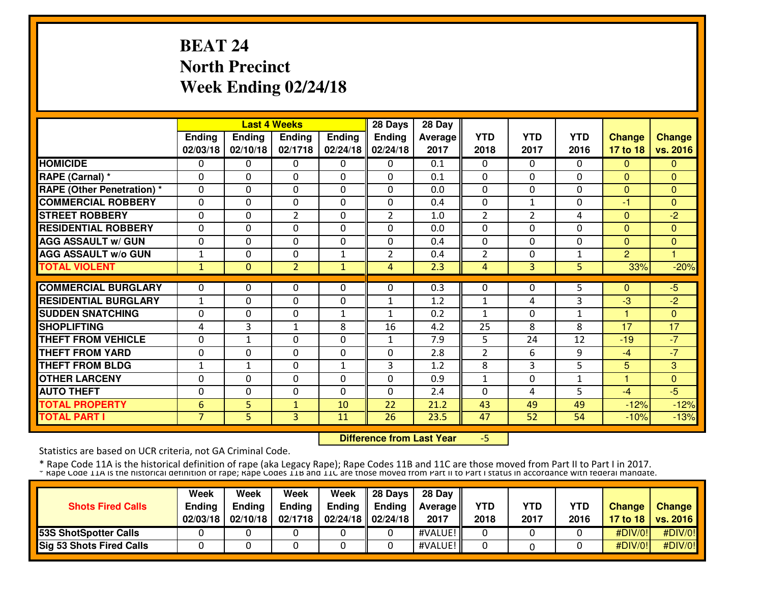# BEAT 24
# North Precinct
# Week Ending 02/24/18

| | Last 4 Weeks | | | | 28 Days | 28 Day | | | | | |
|---|---|---|---|---|---|---|---|---|---|---|---|
| | Ending 02/03/18 | Ending 02/10/18 | Ending 02/1718 | Ending 02/24/18 | Ending 02/24/18 | Average 2017 | YTD 2018 | YTD 2017 | YTD 2016 | Change 17 to 18 | Change vs. 2016 |
| HOMICIDE | 0 | 0 | 0 | 0 | 0 | 0.1 | 0 | 0 | 0 | 0 | 0 |
| RAPE (Carnal) * | 0 | 0 | 0 | 0 | 0 | 0.1 | 0 | 0 | 0 | 0 | 0 |
| RAPE (Other Penetration) * | 0 | 0 | 0 | 0 | 0 | 0.0 | 0 | 0 | 0 | 0 | 0 |
| COMMERCIAL ROBBERY | 0 | 0 | 0 | 0 | 0 | 0.4 | 0 | 1 | 0 | -1 | 0 |
| STREET ROBBERY | 0 | 0 | 2 | 0 | 2 | 1.0 | 2 | 2 | 4 | 0 | -2 |
| RESIDENTIAL ROBBERY | 0 | 0 | 0 | 0 | 0 | 0.0 | 0 | 0 | 0 | 0 | 0 |
| AGG ASSAULT w/ GUN | 0 | 0 | 0 | 0 | 0 | 0.4 | 0 | 0 | 0 | 0 | 0 |
| AGG ASSAULT w/o GUN | 1 | 0 | 0 | 1 | 2 | 0.4 | 2 | 0 | 1 | 2 | 1 |
| TOTAL VIOLENT | 1 | 0 | 2 | 1 | 4 | 2.3 | 4 | 3 | 5 | 33% | -20% |
| COMMERCIAL BURGLARY | 0 | 0 | 0 | 0 | 0 | 0.3 | 0 | 0 | 5 | 0 | -5 |
| RESIDENTIAL BURGLARY | 1 | 0 | 0 | 0 | 1 | 1.2 | 1 | 4 | 3 | -3 | -2 |
| SUDDEN SNATCHING | 0 | 0 | 0 | 1 | 1 | 0.2 | 1 | 0 | 1 | 1 | 0 |
| SHOPLIFTING | 4 | 3 | 1 | 8 | 16 | 4.2 | 25 | 8 | 8 | 17 | 17 |
| THEFT FROM VEHICLE | 0 | 1 | 0 | 0 | 1 | 7.9 | 5 | 24 | 12 | -19 | -7 |
| THEFT FROM YARD | 0 | 0 | 0 | 0 | 0 | 2.8 | 2 | 6 | 9 | -4 | -7 |
| THEFT FROM BLDG | 1 | 1 | 0 | 1 | 3 | 1.2 | 8 | 3 | 5 | 5 | 3 |
| OTHER LARCENY | 0 | 0 | 0 | 0 | 0 | 0.9 | 1 | 0 | 1 | 1 | 0 |
| AUTO THEFT | 0 | 0 | 0 | 0 | 0 | 2.4 | 0 | 4 | 5 | -4 | -5 |
| TOTAL PROPERTY | 6 | 5 | 1 | 10 | 22 | 21.2 | 43 | 49 | 49 | -12% | -12% |
| TOTAL PART I | 7 | 5 | 3 | 11 | 26 | 23.5 | 47 | 52 | 54 | -10% | -13% |

**Difference from Last Year** -5

Statistics are based on UCR criteria, not GA Criminal Code.

* Rape Code 11A is the historical definition of rape (aka Legacy Rape); Rape Codes 11B and 11C are those moved from Part II to Part I in 2017.
* Rape Code 11A is the historical definition of rape; Rape Codes 11B and 11C are those moved from Part II to Part I status in accordance with federal mandate.

| Shots Fired Calls | Week Ending 02/03/18 | Week Ending 02/10/18 | Week Ending 02/1718 | Week Ending 02/24/18 | 28 Days Ending 02/24/18 | 28 Day Average 2017 | YTD 2018 | YTD 2017 | YTD 2016 | Change 17 to 18 | Change vs. 2016 |
|---|---|---|---|---|---|---|---|---|---|---|---|
| 53S ShotSpotter Calls | 0 | 0 | 0 | 0 | 0 | #VALUE! | 0 | 0 | 0 | #DIV/0! | #DIV/0! |
| Sig 53 Shots Fired Calls | 0 | 0 | 0 | 0 | 0 | #VALUE! | 0 | 0 | 0 | #DIV/0! | #DIV/0! |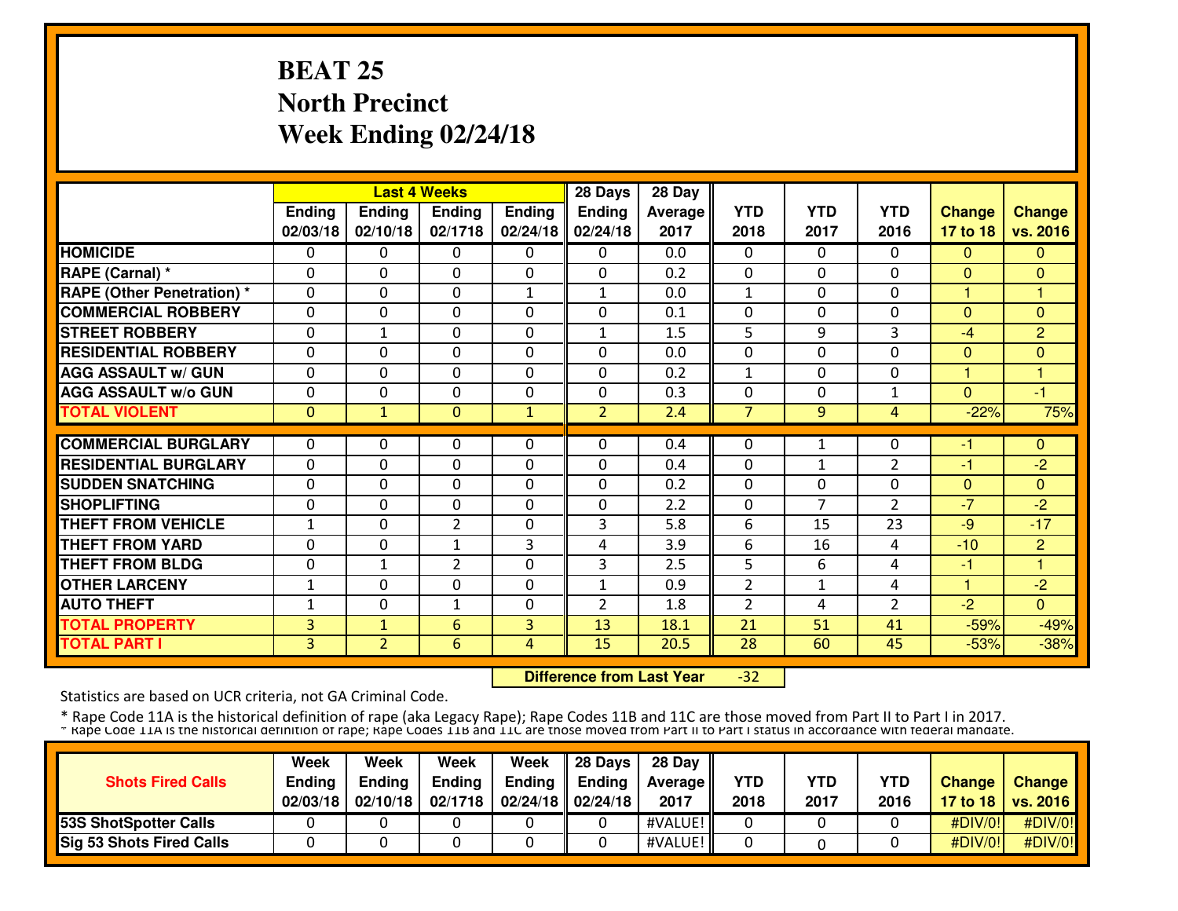# BEAT 25
# North Precinct
# Week Ending 02/24/18

| | Last 4 Weeks | | | | 28 Days | 28 Day | | | | | |
|---|---|---|---|---|---|---|---|---|---|---|---|
| | Ending 02/03/18 | Ending 02/10/18 | Ending 02/1718 | Ending 02/24/18 | Ending 02/24/18 | Average 2017 | YTD 2018 | YTD 2017 | YTD 2016 | Change 17 to 18 | Change vs. 2016 |
| HOMICIDE | 0 | 0 | 0 | 0 | 0 | 0.0 | 0 | 0 | 0 | 0 | 0 |
| RAPE (Carnal) * | 0 | 0 | 0 | 0 | 0 | 0.2 | 0 | 0 | 0 | 0 | 0 |
| RAPE (Other Penetration) * | 0 | 0 | 0 | 1 | 1 | 0.0 | 1 | 0 | 0 | 1 | 1 |
| COMMERCIAL ROBBERY | 0 | 0 | 0 | 0 | 0 | 0.1 | 0 | 0 | 0 | 0 | 0 |
| STREET ROBBERY | 0 | 1 | 0 | 0 | 1 | 1.5 | 5 | 9 | 3 | -4 | 2 |
| RESIDENTIAL ROBBERY | 0 | 0 | 0 | 0 | 0 | 0.0 | 0 | 0 | 0 | 0 | 0 |
| AGG ASSAULT w/ GUN | 0 | 0 | 0 | 0 | 0 | 0.2 | 1 | 0 | 0 | 1 | 1 |
| AGG ASSAULT w/o GUN | 0 | 0 | 0 | 0 | 0 | 0.3 | 0 | 0 | 1 | 0 | -1 |
| TOTAL VIOLENT | 0 | 1 | 0 | 1 | 2 | 2.4 | 7 | 9 | 4 | -22% | 75% |
| COMMERCIAL BURGLARY | 0 | 0 | 0 | 0 | 0 | 0.4 | 0 | 1 | 0 | -1 | 0 |
| RESIDENTIAL BURGLARY | 0 | 0 | 0 | 0 | 0 | 0.4 | 0 | 1 | 2 | -1 | -2 |
| SUDDEN SNATCHING | 0 | 0 | 0 | 0 | 0 | 0.2 | 0 | 0 | 0 | 0 | 0 |
| SHOPLIFTING | 0 | 0 | 0 | 0 | 0 | 2.2 | 0 | 7 | 2 | -7 | -2 |
| THEFT FROM VEHICLE | 1 | 0 | 2 | 0 | 3 | 5.8 | 6 | 15 | 23 | -9 | -17 |
| THEFT FROM YARD | 0 | 0 | 1 | 3 | 4 | 3.9 | 6 | 16 | 4 | -10 | 2 |
| THEFT FROM BLDG | 0 | 1 | 2 | 0 | 3 | 2.5 | 5 | 6 | 4 | -1 | 1 |
| OTHER LARCENY | 1 | 0 | 0 | 0 | 1 | 0.9 | 2 | 1 | 4 | 1 | -2 |
| AUTO THEFT | 1 | 0 | 1 | 0 | 2 | 1.8 | 2 | 4 | 2 | -2 | 0 |
| TOTAL PROPERTY | 3 | 1 | 6 | 3 | 13 | 18.1 | 21 | 51 | 41 | -59% | -49% |
| TOTAL PART I | 3 | 2 | 6 | 4 | 15 | 20.5 | 28 | 60 | 45 | -53% | -38% |

**Difference from Last Year** -32

Statistics are based on UCR criteria, not GA Criminal Code.

* Rape Code 11A is the historical definition of rape (aka Legacy Rape); Rape Codes 11B and 11C are those moved from Part II to Part I in 2017.

| Shots Fired Calls | Week Ending 02/03/18 | Week Ending 02/10/18 | Week Ending 02/1718 | Week Ending 02/24/18 | 28 Days Ending 02/24/18 | 28 Day Average 2017 | YTD 2018 | YTD 2017 | YTD 2016 | Change 17 to 18 | Change vs. 2016 |
|---|---|---|---|---|---|---|---|---|---|---|---|
| 53S ShotSpotter Calls | 0 | 0 | 0 | 0 | 0 | #VALUE! | 0 | 0 | 0 | #DIV/0! | #DIV/0! |
| Sig 53 Shots Fired Calls | 0 | 0 | 0 | 0 | 0 | #VALUE! | 0 | 0 | 0 | #DIV/0! | #DIV/0! |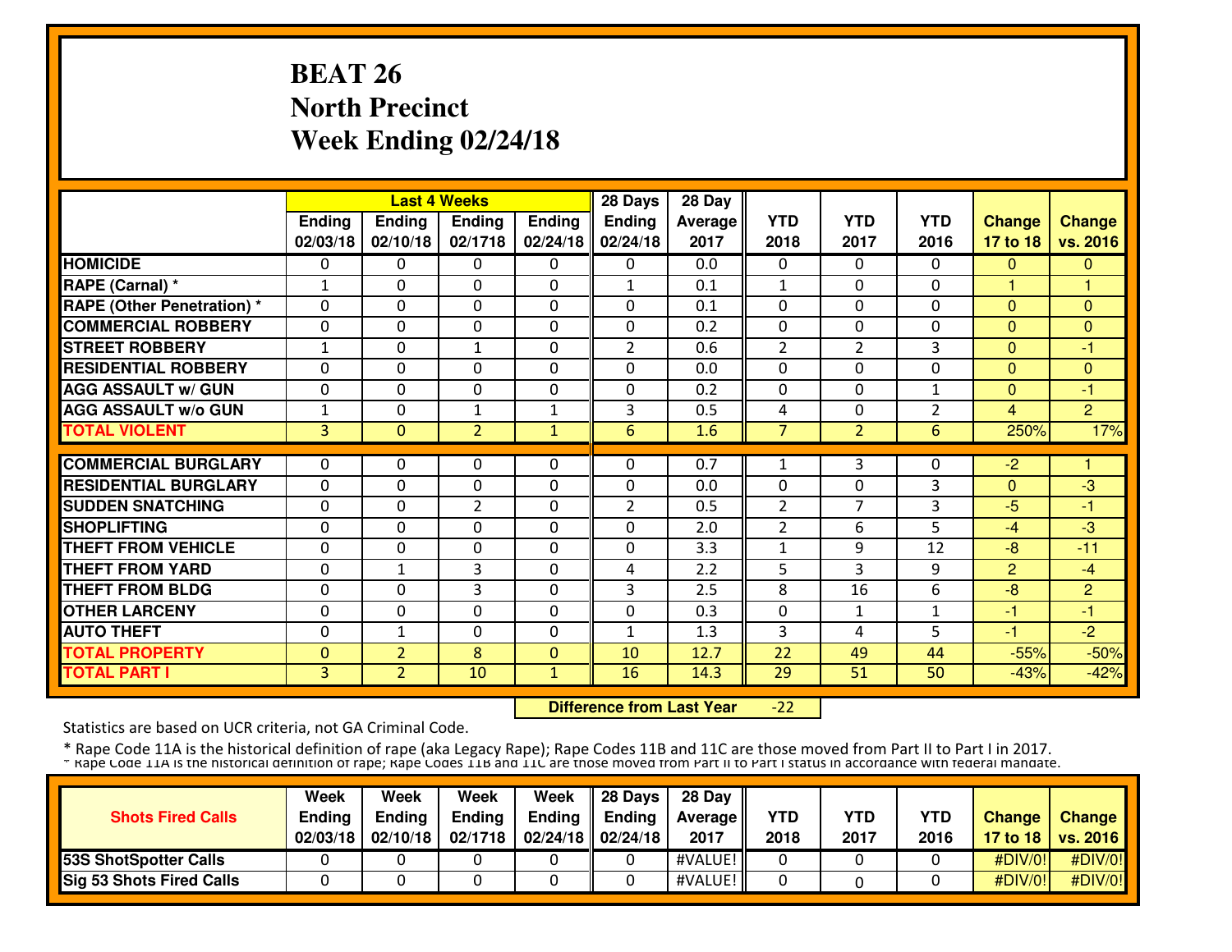# BEAT 26
# North Precinct
# Week Ending 02/24/18

| | Last 4 Weeks | | | | 28 Days | 28 Day | | | | | |
|---|---|---|---|---|---|---|---|---|---|---|---|
| | Ending 02/03/18 | Ending 02/10/18 | Ending 02/1718 | Ending 02/24/18 | Ending 02/24/18 | Average 2017 | YTD 2018 | YTD 2017 | YTD 2016 | Change 17 to 18 | Change vs. 2016 |
| HOMICIDE | 0 | 0 | 0 | 0 | 0 | 0.0 | 0 | 0 | 0 | 0 | 0 |
| RAPE (Carnal) * | 1 | 0 | 0 | 0 | 1 | 0.1 | 1 | 0 | 0 | 1 | 1 |
| RAPE (Other Penetration) * | 0 | 0 | 0 | 0 | 0 | 0.1 | 0 | 0 | 0 | 0 | 0 |
| COMMERCIAL ROBBERY | 0 | 0 | 0 | 0 | 0 | 0.2 | 0 | 0 | 0 | 0 | 0 |
| STREET ROBBERY | 1 | 0 | 1 | 0 | 2 | 0.6 | 2 | 2 | 3 | 0 | -1 |
| RESIDENTIAL ROBBERY | 0 | 0 | 0 | 0 | 0 | 0.0 | 0 | 0 | 0 | 0 | 0 |
| AGG ASSAULT w/ GUN | 0 | 0 | 0 | 0 | 0 | 0.2 | 0 | 0 | 1 | 0 | -1 |
| AGG ASSAULT w/o GUN | 1 | 0 | 1 | 1 | 3 | 0.5 | 4 | 0 | 2 | 4 | 2 |
| TOTAL VIOLENT | 3 | 0 | 2 | 1 | 6 | 1.6 | 7 | 2 | 6 | 250% | 17% |
| COMMERCIAL BURGLARY | 0 | 0 | 0 | 0 | 0 | 0.7 | 1 | 3 | 0 | -2 | 1 |
| RESIDENTIAL BURGLARY | 0 | 0 | 0 | 0 | 0 | 0.0 | 0 | 0 | 3 | 0 | -3 |
| SUDDEN SNATCHING | 0 | 0 | 2 | 0 | 2 | 0.5 | 2 | 7 | 3 | -5 | -1 |
| SHOPLIFTING | 0 | 0 | 0 | 0 | 0 | 2.0 | 2 | 6 | 5 | -4 | -3 |
| THEFT FROM VEHICLE | 0 | 0 | 0 | 0 | 0 | 3.3 | 1 | 9 | 12 | -8 | -11 |
| THEFT FROM YARD | 0 | 1 | 3 | 0 | 4 | 2.2 | 5 | 3 | 9 | 2 | -4 |
| THEFT FROM BLDG | 0 | 0 | 3 | 0 | 3 | 2.5 | 8 | 16 | 6 | -8 | 2 |
| OTHER LARCENY | 0 | 0 | 0 | 0 | 0 | 0.3 | 0 | 1 | 1 | -1 | -1 |
| AUTO THEFT | 0 | 1 | 0 | 0 | 1 | 1.3 | 3 | 4 | 5 | -1 | -2 |
| TOTAL PROPERTY | 0 | 2 | 8 | 0 | 10 | 12.7 | 22 | 49 | 44 | -55% | -50% |
| TOTAL PART I | 3 | 2 | 10 | 1 | 16 | 14.3 | 29 | 51 | 50 | -43% | -42% |

**Difference from Last Year** -22

Statistics are based on UCR criteria, not GA Criminal Code.

* Rape Code 11A is the historical definition of rape (aka Legacy Rape); Rape Codes 11B and 11C are those moved from Part II to Part I in 2017.

| Shots Fired Calls | Week Ending 02/03/18 | Week Ending 02/10/18 | Week Ending 02/1718 | Week Ending 02/24/18 | 28 Days Ending 02/24/18 | 28 Day Average 2017 | YTD 2018 | YTD 2017 | YTD 2016 | Change 17 to 18 | Change vs. 2016 |
|---|---|---|---|---|---|---|---|---|---|---|---|
| 53S ShotSpotter Calls | 0 | 0 | 0 | 0 | 0 | #VALUE! | 0 | 0 | 0 | #DIV/0! | #DIV/0! |
| Sig 53 Shots Fired Calls | 0 | 0 | 0 | 0 | 0 | #VALUE! | 0 | 0 | 0 | #DIV/0! | #DIV/0! |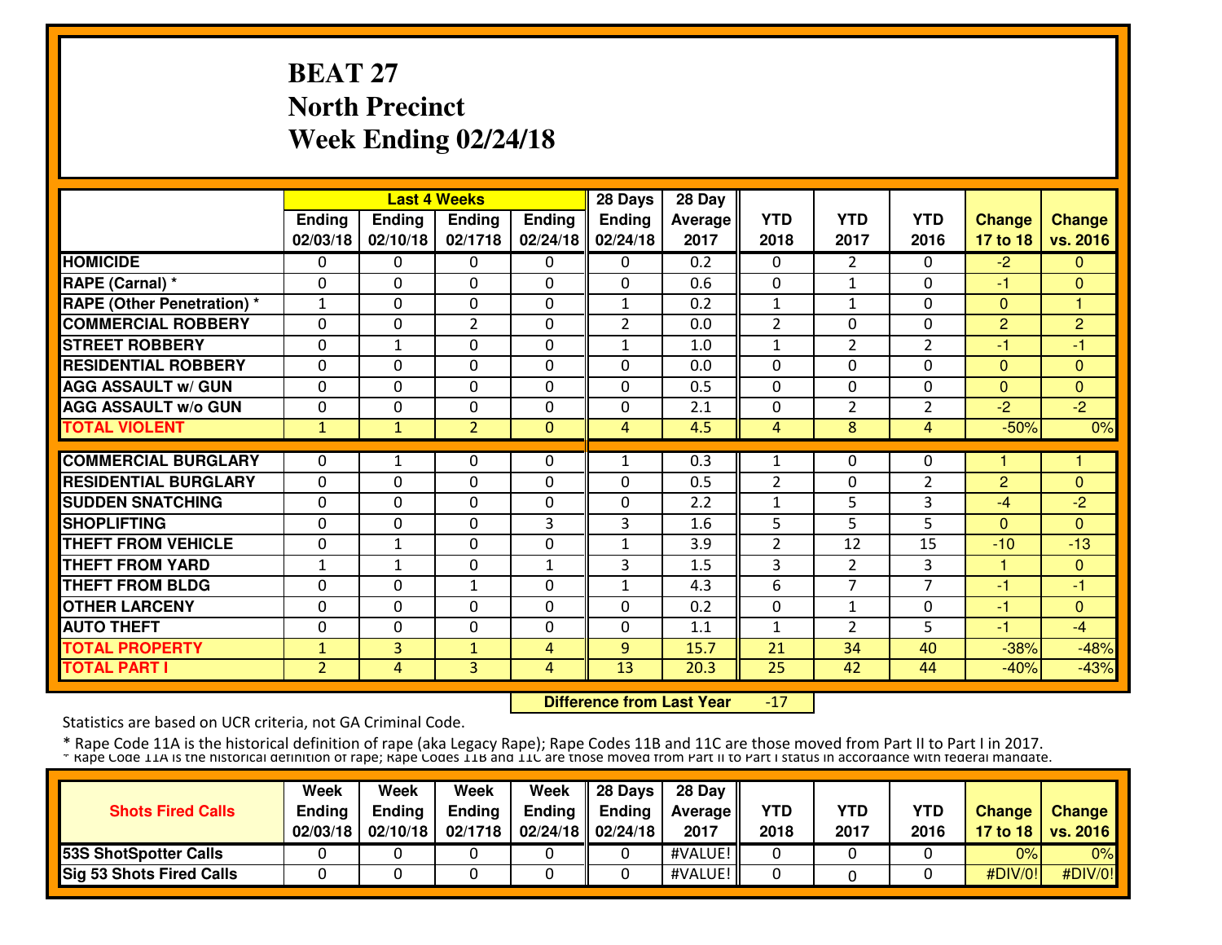# BEAT 27
# North Precinct
# Week Ending 02/24/18

| | Last 4 Weeks | | | | 28 Days | 28 Day | | | | | |
|---|---|---|---|---|---|---|---|---|---|---|---|
| | Ending 02/03/18 | Ending 02/10/18 | Ending 02/1718 | Ending 02/24/18 | Ending 02/24/18 | Average 2017 | YTD 2018 | YTD 2017 | YTD 2016 | Change 17 to 18 | Change vs. 2016 |
| HOMICIDE | 0 | 0 | 0 | 0 | 0 | 0.2 | 0 | 2 | 0 | -2 | 0 |
| RAPE (Carnal) * | 0 | 0 | 0 | 0 | 0 | 0.6 | 0 | 1 | 0 | -1 | 0 |
| RAPE (Other Penetration) * | 1 | 0 | 0 | 0 | 1 | 0.2 | 1 | 1 | 0 | 0 | 1 |
| COMMERCIAL ROBBERY | 0 | 0 | 2 | 0 | 2 | 0.0 | 2 | 0 | 0 | 2 | 2 |
| STREET ROBBERY | 0 | 1 | 0 | 0 | 1 | 1.0 | 1 | 2 | 2 | -1 | -1 |
| RESIDENTIAL ROBBERY | 0 | 0 | 0 | 0 | 0 | 0.0 | 0 | 0 | 0 | 0 | 0 |
| AGG ASSAULT w/ GUN | 0 | 0 | 0 | 0 | 0 | 0.5 | 0 | 0 | 0 | 0 | 0 |
| AGG ASSAULT w/o GUN | 0 | 0 | 0 | 0 | 0 | 2.1 | 0 | 2 | 2 | -2 | -2 |
| TOTAL VIOLENT | 1 | 1 | 2 | 0 | 4 | 4.5 | 4 | 8 | 4 | -50% | 0% |
| COMMERCIAL BURGLARY | 0 | 1 | 0 | 0 | 1 | 0.3 | 1 | 0 | 0 | 1 | 1 |
| RESIDENTIAL BURGLARY | 0 | 0 | 0 | 0 | 0 | 0.5 | 2 | 0 | 2 | 2 | 0 |
| SUDDEN SNATCHING | 0 | 0 | 0 | 0 | 0 | 2.2 | 1 | 5 | 3 | -4 | -2 |
| SHOPLIFTING | 0 | 0 | 0 | 3 | 3 | 1.6 | 5 | 5 | 5 | 0 | 0 |
| THEFT FROM VEHICLE | 0 | 1 | 0 | 0 | 1 | 3.9 | 2 | 12 | 15 | -10 | -13 |
| THEFT FROM YARD | 1 | 1 | 0 | 1 | 3 | 1.5 | 3 | 2 | 3 | 1 | 0 |
| THEFT FROM BLDG | 0 | 0 | 1 | 0 | 1 | 4.3 | 6 | 7 | 7 | -1 | -1 |
| OTHER LARCENY | 0 | 0 | 0 | 0 | 0 | 0.2 | 0 | 1 | 0 | -1 | 0 |
| AUTO THEFT | 0 | 0 | 0 | 0 | 0 | 1.1 | 1 | 2 | 5 | -1 | -4 |
| TOTAL PROPERTY | 1 | 3 | 1 | 4 | 9 | 15.7 | 21 | 34 | 40 | -38% | -48% |
| TOTAL PART I | 2 | 4 | 3 | 4 | 13 | 20.3 | 25 | 42 | 44 | -40% | -43% |

**Difference from Last Year** -17

Statistics are based on UCR criteria, not GA Criminal Code.

* Rape Code 11A is the historical definition of rape (aka Legacy Rape); Rape Codes 11B and 11C are those moved from Part II to Part I in 2017.

| Shots Fired Calls | Week Ending 02/03/18 | Week Ending 02/10/18 | Week Ending 02/1718 | Week Ending 02/24/18 | 28 Days Ending 02/24/18 | 28 Day Average 2017 | YTD 2018 | YTD 2017 | YTD 2016 | Change 17 to 18 | Change vs. 2016 |
|---|---|---|---|---|---|---|---|---|---|---|---|
| 53S ShotSpotter Calls | 0 | 0 | 0 | 0 | 0 | #VALUE! | 0 | 0 | 0 | 0% | 0% |
| Sig 53 Shots Fired Calls | 0 | 0 | 0 | 0 | 0 | #VALUE! | 0 | 0 | 0 | #DIV/0! | #DIV/0! |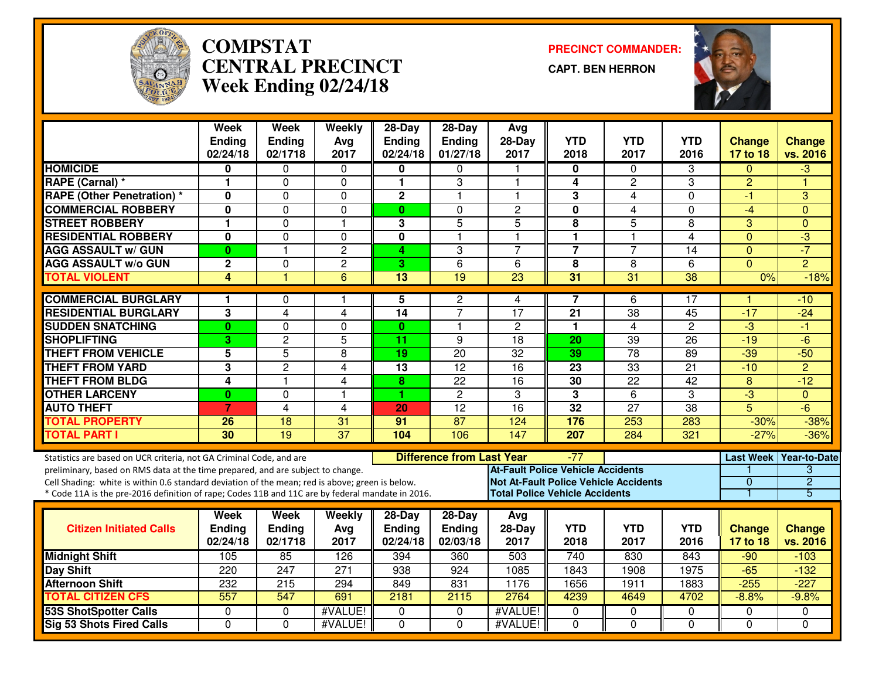# COMPSTAT
# CENTRAL PRECINCT
## Week Ending 02/24/18

**PRECINCT COMMANDER:**

**CAPT. BEN HERRON**

| | Week Ending 02/24/18 | Week Ending 02/1718 | Weekly Avg 2017 | 28-Day Ending 02/24/18 | 28-Day Ending 01/27/18 | Avg 28-Day 2017 | YTD 2018 | YTD 2017 | YTD 2016 | Change 17 to 18 | Change vs. 2016 |
|---|---|---|---|---|---|---|---|---|---|---|---|
| HOMICIDE | 0 | 0 | 0 | 0 | 0 | 1 | 0 | 0 | 3 | 0 | -3 |
| RAPE (Carnal) * | 1 | 0 | 0 | 1 | 3 | 1 | 4 | 2 | 3 | 2 | 1 |
| RAPE (Other Penetration) * | 0 | 0 | 0 | 2 | 1 | 1 | 3 | 4 | 0 | -1 | 3 |
| COMMERCIAL ROBBERY | 0 | 0 | 0 | 0 | 0 | 2 | 0 | 4 | 0 | -4 | 0 |
| STREET ROBBERY | 1 | 0 | 1 | 3 | 5 | 5 | 8 | 5 | 8 | 3 | 0 |
| RESIDENTIAL ROBBERY | 0 | 0 | 0 | 0 | 1 | 1 | 1 | 1 | 4 | 0 | -3 |
| AGG ASSAULT w/ GUN | 0 | 1 | 2 | 4 | 3 | 7 | 7 | 7 | 14 | 0 | -7 |
| AGG ASSAULT w/o GUN | 2 | 0 | 2 | 3 | 6 | 6 | 8 | 8 | 6 | 0 | 2 |
| TOTAL VIOLENT | 4 | 1 | 6 | 13 | 19 | 23 | 31 | 31 | 38 | 0% | -18% |
| COMMERCIAL BURGLARY | 1 | 0 | 1 | 5 | 2 | 4 | 7 | 6 | 17 | 1 | -10 |
| RESIDENTIAL BURGLARY | 3 | 4 | 4 | 14 | 7 | 17 | 21 | 38 | 45 | -17 | -24 |
| SUDDEN SNATCHING | 0 | 0 | 0 | 0 | 1 | 2 | 1 | 4 | 2 | -3 | -1 |
| SHOPLIFTING | 3 | 2 | 5 | 11 | 9 | 18 | 20 | 39 | 26 | -19 | -6 |
| THEFT FROM VEHICLE | 5 | 5 | 8 | 19 | 20 | 32 | 39 | 78 | 89 | -39 | -50 |
| THEFT FROM YARD | 3 | 2 | 4 | 13 | 12 | 16 | 23 | 33 | 21 | -10 | 2 |
| THEFT FROM BLDG | 4 | 1 | 4 | 8 | 22 | 16 | 30 | 22 | 42 | 8 | -12 |
| OTHER LARCENY | 0 | 0 | 1 | 1 | 2 | 3 | 3 | 6 | 3 | -3 | 0 |
| AUTO THEFT | 7 | 4 | 4 | 20 | 12 | 16 | 32 | 27 | 38 | 5 | -6 |
| TOTAL PROPERTY | 26 | 18 | 31 | 91 | 87 | 124 | 176 | 253 | 283 | -30% | -38% |
| TOTAL PART I | 30 | 19 | 37 | 104 | 106 | 147 | 207 | 284 | 321 | -27% | -36% |

Statistics are based on UCR criteria, not GA Criminal Code, and are preliminary, based on RMS data at the time prepared, and are subject to change.
Cell Shading: white is within 0.6 standard deviation of the mean; red is above; green is below.
* Code 11A is the pre-2016 definition of rape; Codes 11B and 11C are by federal mandate in 2016.

**Difference from Last Year:** -77

| | Last Week | Year-to-Date |
|---|---|---|
| At-Fault Police Vehicle Accidents | 1 | 3 |
| Not At-Fault Police Vehicle Accidents | 0 | 2 |
| Total Police Vehicle Accidents | 1 | 5 |

| Citizen Initiated Calls | Week Ending 02/24/18 | Week Ending 02/1718 | Weekly Avg 2017 | 28-Day Ending 02/24/18 | 28-Day Ending 02/03/18 | Avg 28-Day 2017 | YTD 2018 | YTD 2017 | YTD 2016 | Change 17 to 18 | Change vs. 2016 |
|---|---|---|---|---|---|---|---|---|---|---|---|
| Midnight Shift | 105 | 85 | 126 | 394 | 360 | 503 | 740 | 830 | 843 | -90 | -103 |
| Day Shift | 220 | 247 | 271 | 938 | 924 | 1085 | 1843 | 1908 | 1975 | -65 | -132 |
| Afternoon Shift | 232 | 215 | 294 | 849 | 831 | 1176 | 1656 | 1911 | 1883 | -255 | -227 |
| TOTAL CITIZEN CFS | 557 | 547 | 691 | 2181 | 2115 | 2764 | 4239 | 4649 | 4702 | -8.8% | -9.8% |
| 53S ShotSpotter Calls | 0 | 0 | #VALUE! | 0 | 0 | #VALUE! | 0 | 0 | 0 | 0 | 0 |
| Sig 53 Shots Fired Calls | 0 | 0 | #VALUE! | 0 | 0 | #VALUE! | 0 | 0 | 0 | 0 | 0 |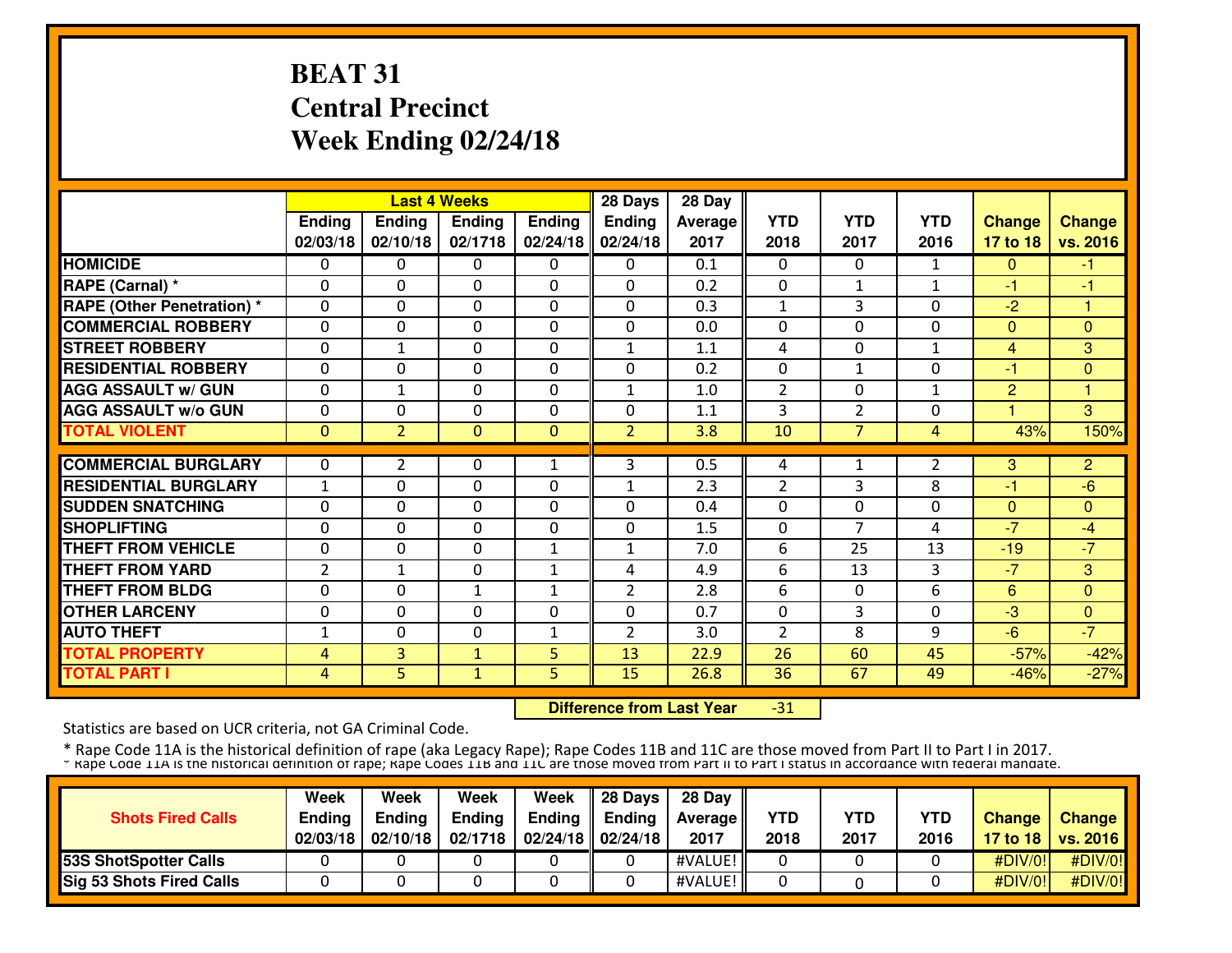# BEAT 31
## Central Precinct
## Week Ending 02/24/18

| | Last 4 Weeks | | | | 28 Days | 28 Day | | | | | |
|---|---|---|---|---|---|---|---|---|---|---|---|
| | Ending 02/03/18 | Ending 02/10/18 | Ending 02/1718 | Ending 02/24/18 | Ending 02/24/18 | Average 2017 | YTD 2018 | YTD 2017 | YTD 2016 | Change 17 to 18 | Change vs. 2016 |
| HOMICIDE | 0 | 0 | 0 | 0 | 0 | 0.1 | 0 | 0 | 1 | 0 | -1 |
| RAPE (Carnal) * | 0 | 0 | 0 | 0 | 0 | 0.2 | 0 | 1 | 1 | -1 | -1 |
| RAPE (Other Penetration) * | 0 | 0 | 0 | 0 | 0 | 0.3 | 1 | 3 | 0 | -2 | 1 |
| COMMERCIAL ROBBERY | 0 | 0 | 0 | 0 | 0 | 0.0 | 0 | 0 | 0 | 0 | 0 |
| STREET ROBBERY | 0 | 1 | 0 | 0 | 1 | 1.1 | 4 | 0 | 1 | 4 | 3 |
| RESIDENTIAL ROBBERY | 0 | 0 | 0 | 0 | 0 | 0.2 | 0 | 1 | 0 | -1 | 0 |
| AGG ASSAULT w/ GUN | 0 | 1 | 0 | 0 | 1 | 1.0 | 2 | 0 | 1 | 2 | 1 |
| AGG ASSAULT w/o GUN | 0 | 0 | 0 | 0 | 0 | 1.1 | 3 | 2 | 0 | 1 | 3 |
| TOTAL VIOLENT | 0 | 2 | 0 | 0 | 2 | 3.8 | 10 | 7 | 4 | 43% | 150% |
| COMMERCIAL BURGLARY | 0 | 2 | 0 | 1 | 3 | 0.5 | 4 | 1 | 2 | 3 | 2 |
| RESIDENTIAL BURGLARY | 1 | 0 | 0 | 0 | 1 | 2.3 | 2 | 3 | 8 | -1 | -6 |
| SUDDEN SNATCHING | 0 | 0 | 0 | 0 | 0 | 0.4 | 0 | 0 | 0 | 0 | 0 |
| SHOPLIFTING | 0 | 0 | 0 | 0 | 0 | 1.5 | 0 | 7 | 4 | -7 | -4 |
| THEFT FROM VEHICLE | 0 | 0 | 0 | 1 | 1 | 7.0 | 6 | 25 | 13 | -19 | -7 |
| THEFT FROM YARD | 2 | 1 | 0 | 1 | 4 | 4.9 | 6 | 13 | 3 | -7 | 3 |
| THEFT FROM BLDG | 0 | 0 | 1 | 1 | 2 | 2.8 | 6 | 0 | 6 | 6 | 0 |
| OTHER LARCENY | 0 | 0 | 0 | 0 | 0 | 0.7 | 0 | 3 | 0 | -3 | 0 |
| AUTO THEFT | 1 | 0 | 0 | 1 | 2 | 3.0 | 2 | 8 | 9 | -6 | -7 |
| TOTAL PROPERTY | 4 | 3 | 1 | 5 | 13 | 22.9 | 26 | 60 | 45 | -57% | -42% |
| TOTAL PART I | 4 | 5 | 1 | 5 | 15 | 26.8 | 36 | 67 | 49 | -46% | -27% |

**Difference from Last Year** -31

Statistics are based on UCR criteria, not GA Criminal Code.

* Rape Code 11A is the historical definition of rape (aka Legacy Rape); Rape Codes 11B and 11C are those moved from Part II to Part I in 2017.

* Rape Code 11A is the historical definition of rape; Rape Codes 11B and 11C are those moved from Part II to Part I status in accordance with federal mandate.

| Shots Fired Calls | Week Ending 02/03/18 | Week Ending 02/10/18 | Week Ending 02/1718 | Week Ending 02/24/18 | 28 Days Ending 02/24/18 | 28 Day Average 2017 | YTD 2018 | YTD 2017 | YTD 2016 | Change 17 to 18 | Change vs. 2016 |
|---|---|---|---|---|---|---|---|---|---|---|---|
| 53S ShotSpotter Calls | 0 | 0 | 0 | 0 | 0 | #VALUE! | 0 | 0 | 0 | #DIV/0! | #DIV/0! |
| Sig 53 Shots Fired Calls | 0 | 0 | 0 | 0 | 0 | #VALUE! | 0 | 0 | 0 | #DIV/0! | #DIV/0! |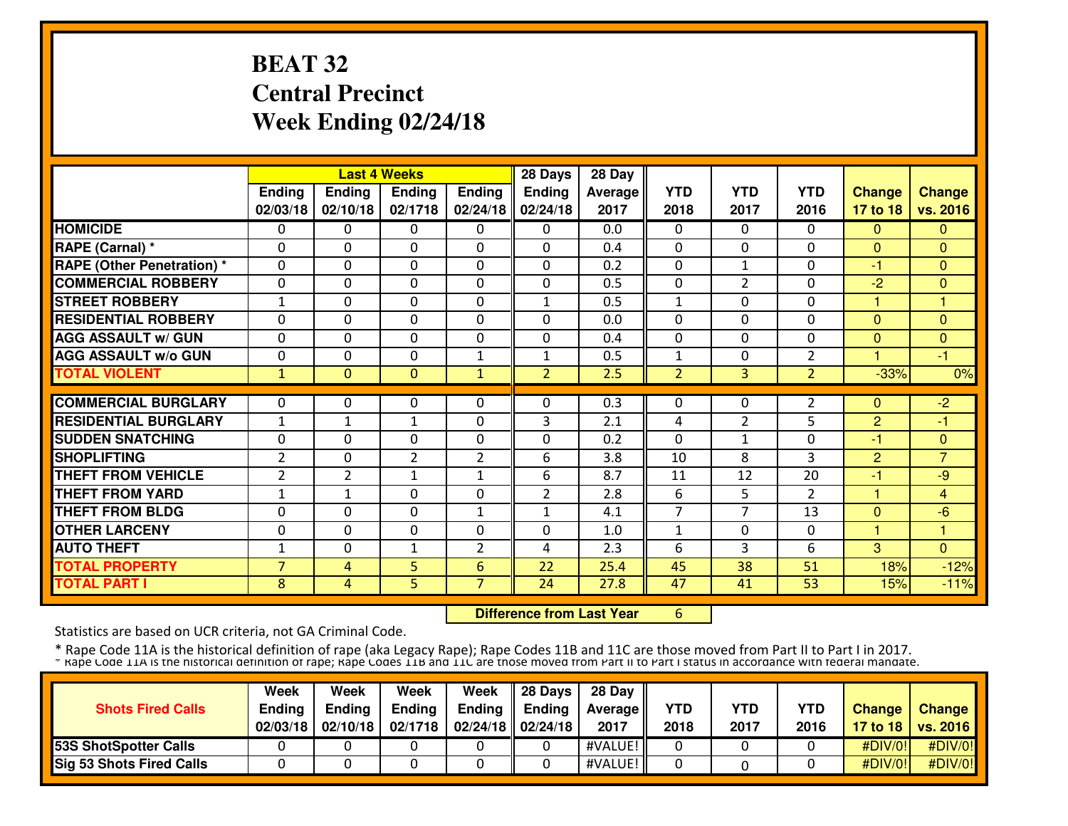# BEAT 32
# Central Precinct
# Week Ending 02/24/18

| | Last 4 Weeks | | | | 28 Days | 28 Day | | | | | |
|---|---|---|---|---|---|---|---|---|---|---|---|
| | Ending 02/03/18 | Ending 02/10/18 | Ending 02/1718 | Ending 02/24/18 | Ending 02/24/18 | Average 2017 | YTD 2018 | YTD 2017 | YTD 2016 | Change 17 to 18 | Change vs. 2016 |
| HOMICIDE | 0 | 0 | 0 | 0 | 0 | 0.0 | 0 | 0 | 0 | 0 | 0 |
| RAPE (Carnal) * | 0 | 0 | 0 | 0 | 0 | 0.4 | 0 | 0 | 0 | 0 | 0 |
| RAPE (Other Penetration) * | 0 | 0 | 0 | 0 | 0 | 0.2 | 0 | 1 | 0 | -1 | 0 |
| COMMERCIAL ROBBERY | 0 | 0 | 0 | 0 | 0 | 0.5 | 0 | 2 | 0 | -2 | 0 |
| STREET ROBBERY | 1 | 0 | 0 | 0 | 1 | 0.5 | 1 | 0 | 0 | 1 | 1 |
| RESIDENTIAL ROBBERY | 0 | 0 | 0 | 0 | 0 | 0.0 | 0 | 0 | 0 | 0 | 0 |
| AGG ASSAULT w/ GUN | 0 | 0 | 0 | 0 | 0 | 0.4 | 0 | 0 | 0 | 0 | 0 |
| AGG ASSAULT w/o GUN | 0 | 0 | 0 | 1 | 1 | 0.5 | 1 | 0 | 2 | 1 | -1 |
| TOTAL VIOLENT | 1 | 0 | 0 | 1 | 2 | 2.5 | 2 | 3 | 2 | -33% | 0% |
| COMMERCIAL BURGLARY | 0 | 0 | 0 | 0 | 0 | 0.3 | 0 | 0 | 2 | 0 | -2 |
| RESIDENTIAL BURGLARY | 1 | 1 | 1 | 0 | 3 | 2.1 | 4 | 2 | 5 | 2 | -1 |
| SUDDEN SNATCHING | 0 | 0 | 0 | 0 | 0 | 0.2 | 0 | 1 | 0 | -1 | 0 |
| SHOPLIFTING | 2 | 0 | 2 | 2 | 6 | 3.8 | 10 | 8 | 3 | 2 | 7 |
| THEFT FROM VEHICLE | 2 | 2 | 1 | 1 | 6 | 8.7 | 11 | 12 | 20 | -1 | -9 |
| THEFT FROM YARD | 1 | 1 | 0 | 0 | 2 | 2.8 | 6 | 5 | 2 | 1 | 4 |
| THEFT FROM BLDG | 0 | 0 | 0 | 1 | 1 | 4.1 | 7 | 7 | 13 | 0 | -6 |
| OTHER LARCENY | 0 | 0 | 0 | 0 | 0 | 1.0 | 1 | 0 | 0 | 1 | 1 |
| AUTO THEFT | 1 | 0 | 1 | 2 | 4 | 2.3 | 6 | 3 | 6 | 3 | 0 |
| TOTAL PROPERTY | 7 | 4 | 5 | 6 | 22 | 25.4 | 45 | 38 | 51 | 18% | -12% |
| TOTAL PART I | 8 | 4 | 5 | 7 | 24 | 27.8 | 47 | 41 | 53 | 15% | -11% |

**Difference from Last Year** 6

Statistics are based on UCR criteria, not GA Criminal Code.

* Rape Code 11A is the historical definition of rape (aka Legacy Rape); Rape Codes 11B and 11C are those moved from Part II to Part I in 2017.

| Shots Fired Calls | Week Ending 02/03/18 | Week Ending 02/10/18 | Week Ending 02/1718 | Week Ending 02/24/18 | 28 Days Ending 02/24/18 | 28 Day Average 2017 | YTD 2018 | YTD 2017 | YTD 2016 | Change 17 to 18 | Change vs. 2016 |
|---|---|---|---|---|---|---|---|---|---|---|---|
| 53S ShotSpotter Calls | 0 | 0 | 0 | 0 | 0 | #VALUE! | 0 | 0 | 0 | #DIV/0! | #DIV/0! |
| Sig 53 Shots Fired Calls | 0 | 0 | 0 | 0 | 0 | #VALUE! | 0 | 0 | 0 | #DIV/0! | #DIV/0! |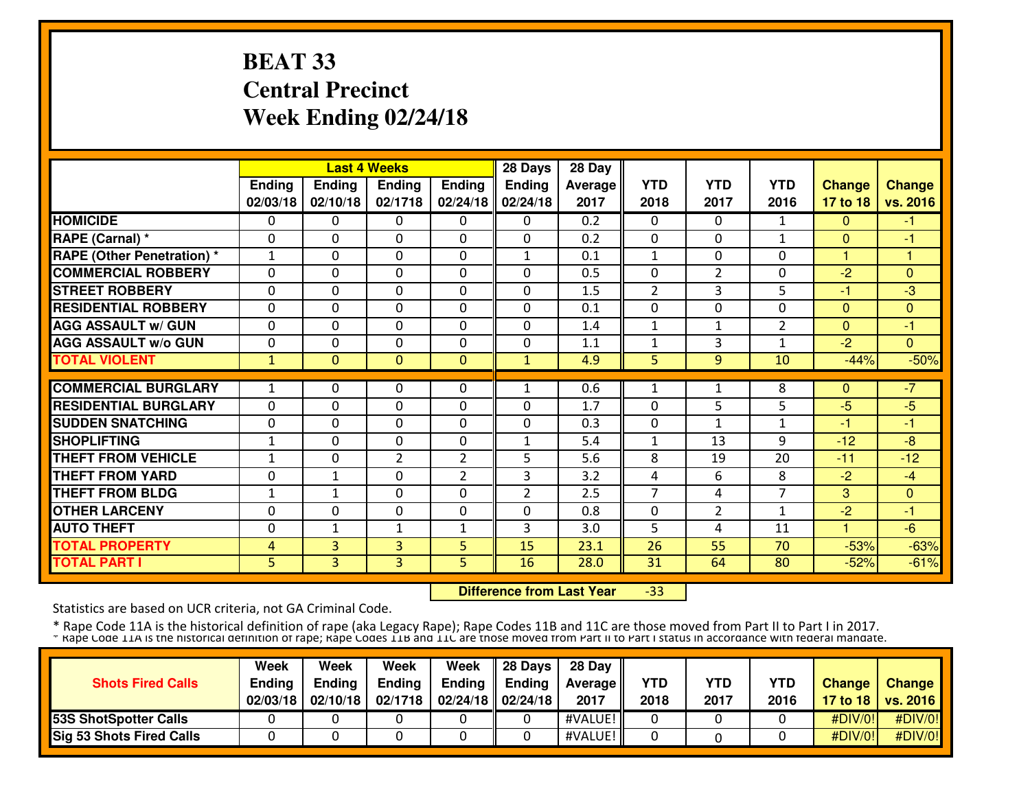# BEAT 33
# Central Precinct
# Week Ending 02/24/18

| | Last 4 Weeks | | | | 28 Days | 28 Day | | | | | |
|---|---|---|---|---|---|---|---|---|---|---|---|
| | Ending 02/03/18 | Ending 02/10/18 | Ending 02/1718 | Ending 02/24/18 | Ending 02/24/18 | Average 2017 | YTD 2018 | YTD 2017 | YTD 2016 | Change 17 to 18 | Change vs. 2016 |
| HOMICIDE | 0 | 0 | 0 | 0 | 0 | 0.2 | 0 | 0 | 1 | 0 | -1 |
| RAPE (Carnal) * | 0 | 0 | 0 | 0 | 0 | 0.2 | 0 | 0 | 1 | 0 | -1 |
| RAPE (Other Penetration) * | 1 | 0 | 0 | 0 | 1 | 0.1 | 1 | 0 | 0 | 1 | 1 |
| COMMERCIAL ROBBERY | 0 | 0 | 0 | 0 | 0 | 0.5 | 0 | 2 | 0 | -2 | 0 |
| STREET ROBBERY | 0 | 0 | 0 | 0 | 0 | 1.5 | 2 | 3 | 5 | -1 | -3 |
| RESIDENTIAL ROBBERY | 0 | 0 | 0 | 0 | 0 | 0.1 | 0 | 0 | 0 | 0 | 0 |
| AGG ASSAULT w/ GUN | 0 | 0 | 0 | 0 | 0 | 1.4 | 1 | 1 | 2 | 0 | -1 |
| AGG ASSAULT w/o GUN | 0 | 0 | 0 | 0 | 0 | 1.1 | 1 | 3 | 1 | -2 | 0 |
| TOTAL VIOLENT | 1 | 0 | 0 | 0 | 1 | 4.9 | 5 | 9 | 10 | -44% | -50% |
| COMMERCIAL BURGLARY | 1 | 0 | 0 | 0 | 1 | 0.6 | 1 | 1 | 8 | 0 | -7 |
| RESIDENTIAL BURGLARY | 0 | 0 | 0 | 0 | 0 | 1.7 | 0 | 5 | 5 | -5 | -5 |
| SUDDEN SNATCHING | 0 | 0 | 0 | 0 | 0 | 0.3 | 0 | 1 | 1 | -1 | -1 |
| SHOPLIFTING | 1 | 0 | 0 | 0 | 1 | 5.4 | 1 | 13 | 9 | -12 | -8 |
| THEFT FROM VEHICLE | 1 | 0 | 2 | 2 | 5 | 5.6 | 8 | 19 | 20 | -11 | -12 |
| THEFT FROM YARD | 0 | 1 | 0 | 2 | 3 | 3.2 | 4 | 6 | 8 | -2 | -4 |
| THEFT FROM BLDG | 1 | 1 | 0 | 0 | 2 | 2.5 | 7 | 4 | 7 | 3 | 0 |
| OTHER LARCENY | 0 | 0 | 0 | 0 | 0 | 0.8 | 0 | 2 | 1 | -2 | -1 |
| AUTO THEFT | 0 | 1 | 1 | 1 | 3 | 3.0 | 5 | 4 | 11 | 1 | -6 |
| TOTAL PROPERTY | 4 | 3 | 3 | 5 | 15 | 23.1 | 26 | 55 | 70 | -53% | -63% |
| TOTAL PART I | 5 | 3 | 3 | 5 | 16 | 28.0 | 31 | 64 | 80 | -52% | -61% |

**Difference from Last Year** -33

Statistics are based on UCR criteria, not GA Criminal Code.

* Rape Code 11A is the historical definition of rape (aka Legacy Rape); Rape Codes 11B and 11C are those moved from Part II to Part I in 2017.
* Rape Code 11A is the historical definition of rape; Rape Codes 11B and 11C are those moved from Part II to Part I status in accordance with federal mandate.

| Shots Fired Calls | Week Ending 02/03/18 | Week Ending 02/10/18 | Week Ending 02/1718 | Week Ending 02/24/18 | 28 Days Ending 02/24/18 | 28 Day Average 2017 | YTD 2018 | YTD 2017 | YTD 2016 | Change 17 to 18 | Change vs. 2016 |
|---|---|---|---|---|---|---|---|---|---|---|---|
| 53S ShotSpotter Calls | 0 | 0 | 0 | 0 | 0 | #VALUE! | 0 | 0 | 0 | #DIV/0! | #DIV/0! |
| Sig 53 Shots Fired Calls | 0 | 0 | 0 | 0 | 0 | #VALUE! | 0 | 0 | 0 | #DIV/0! | #DIV/0! |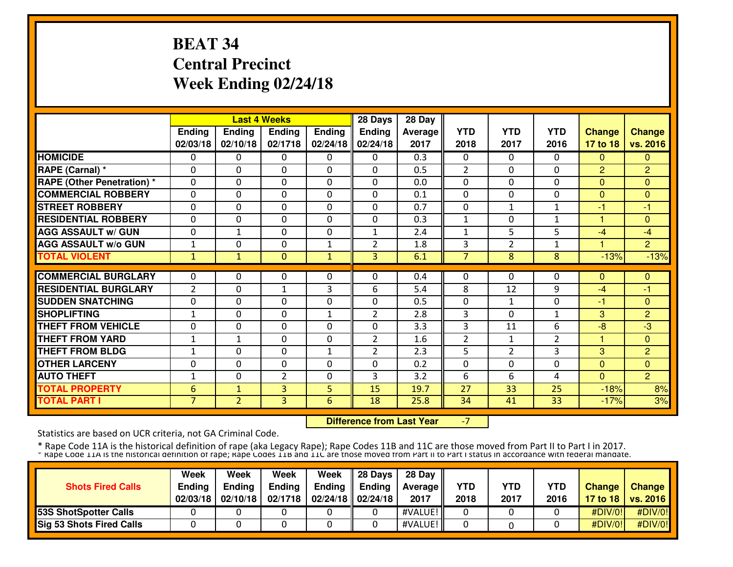# BEAT 34
# Central Precinct
# Week Ending 02/24/18

| | Last 4 Weeks | | | | 28 Days | 28 Day | | | | | |
|---|---|---|---|---|---|---|---|---|---|---|---|
| | Ending 02/03/18 | Ending 02/10/18 | Ending 02/1718 | Ending 02/24/18 | Ending 02/24/18 | Average 2017 | YTD 2018 | YTD 2017 | YTD 2016 | Change 17 to 18 | Change vs. 2016 |
| HOMICIDE | 0 | 0 | 0 | 0 | 0 | 0.3 | 0 | 0 | 0 | 0 | 0 |
| RAPE (Carnal) * | 0 | 0 | 0 | 0 | 0 | 0.5 | 2 | 0 | 0 | 2 | 2 |
| RAPE (Other Penetration) * | 0 | 0 | 0 | 0 | 0 | 0.0 | 0 | 0 | 0 | 0 | 0 |
| COMMERCIAL ROBBERY | 0 | 0 | 0 | 0 | 0 | 0.1 | 0 | 0 | 0 | 0 | 0 |
| STREET ROBBERY | 0 | 0 | 0 | 0 | 0 | 0.7 | 0 | 1 | 1 | -1 | -1 |
| RESIDENTIAL ROBBERY | 0 | 0 | 0 | 0 | 0 | 0.3 | 1 | 0 | 1 | 1 | 0 |
| AGG ASSAULT w/ GUN | 0 | 1 | 0 | 0 | 1 | 2.4 | 1 | 5 | 5 | -4 | -4 |
| AGG ASSAULT w/o GUN | 1 | 0 | 0 | 1 | 2 | 1.8 | 3 | 2 | 1 | 1 | 2 |
| TOTAL VIOLENT | 1 | 1 | 0 | 1 | 3 | 6.1 | 7 | 8 | 8 | -13% | -13% |
| COMMERCIAL BURGLARY | 0 | 0 | 0 | 0 | 0 | 0.4 | 0 | 0 | 0 | 0 | 0 |
| RESIDENTIAL BURGLARY | 2 | 0 | 1 | 3 | 6 | 5.4 | 8 | 12 | 9 | -4 | -1 |
| SUDDEN SNATCHING | 0 | 0 | 0 | 0 | 0 | 0.5 | 0 | 1 | 0 | -1 | 0 |
| SHOPLIFTING | 1 | 0 | 0 | 1 | 2 | 2.8 | 3 | 0 | 1 | 3 | 2 |
| THEFT FROM VEHICLE | 0 | 0 | 0 | 0 | 0 | 3.3 | 3 | 11 | 6 | -8 | -3 |
| THEFT FROM YARD | 1 | 1 | 0 | 0 | 2 | 1.6 | 2 | 1 | 2 | 1 | 0 |
| THEFT FROM BLDG | 1 | 0 | 0 | 1 | 2 | 2.3 | 5 | 2 | 3 | 3 | 2 |
| OTHER LARCENY | 0 | 0 | 0 | 0 | 0 | 0.2 | 0 | 0 | 0 | 0 | 0 |
| AUTO THEFT | 1 | 0 | 2 | 0 | 3 | 3.2 | 6 | 6 | 4 | 0 | 2 |
| TOTAL PROPERTY | 6 | 1 | 3 | 5 | 15 | 19.7 | 27 | 33 | 25 | -18% | 8% |
| TOTAL PART I | 7 | 2 | 3 | 6 | 18 | 25.8 | 34 | 41 | 33 | -17% | 3% |

**Difference from Last Year** -7

Statistics are based on UCR criteria, not GA Criminal Code.

* Rape Code 11A is the historical definition of rape (aka Legacy Rape); Rape Codes 11B and 11C are those moved from Part II to Part I in 2017.
* Rape Code 11A is the historical definition of rape; Rape Codes 11B and 11C are those moved from Part II to Part I status in accordance with federal mandate.

| Shots Fired Calls | Week Ending 02/03/18 | Week Ending 02/10/18 | Week Ending 02/1718 | Week Ending 02/24/18 | 28 Days Ending 02/24/18 | 28 Day Average 2017 | YTD 2018 | YTD 2017 | YTD 2016 | Change 17 to 18 | Change vs. 2016 |
|---|---|---|---|---|---|---|---|---|---|---|---|
| 53S ShotSpotter Calls | 0 | 0 | 0 | 0 | 0 | #VALUE! | 0 | 0 | 0 | #DIV/0! | #DIV/0! |
| Sig 53 Shots Fired Calls | 0 | 0 | 0 | 0 | 0 | #VALUE! | 0 | 0 | 0 | #DIV/0! | #DIV/0! |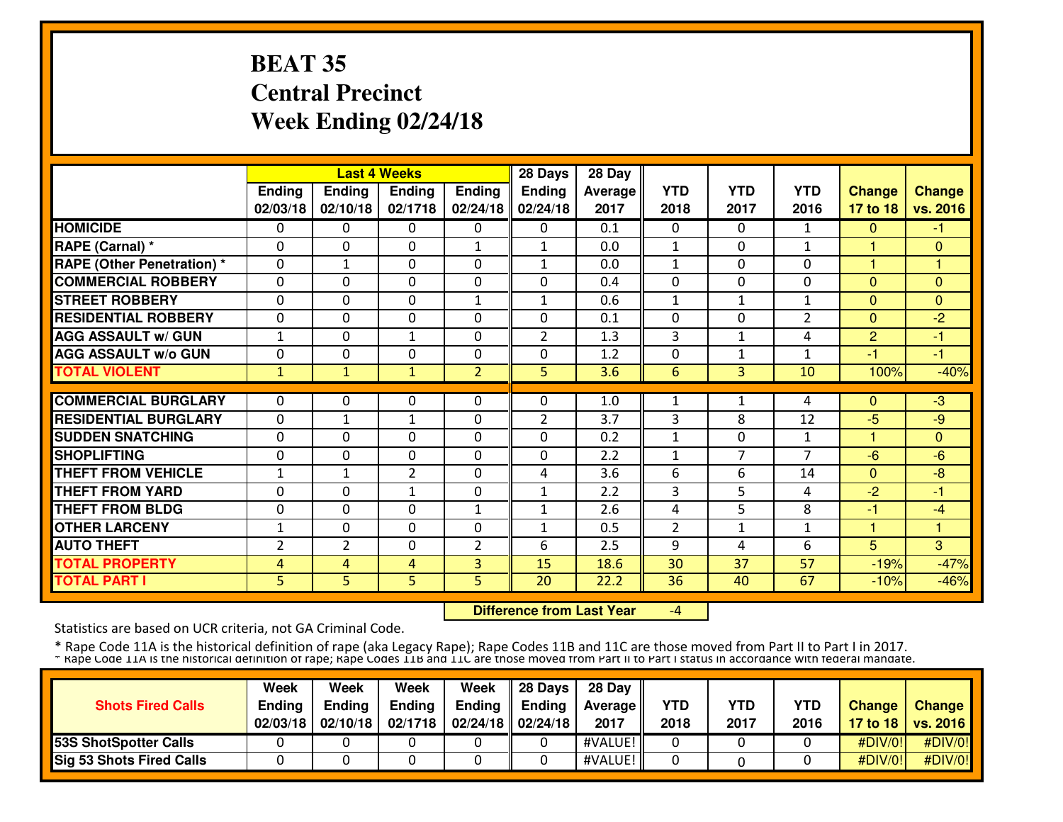# BEAT 35
## Central Precinct
## Week Ending 02/24/18

| | Last 4 Weeks | | | | 28 Days | 28 Day | | | | | |
|---|---|---|---|---|---|---|---|---|---|---|---|
| | Ending 02/03/18 | Ending 02/10/18 | Ending 02/1718 | Ending 02/24/18 | Ending 02/24/18 | Average 2017 | YTD 2018 | YTD 2017 | YTD 2016 | Change 17 to 18 | Change vs. 2016 |
| HOMICIDE | 0 | 0 | 0 | 0 | 0 | 0.1 | 0 | 0 | 1 | 0 | -1 |
| RAPE (Carnal) * | 0 | 0 | 0 | 1 | 1 | 0.0 | 1 | 0 | 1 | 1 | 0 |
| RAPE (Other Penetration) * | 0 | 1 | 0 | 0 | 1 | 0.0 | 1 | 0 | 0 | 1 | 1 |
| COMMERCIAL ROBBERY | 0 | 0 | 0 | 0 | 0 | 0.4 | 0 | 0 | 0 | 0 | 0 |
| STREET ROBBERY | 0 | 0 | 0 | 1 | 1 | 0.6 | 1 | 1 | 1 | 0 | 0 |
| RESIDENTIAL ROBBERY | 0 | 0 | 0 | 0 | 0 | 0.1 | 0 | 0 | 2 | 0 | -2 |
| AGG ASSAULT w/ GUN | 1 | 0 | 1 | 0 | 2 | 1.3 | 3 | 1 | 4 | 2 | -1 |
| AGG ASSAULT w/o GUN | 0 | 0 | 0 | 0 | 0 | 1.2 | 0 | 1 | 1 | -1 | -1 |
| TOTAL VIOLENT | 1 | 1 | 1 | 2 | 5 | 3.6 | 6 | 3 | 10 | 100% | -40% |
| COMMERCIAL BURGLARY | 0 | 0 | 0 | 0 | 0 | 1.0 | 1 | 1 | 4 | 0 | -3 |
| RESIDENTIAL BURGLARY | 0 | 1 | 1 | 0 | 2 | 3.7 | 3 | 8 | 12 | -5 | -9 |
| SUDDEN SNATCHING | 0 | 0 | 0 | 0 | 0 | 0.2 | 1 | 0 | 1 | 1 | 0 |
| SHOPLIFTING | 0 | 0 | 0 | 0 | 0 | 2.2 | 1 | 7 | 7 | -6 | -6 |
| THEFT FROM VEHICLE | 1 | 1 | 2 | 0 | 4 | 3.6 | 6 | 6 | 14 | 0 | -8 |
| THEFT FROM YARD | 0 | 0 | 1 | 0 | 1 | 2.2 | 3 | 5 | 4 | -2 | -1 |
| THEFT FROM BLDG | 0 | 0 | 0 | 1 | 1 | 2.6 | 4 | 5 | 8 | -1 | -4 |
| OTHER LARCENY | 1 | 0 | 0 | 0 | 1 | 0.5 | 2 | 1 | 1 | 1 | 1 |
| AUTO THEFT | 2 | 2 | 0 | 2 | 6 | 2.5 | 9 | 4 | 6 | 5 | 3 |
| TOTAL PROPERTY | 4 | 4 | 4 | 3 | 15 | 18.6 | 30 | 37 | 57 | -19% | -47% |
| TOTAL PART I | 5 | 5 | 5 | 5 | 20 | 22.2 | 36 | 40 | 67 | -10% | -46% |

**Difference from Last Year** -4

Statistics are based on UCR criteria, not GA Criminal Code.

* Rape Code 11A is the historical definition of rape (aka Legacy Rape); Rape Codes 11B and 11C are those moved from Part II to Part I in 2017.
* Rape Code 11A is the historical definition of rape; Rape Codes 11B and 11C are those moved from Part II to Part I status in accordance with federal mandate.

| Shots Fired Calls | Week Ending 02/03/18 | Week Ending 02/10/18 | Week Ending 02/1718 | Week Ending 02/24/18 | 28 Days Ending 02/24/18 | 28 Day Average 2017 | YTD 2018 | YTD 2017 | YTD 2016 | Change 17 to 18 | Change vs. 2016 |
|---|---|---|---|---|---|---|---|---|---|---|---|
| 53S ShotSpotter Calls | 0 | 0 | 0 | 0 | 0 | #VALUE! | 0 | 0 | 0 | #DIV/0! | #DIV/0! |
| Sig 53 Shots Fired Calls | 0 | 0 | 0 | 0 | 0 | #VALUE! | 0 | 0 | 0 | #DIV/0! | #DIV/0! |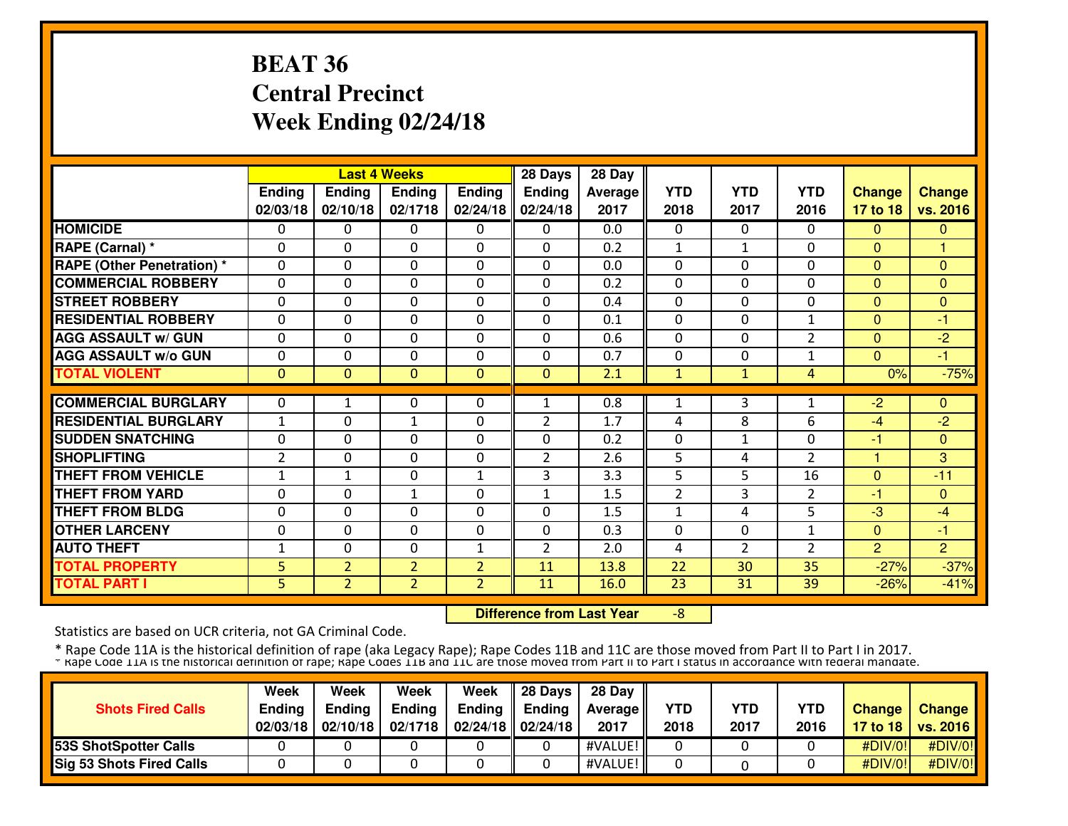# BEAT 36
# Central Precinct
# Week Ending 02/24/18

| | Last 4 Weeks | | | | 28 Days | 28 Day | | | | | |
|---|---|---|---|---|---|---|---|---|---|---|---|
| | Ending 02/03/18 | Ending 02/10/18 | Ending 02/1718 | Ending 02/24/18 | Ending 02/24/18 | Average 2017 | YTD 2018 | YTD 2017 | YTD 2016 | Change 17 to 18 | Change vs. 2016 |
| HOMICIDE | 0 | 0 | 0 | 0 | 0 | 0.0 | 0 | 0 | 0 | 0 | 0 |
| RAPE (Carnal) * | 0 | 0 | 0 | 0 | 0 | 0.2 | 1 | 1 | 0 | 0 | 1 |
| RAPE (Other Penetration) * | 0 | 0 | 0 | 0 | 0 | 0.0 | 0 | 0 | 0 | 0 | 0 |
| COMMERCIAL ROBBERY | 0 | 0 | 0 | 0 | 0 | 0.2 | 0 | 0 | 0 | 0 | 0 |
| STREET ROBBERY | 0 | 0 | 0 | 0 | 0 | 0.4 | 0 | 0 | 0 | 0 | 0 |
| RESIDENTIAL ROBBERY | 0 | 0 | 0 | 0 | 0 | 0.1 | 0 | 0 | 1 | 0 | -1 |
| AGG ASSAULT w/ GUN | 0 | 0 | 0 | 0 | 0 | 0.6 | 0 | 0 | 2 | 0 | -2 |
| AGG ASSAULT w/o GUN | 0 | 0 | 0 | 0 | 0 | 0.7 | 0 | 0 | 1 | 0 | -1 |
| TOTAL VIOLENT | 0 | 0 | 0 | 0 | 0 | 2.1 | 1 | 1 | 4 | 0% | -75% |
| COMMERCIAL BURGLARY | 0 | 1 | 0 | 0 | 1 | 0.8 | 1 | 3 | 1 | -2 | 0 |
| RESIDENTIAL BURGLARY | 1 | 0 | 1 | 0 | 2 | 1.7 | 4 | 8 | 6 | -4 | -2 |
| SUDDEN SNATCHING | 0 | 0 | 0 | 0 | 0 | 0.2 | 0 | 1 | 0 | -1 | 0 |
| SHOPLIFTING | 2 | 0 | 0 | 0 | 2 | 2.6 | 5 | 4 | 2 | 1 | 3 |
| THEFT FROM VEHICLE | 1 | 1 | 0 | 1 | 3 | 3.3 | 5 | 5 | 16 | 0 | -11 |
| THEFT FROM YARD | 0 | 0 | 1 | 0 | 1 | 1.5 | 2 | 3 | 2 | -1 | 0 |
| THEFT FROM BLDG | 0 | 0 | 0 | 0 | 0 | 1.5 | 1 | 4 | 5 | -3 | -4 |
| OTHER LARCENY | 0 | 0 | 0 | 0 | 0 | 0.3 | 0 | 0 | 1 | 0 | -1 |
| AUTO THEFT | 1 | 0 | 0 | 1 | 2 | 2.0 | 4 | 2 | 2 | 2 | 2 |
| TOTAL PROPERTY | 5 | 2 | 2 | 2 | 11 | 13.8 | 22 | 30 | 35 | -27% | -37% |
| TOTAL PART I | 5 | 2 | 2 | 2 | 11 | 16.0 | 23 | 31 | 39 | -26% | -41% |

**Difference from Last Year** -8

Statistics are based on UCR criteria, not GA Criminal Code.

* Rape Code 11A is the historical definition of rape (aka Legacy Rape); Rape Codes 11B and 11C are those moved from Part II to Part I in 2017.
* Rape Code 11A is the historical definition of rape; Rape Codes 11B and 11C are those moved from Part II to Part I status in accordance with federal mandate.

| Shots Fired Calls | Week Ending 02/03/18 | Week Ending 02/10/18 | Week Ending 02/1718 | Week Ending 02/24/18 | 28 Days Ending 02/24/18 | 28 Day Average 2017 | YTD 2018 | YTD 2017 | YTD 2016 | Change 17 to 18 | Change vs. 2016 |
|---|---|---|---|---|---|---|---|---|---|---|---|
| 53S ShotSpotter Calls | 0 | 0 | 0 | 0 | 0 | #VALUE! | 0 | 0 | 0 | #DIV/0! | #DIV/0! |
| Sig 53 Shots Fired Calls | 0 | 0 | 0 | 0 | 0 | #VALUE! | 0 | 0 | 0 | #DIV/0! | #DIV/0! |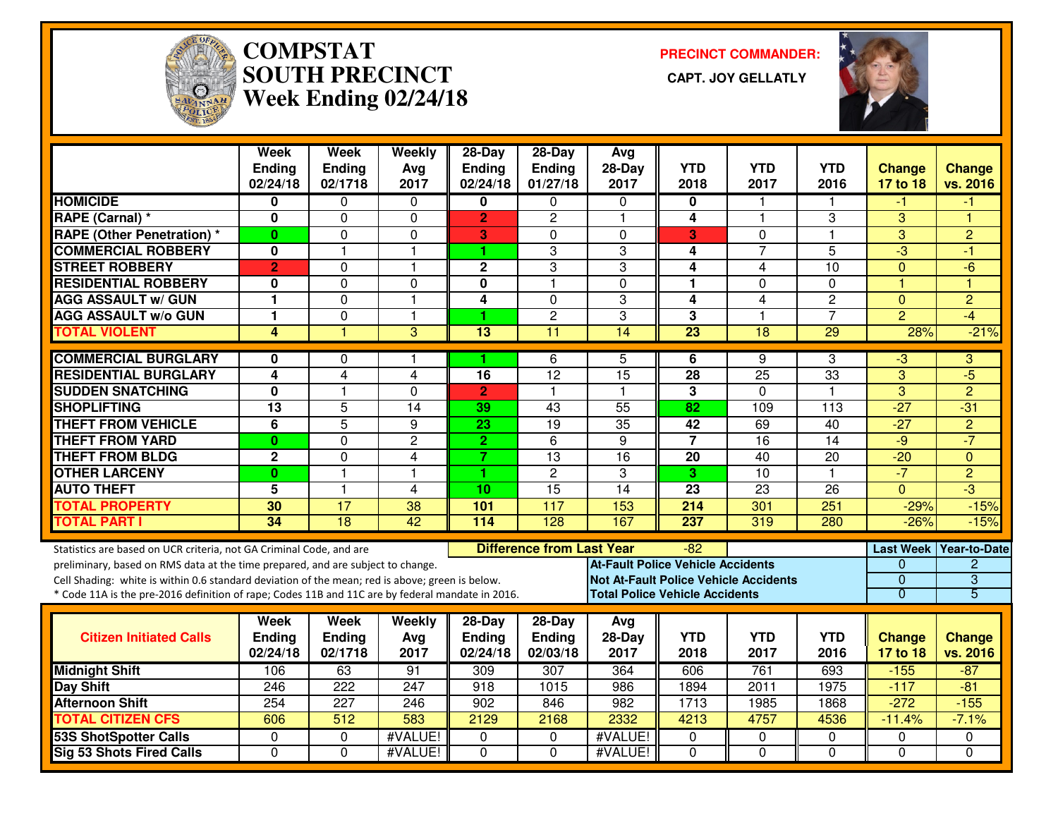# COMPSTAT SOUTH PRECINCT Week Ending 02/24/18

**PRECINCT COMMANDER:**

**CAPT. JOY GELLATLY**

| | Week Ending 02/24/18 | Week Ending 02/1718 | Weekly Avg 2017 | 28-Day Ending 02/24/18 | 28-Day Ending 01/27/18 | Avg 28-Day 2017 | YTD 2018 | YTD 2017 | YTD 2016 | Change 17 to 18 | Change vs. 2016 |
|---|---|---|---|---|---|---|---|---|---|---|---|
| HOMICIDE | 0 | 0 | 0 | 0 | 0 | 0 | 0 | 1 | 1 | -1 | -1 |
| RAPE (Carnal) * | 0 | 0 | 0 | 2 | 2 | 1 | 4 | 1 | 3 | 3 | 1 |
| RAPE (Other Penetration) * | 0 | 0 | 0 | 3 | 0 | 0 | 3 | 0 | 1 | 3 | 2 |
| COMMERCIAL ROBBERY | 0 | 1 | 1 | 1 | 3 | 3 | 4 | 7 | 5 | -3 | -1 |
| STREET ROBBERY | 2 | 0 | 1 | 2 | 3 | 3 | 4 | 4 | 10 | 0 | -6 |
| RESIDENTIAL ROBBERY | 0 | 0 | 0 | 0 | 1 | 0 | 1 | 0 | 0 | 1 | 1 |
| AGG ASSAULT w/ GUN | 1 | 0 | 1 | 4 | 0 | 3 | 4 | 4 | 2 | 0 | 2 |
| AGG ASSAULT w/o GUN | 1 | 0 | 1 | 1 | 2 | 3 | 3 | 1 | 7 | 2 | -4 |
| TOTAL VIOLENT | 4 | 1 | 3 | 13 | 11 | 14 | 23 | 18 | 29 | 28% | -21% |
| COMMERCIAL BURGLARY | 0 | 0 | 1 | 1 | 6 | 5 | 6 | 9 | 3 | -3 | 3 |
| RESIDENTIAL BURGLARY | 4 | 4 | 4 | 16 | 12 | 15 | 28 | 25 | 33 | 3 | -5 |
| SUDDEN SNATCHING | 0 | 1 | 0 | 2 | 1 | 1 | 3 | 0 | 1 | 3 | 2 |
| SHOPLIFTING | 13 | 5 | 14 | 39 | 43 | 55 | 82 | 109 | 113 | -27 | -31 |
| THEFT FROM VEHICLE | 6 | 5 | 9 | 23 | 19 | 35 | 42 | 69 | 40 | -27 | 2 |
| THEFT FROM YARD | 0 | 0 | 2 | 2 | 6 | 9 | 7 | 16 | 14 | -9 | -7 |
| THEFT FROM BLDG | 2 | 0 | 4 | 7 | 13 | 16 | 20 | 40 | 20 | -20 | 0 |
| OTHER LARCENY | 0 | 1 | 1 | 1 | 2 | 3 | 3 | 10 | 1 | -7 | 2 |
| AUTO THEFT | 5 | 1 | 4 | 10 | 15 | 14 | 23 | 23 | 26 | 0 | -3 |
| TOTAL PROPERTY | 30 | 17 | 38 | 101 | 117 | 153 | 214 | 301 | 251 | -29% | -15% |
| TOTAL PART I | 34 | 18 | 42 | 114 | 128 | 167 | 237 | 319 | 280 | -26% | -15% |

Statistics are based on UCR criteria, not GA Criminal Code, and are preliminary, based on RMS data at the time prepared, and are subject to change.

Cell Shading: white is within 0.6 standard deviation of the mean; red is above; green is below.

* Code 11A is the pre-2016 definition of rape; Codes 11B and 11C are by federal mandate in 2016.

**Difference from Last Year**: -82

| | Last Week | Year-to-Date |
|---|---|---|
| At-Fault Police Vehicle Accidents | 0 | 2 |
| Not At-Fault Police Vehicle Accidents | 0 | 3 |
| Total Police Vehicle Accidents | 0 | 5 |

| Citizen Initiated Calls | Week Ending 02/24/18 | Week Ending 02/1718 | Weekly Avg 2017 | 28-Day Ending 02/24/18 | 28-Day Ending 02/03/18 | Avg 28-Day 2017 | YTD 2018 | YTD 2017 | YTD 2016 | Change 17 to 18 | Change vs. 2016 |
|---|---|---|---|---|---|---|---|---|---|---|---|
| Midnight Shift | 106 | 63 | 91 | 309 | 307 | 364 | 606 | 761 | 693 | -155 | -87 |
| Day Shift | 246 | 222 | 247 | 918 | 1015 | 986 | 1894 | 2011 | 1975 | -117 | -81 |
| Afternoon Shift | 254 | 227 | 246 | 902 | 846 | 982 | 1713 | 1985 | 1868 | -272 | -155 |
| TOTAL CITIZEN CFS | 606 | 512 | 583 | 2129 | 2168 | 2332 | 4213 | 4757 | 4536 | -11.4% | -7.1% |
| 53S ShotSpotter Calls | 0 | 0 | #VALUE! | 0 | 0 | #VALUE! | 0 | 0 | 0 | 0 | 0 |
| Sig 53 Shots Fired Calls | 0 | 0 | #VALUE! | 0 | 0 | #VALUE! | 0 | 0 | 0 | 0 | 0 |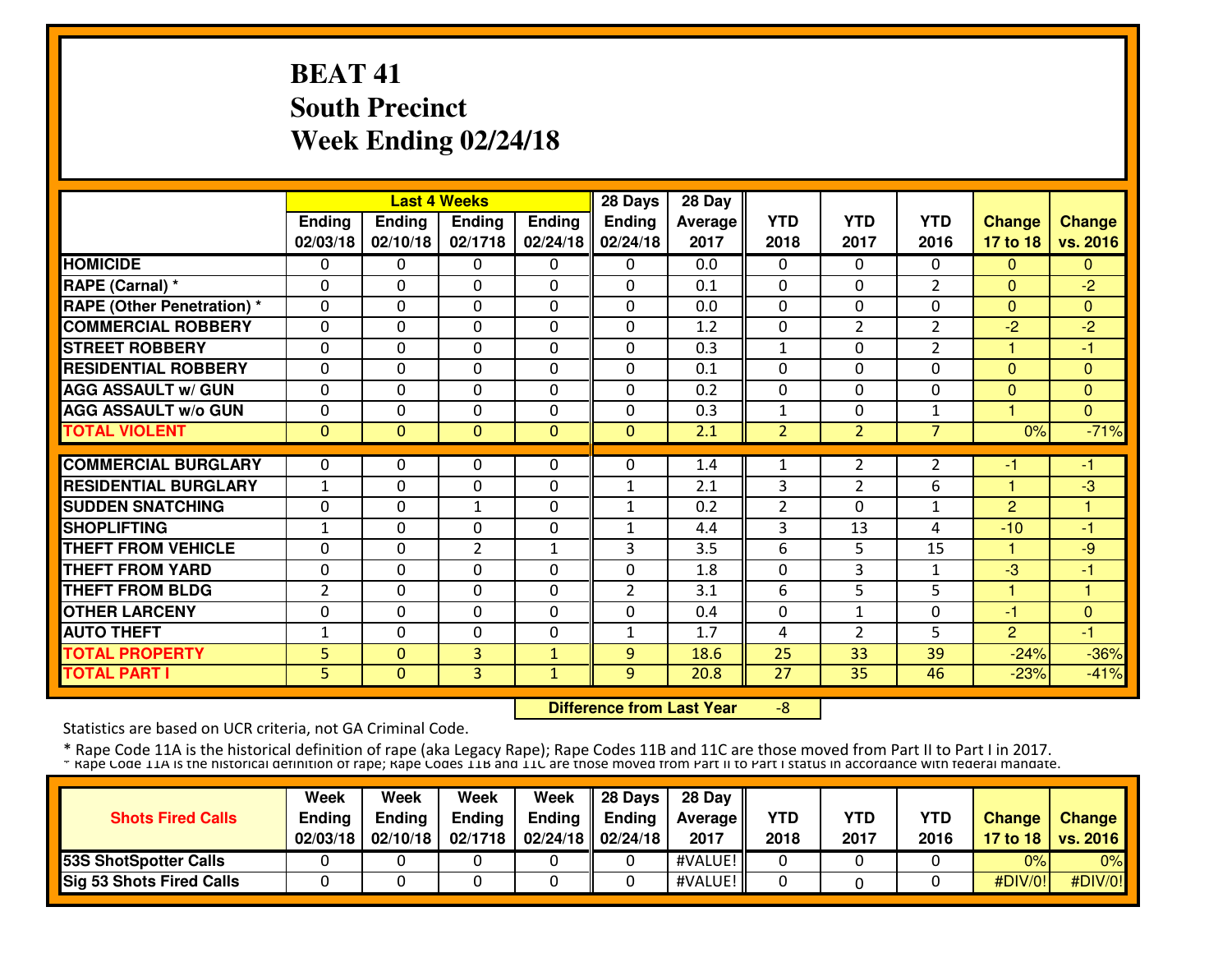# BEAT 41
## South Precinct
## Week Ending 02/24/18

| | Last 4 Weeks | | | | 28 Days | 28 Day | | | | | |
|---|---|---|---|---|---|---|---|---|---|---|---|
| | Ending 02/03/18 | Ending 02/10/18 | Ending 02/1718 | Ending 02/24/18 | Ending 02/24/18 | Average 2017 | YTD 2018 | YTD 2017 | YTD 2016 | Change 17 to 18 | Change vs. 2016 |
| HOMICIDE | 0 | 0 | 0 | 0 | 0 | 0.0 | 0 | 0 | 0 | 0 | 0 |
| RAPE (Carnal) * | 0 | 0 | 0 | 0 | 0 | 0.1 | 0 | 0 | 2 | 0 | -2 |
| RAPE (Other Penetration) * | 0 | 0 | 0 | 0 | 0 | 0.0 | 0 | 0 | 0 | 0 | 0 |
| COMMERCIAL ROBBERY | 0 | 0 | 0 | 0 | 0 | 1.2 | 0 | 2 | 2 | -2 | -2 |
| STREET ROBBERY | 0 | 0 | 0 | 0 | 0 | 0.3 | 1 | 0 | 2 | 1 | -1 |
| RESIDENTIAL ROBBERY | 0 | 0 | 0 | 0 | 0 | 0.1 | 0 | 0 | 0 | 0 | 0 |
| AGG ASSAULT w/ GUN | 0 | 0 | 0 | 0 | 0 | 0.2 | 0 | 0 | 0 | 0 | 0 |
| AGG ASSAULT w/o GUN | 0 | 0 | 0 | 0 | 0 | 0.3 | 1 | 0 | 1 | 1 | 0 |
| TOTAL VIOLENT | 0 | 0 | 0 | 0 | 0 | 2.1 | 2 | 2 | 7 | 0% | -71% |
| COMMERCIAL BURGLARY | 0 | 0 | 0 | 0 | 0 | 1.4 | 1 | 2 | 2 | -1 | -1 |
| RESIDENTIAL BURGLARY | 1 | 0 | 0 | 0 | 1 | 2.1 | 3 | 2 | 6 | 1 | -3 |
| SUDDEN SNATCHING | 0 | 0 | 1 | 0 | 1 | 0.2 | 2 | 0 | 1 | 2 | 1 |
| SHOPLIFTING | 1 | 0 | 0 | 0 | 1 | 4.4 | 3 | 13 | 4 | -10 | -1 |
| THEFT FROM VEHICLE | 0 | 0 | 2 | 1 | 3 | 3.5 | 6 | 5 | 15 | 1 | -9 |
| THEFT FROM YARD | 0 | 0 | 0 | 0 | 0 | 1.8 | 0 | 3 | 1 | -3 | -1 |
| THEFT FROM BLDG | 2 | 0 | 0 | 0 | 2 | 3.1 | 6 | 5 | 5 | 1 | 1 |
| OTHER LARCENY | 0 | 0 | 0 | 0 | 0 | 0.4 | 0 | 1 | 0 | -1 | 0 |
| AUTO THEFT | 1 | 0 | 0 | 0 | 1 | 1.7 | 4 | 2 | 5 | 2 | -1 |
| TOTAL PROPERTY | 5 | 0 | 3 | 1 | 9 | 18.6 | 25 | 33 | 39 | -24% | -36% |
| TOTAL PART I | 5 | 0 | 3 | 1 | 9 | 20.8 | 27 | 35 | 46 | -23% | -41% |

**Difference from Last Year** -8

Statistics are based on UCR criteria, not GA Criminal Code.

* Rape Code 11A is the historical definition of rape (aka Legacy Rape); Rape Codes 11B and 11C are those moved from Part II to Part I in 2017.
* Rape Code 11A is the historical definition of rape; Rape Codes 11B and 11C are those moved from Part II to Part I status in accordance with federal mandate.

| Shots Fired Calls | Week Ending 02/03/18 | Week Ending 02/10/18 | Week Ending 02/1718 | Week Ending 02/24/18 | 28 Days Ending 02/24/18 | 28 Day Average 2017 | YTD 2018 | YTD 2017 | YTD 2016 | Change 17 to 18 | Change vs. 2016 |
|---|---|---|---|---|---|---|---|---|---|---|---|
| 53S ShotSpotter Calls | 0 | 0 | 0 | 0 | 0 | #VALUE! | 0 | 0 | 0 | 0% | 0% |
| Sig 53 Shots Fired Calls | 0 | 0 | 0 | 0 | 0 | #VALUE! | 0 | 0 | 0 | #DIV/0! | #DIV/0! |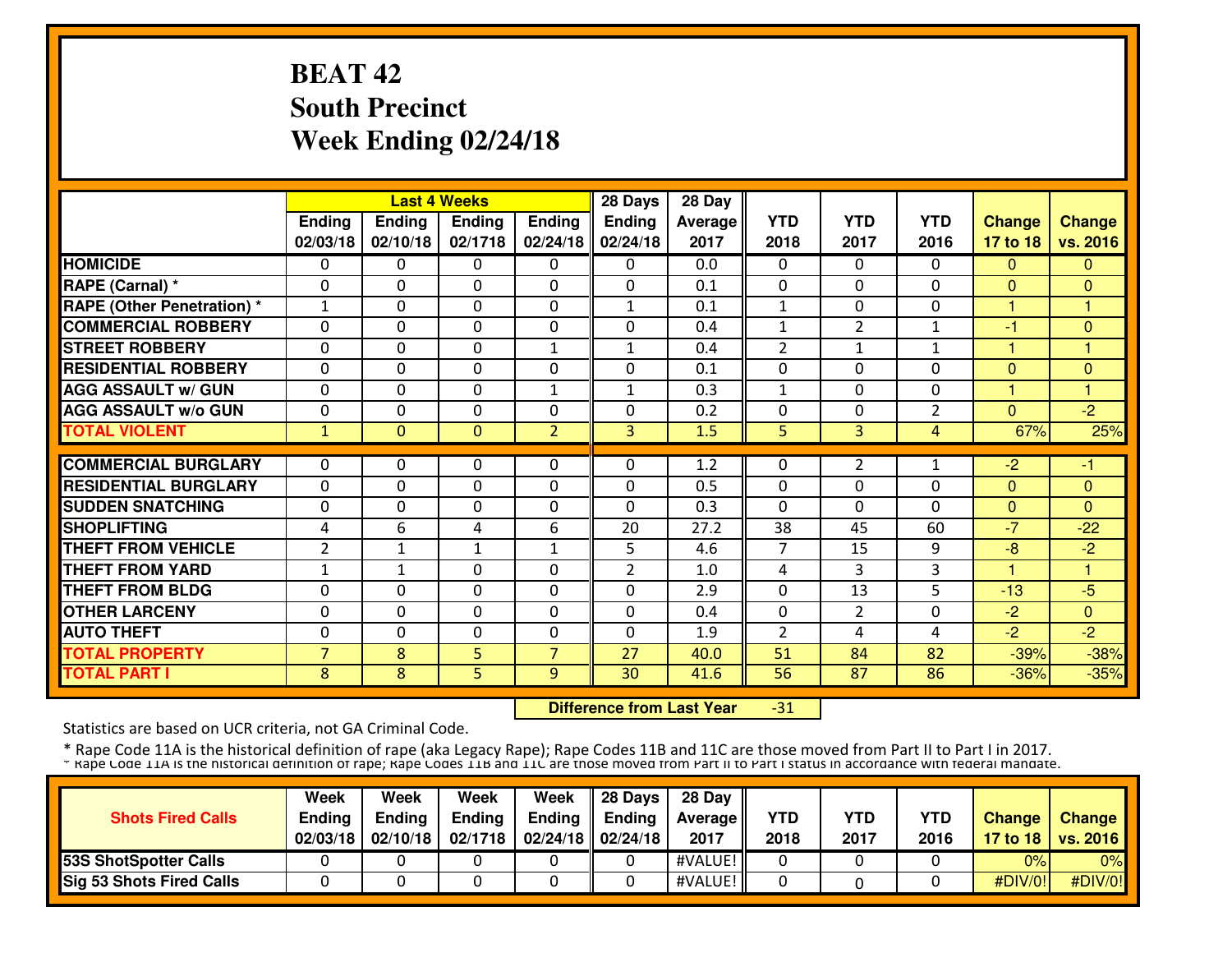# BEAT 42
# South Precinct
# Week Ending 02/24/18

| | Last 4 Weeks | | | | 28 Days | 28 Day | | | | | |
|---|---|---|---|---|---|---|---|---|---|---|---|
| | Ending 02/03/18 | Ending 02/10/18 | Ending 02/1718 | Ending 02/24/18 | Ending 02/24/18 | Average 2017 | YTD 2018 | YTD 2017 | YTD 2016 | Change 17 to 18 | Change vs. 2016 |
| HOMICIDE | 0 | 0 | 0 | 0 | 0 | 0.0 | 0 | 0 | 0 | 0 | 0 |
| RAPE (Carnal) * | 0 | 0 | 0 | 0 | 0 | 0.1 | 0 | 0 | 0 | 0 | 0 |
| RAPE (Other Penetration) * | 1 | 0 | 0 | 0 | 1 | 0.1 | 1 | 0 | 0 | 1 | 1 |
| COMMERCIAL ROBBERY | 0 | 0 | 0 | 0 | 0 | 0.4 | 1 | 2 | 1 | -1 | 0 |
| STREET ROBBERY | 0 | 0 | 0 | 1 | 1 | 0.4 | 2 | 1 | 1 | 1 | 1 |
| RESIDENTIAL ROBBERY | 0 | 0 | 0 | 0 | 0 | 0.1 | 0 | 0 | 0 | 0 | 0 |
| AGG ASSAULT w/ GUN | 0 | 0 | 0 | 1 | 1 | 0.3 | 1 | 0 | 0 | 1 | 1 |
| AGG ASSAULT w/o GUN | 0 | 0 | 0 | 0 | 0 | 0.2 | 0 | 0 | 2 | 0 | -2 |
| TOTAL VIOLENT | 1 | 0 | 0 | 2 | 3 | 1.5 | 5 | 3 | 4 | 67% | 25% |
| COMMERCIAL BURGLARY | 0 | 0 | 0 | 0 | 0 | 1.2 | 0 | 2 | 1 | -2 | -1 |
| RESIDENTIAL BURGLARY | 0 | 0 | 0 | 0 | 0 | 0.5 | 0 | 0 | 0 | 0 | 0 |
| SUDDEN SNATCHING | 0 | 0 | 0 | 0 | 0 | 0.3 | 0 | 0 | 0 | 0 | 0 |
| SHOPLIFTING | 4 | 6 | 4 | 6 | 20 | 27.2 | 38 | 45 | 60 | -7 | -22 |
| THEFT FROM VEHICLE | 2 | 1 | 1 | 1 | 5 | 4.6 | 7 | 15 | 9 | -8 | -2 |
| THEFT FROM YARD | 1 | 1 | 0 | 0 | 2 | 1.0 | 4 | 3 | 3 | 1 | 1 |
| THEFT FROM BLDG | 0 | 0 | 0 | 0 | 0 | 2.9 | 0 | 13 | 5 | -13 | -5 |
| OTHER LARCENY | 0 | 0 | 0 | 0 | 0 | 0.4 | 0 | 2 | 0 | -2 | 0 |
| AUTO THEFT | 0 | 0 | 0 | 0 | 0 | 1.9 | 2 | 4 | 4 | -2 | -2 |
| TOTAL PROPERTY | 7 | 8 | 5 | 7 | 27 | 40.0 | 51 | 84 | 82 | -39% | -38% |
| TOTAL PART I | 8 | 8 | 5 | 9 | 30 | 41.6 | 56 | 87 | 86 | -36% | -35% |

**Difference from Last Year** -31

Statistics are based on UCR criteria, not GA Criminal Code.

* Rape Code 11A is the historical definition of rape (aka Legacy Rape); Rape Codes 11B and 11C are those moved from Part II to Part I in 2017.
* Rape Code 11A is the historical definition of rape; Rape Codes 11B and 11C are those moved from Part II to Part I status in accordance with federal mandate.

| Shots Fired Calls | Week Ending 02/03/18 | Week Ending 02/10/18 | Week Ending 02/1718 | Week Ending 02/24/18 | 28 Days Ending 02/24/18 | 28 Day Average 2017 | YTD 2018 | YTD 2017 | YTD 2016 | Change 17 to 18 | Change vs. 2016 |
|---|---|---|---|---|---|---|---|---|---|---|---|
| 53S ShotSpotter Calls | 0 | 0 | 0 | 0 | 0 | #VALUE! | 0 | 0 | 0 | 0% | 0% |
| Sig 53 Shots Fired Calls | 0 | 0 | 0 | 0 | 0 | #VALUE! | 0 | 0 | 0 | #DIV/0! | #DIV/0! |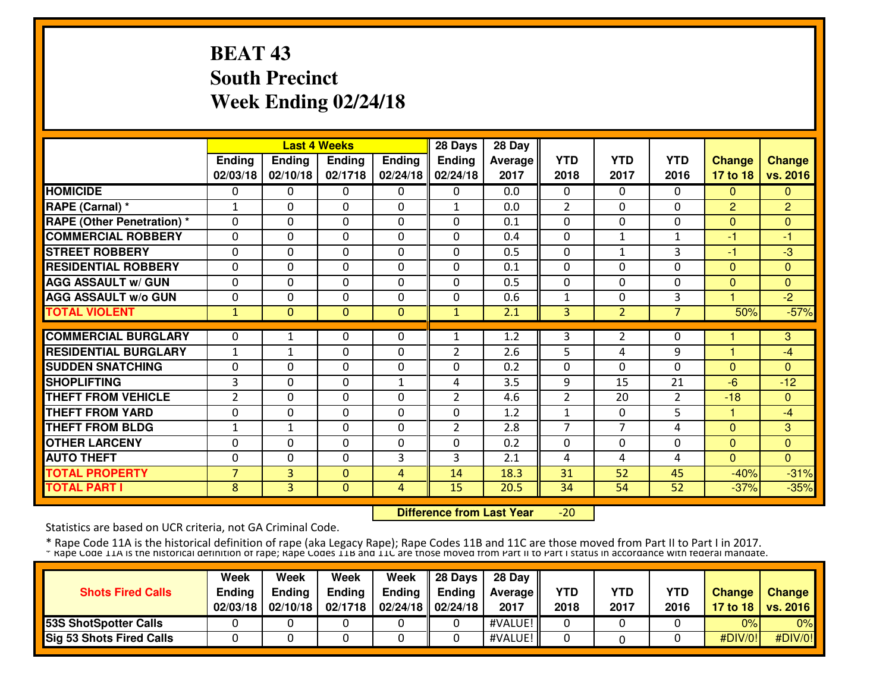# BEAT 43
# South Precinct
# Week Ending 02/24/18

| | Last 4 Weeks | | | | 28 Days | 28 Day | | | | | |
|---|---|---|---|---|---|---|---|---|---|---|---|
| | Ending 02/03/18 | Ending 02/10/18 | Ending 02/1718 | Ending 02/24/18 | Ending 02/24/18 | Average 2017 | YTD 2018 | YTD 2017 | YTD 2016 | Change 17 to 18 | Change vs. 2016 |
| HOMICIDE | 0 | 0 | 0 | 0 | 0 | 0.0 | 0 | 0 | 0 | 0 | 0 |
| RAPE (Carnal) * | 1 | 0 | 0 | 0 | 1 | 0.0 | 2 | 0 | 0 | 2 | 2 |
| RAPE (Other Penetration) * | 0 | 0 | 0 | 0 | 0 | 0.1 | 0 | 0 | 0 | 0 | 0 |
| COMMERCIAL ROBBERY | 0 | 0 | 0 | 0 | 0 | 0.4 | 0 | 1 | 1 | -1 | -1 |
| STREET ROBBERY | 0 | 0 | 0 | 0 | 0 | 0.5 | 0 | 1 | 3 | -1 | -3 |
| RESIDENTIAL ROBBERY | 0 | 0 | 0 | 0 | 0 | 0.1 | 0 | 0 | 0 | 0 | 0 |
| AGG ASSAULT w/ GUN | 0 | 0 | 0 | 0 | 0 | 0.5 | 0 | 0 | 0 | 0 | 0 |
| AGG ASSAULT w/o GUN | 0 | 0 | 0 | 0 | 0 | 0.6 | 1 | 0 | 3 | 1 | -2 |
| TOTAL VIOLENT | 1 | 0 | 0 | 0 | 1 | 2.1 | 3 | 2 | 7 | 50% | -57% |
| COMMERCIAL BURGLARY | 0 | 1 | 0 | 0 | 1 | 1.2 | 3 | 2 | 0 | 1 | 3 |
| RESIDENTIAL BURGLARY | 1 | 1 | 0 | 0 | 2 | 2.6 | 5 | 4 | 9 | 1 | -4 |
| SUDDEN SNATCHING | 0 | 0 | 0 | 0 | 0 | 0.2 | 0 | 0 | 0 | 0 | 0 |
| SHOPLIFTING | 3 | 0 | 0 | 1 | 4 | 3.5 | 9 | 15 | 21 | -6 | -12 |
| THEFT FROM VEHICLE | 2 | 0 | 0 | 0 | 2 | 4.6 | 2 | 20 | 2 | -18 | 0 |
| THEFT FROM YARD | 0 | 0 | 0 | 0 | 0 | 1.2 | 1 | 0 | 5 | 1 | -4 |
| THEFT FROM BLDG | 1 | 1 | 0 | 0 | 2 | 2.8 | 7 | 7 | 4 | 0 | 3 |
| OTHER LARCENY | 0 | 0 | 0 | 0 | 0 | 0.2 | 0 | 0 | 0 | 0 | 0 |
| AUTO THEFT | 0 | 0 | 0 | 3 | 3 | 2.1 | 4 | 4 | 4 | 0 | 0 |
| TOTAL PROPERTY | 7 | 3 | 0 | 4 | 14 | 18.3 | 31 | 52 | 45 | -40% | -31% |
| TOTAL PART I | 8 | 3 | 0 | 4 | 15 | 20.5 | 34 | 54 | 52 | -37% | -35% |

**Difference from Last Year** -20

Statistics are based on UCR criteria, not GA Criminal Code.

* Rape Code 11A is the historical definition of rape (aka Legacy Rape); Rape Codes 11B and 11C are those moved from Part II to Part I in 2017.
* Rape Code 11A is the historical definition of rape; Rape Codes 11B and 11C are those moved from Part II to Part I status in accordance with federal mandate.

| Shots Fired Calls | Week Ending 02/03/18 | Week Ending 02/10/18 | Week Ending 02/1718 | Week Ending 02/24/18 | 28 Days Ending 02/24/18 | 28 Day Average 2017 | YTD 2018 | YTD 2017 | YTD 2016 | Change 17 to 18 | Change vs. 2016 |
|---|---|---|---|---|---|---|---|---|---|---|---|
| 53S ShotSpotter Calls | 0 | 0 | 0 | 0 | 0 | #VALUE! | 0 | 0 | 0 | 0% | 0% |
| Sig 53 Shots Fired Calls | 0 | 0 | 0 | 0 | 0 | #VALUE! | 0 | 0 | 0 | #DIV/0! | #DIV/0! |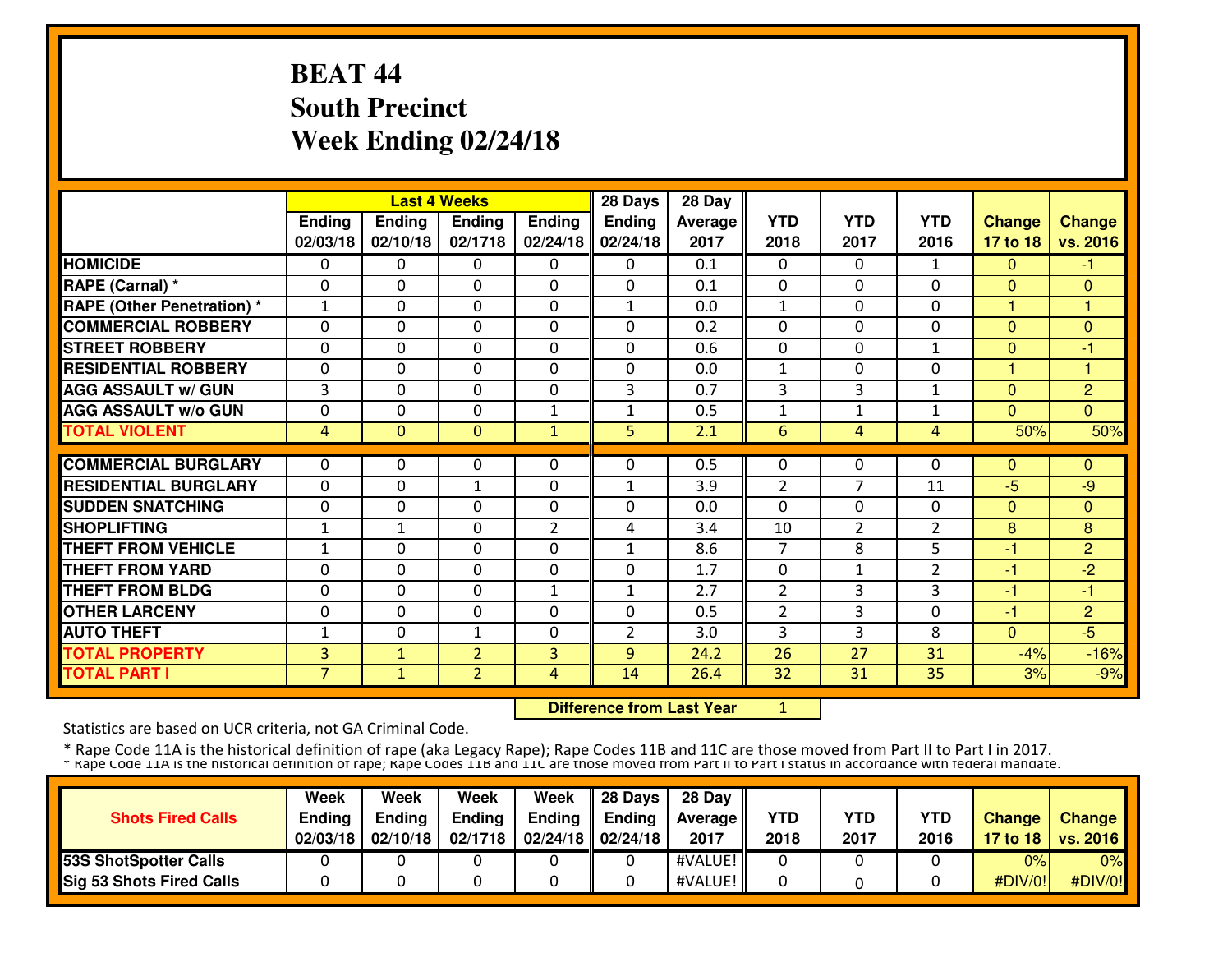# BEAT 44
## South Precinct
## Week Ending 02/24/18

| | Last 4 Weeks | | | | 28 Days | 28 Day | | | | | |
|---|---|---|---|---|---|---|---|---|---|---|---|
| | Ending 02/03/18 | Ending 02/10/18 | Ending 02/1718 | Ending 02/24/18 | Ending 02/24/18 | Average 2017 | YTD 2018 | YTD 2017 | YTD 2016 | Change 17 to 18 | Change vs. 2016 |
| HOMICIDE | 0 | 0 | 0 | 0 | 0 | 0.1 | 0 | 0 | 1 | 0 | -1 |
| RAPE (Carnal) * | 0 | 0 | 0 | 0 | 0 | 0.1 | 0 | 0 | 0 | 0 | 0 |
| RAPE (Other Penetration) * | 1 | 0 | 0 | 0 | 1 | 0.0 | 1 | 0 | 0 | 1 | 1 |
| COMMERCIAL ROBBERY | 0 | 0 | 0 | 0 | 0 | 0.2 | 0 | 0 | 0 | 0 | 0 |
| STREET ROBBERY | 0 | 0 | 0 | 0 | 0 | 0.6 | 0 | 0 | 1 | 0 | -1 |
| RESIDENTIAL ROBBERY | 0 | 0 | 0 | 0 | 0 | 0.0 | 1 | 0 | 0 | 1 | 1 |
| AGG ASSAULT w/ GUN | 3 | 0 | 0 | 0 | 3 | 0.7 | 3 | 3 | 1 | 0 | 2 |
| AGG ASSAULT w/o GUN | 0 | 0 | 0 | 1 | 1 | 0.5 | 1 | 1 | 1 | 0 | 0 |
| TOTAL VIOLENT | 4 | 0 | 0 | 1 | 5 | 2.1 | 6 | 4 | 4 | 50% | 50% |
| COMMERCIAL BURGLARY | 0 | 0 | 0 | 0 | 0 | 0.5 | 0 | 0 | 0 | 0 | 0 |
| RESIDENTIAL BURGLARY | 0 | 0 | 1 | 0 | 1 | 3.9 | 2 | 7 | 11 | -5 | -9 |
| SUDDEN SNATCHING | 0 | 0 | 0 | 0 | 0 | 0.0 | 0 | 0 | 0 | 0 | 0 |
| SHOPLIFTING | 1 | 1 | 0 | 2 | 4 | 3.4 | 10 | 2 | 2 | 8 | 8 |
| THEFT FROM VEHICLE | 1 | 0 | 0 | 0 | 1 | 8.6 | 7 | 8 | 5 | -1 | 2 |
| THEFT FROM YARD | 0 | 0 | 0 | 0 | 0 | 1.7 | 0 | 1 | 2 | -1 | -2 |
| THEFT FROM BLDG | 0 | 0 | 0 | 1 | 1 | 2.7 | 2 | 3 | 3 | -1 | -1 |
| OTHER LARCENY | 0 | 0 | 0 | 0 | 0 | 0.5 | 2 | 3 | 0 | -1 | 2 |
| AUTO THEFT | 1 | 0 | 1 | 0 | 2 | 3.0 | 3 | 3 | 8 | 0 | -5 |
| TOTAL PROPERTY | 3 | 1 | 2 | 3 | 9 | 24.2 | 26 | 27 | 31 | -4% | -16% |
| TOTAL PART I | 7 | 1 | 2 | 4 | 14 | 26.4 | 32 | 31 | 35 | 3% | -9% |

**Difference from Last Year** 1

Statistics are based on UCR criteria, not GA Criminal Code.

* Rape Code 11A is the historical definition of rape (aka Legacy Rape); Rape Codes 11B and 11C are those moved from Part II to Part I in 2017.
* Rape Code 11A is the historical definition of rape; Rape Codes 11B and 11C are those moved from Part II to Part I status in accordance with federal mandate.

| Shots Fired Calls | Week Ending 02/03/18 | Week Ending 02/10/18 | Week Ending 02/1718 | Week Ending 02/24/18 | 28 Days Ending 02/24/18 | 28 Day Average 2017 | YTD 2018 | YTD 2017 | YTD 2016 | Change 17 to 18 | Change vs. 2016 |
|---|---|---|---|---|---|---|---|---|---|---|---|
| 53S ShotSpotter Calls | 0 | 0 | 0 | 0 | 0 | #VALUE! | 0 | 0 | 0 | 0% | 0% |
| Sig 53 Shots Fired Calls | 0 | 0 | 0 | 0 | 0 | #VALUE! | 0 | 0 | 0 | #DIV/0! | #DIV/0! |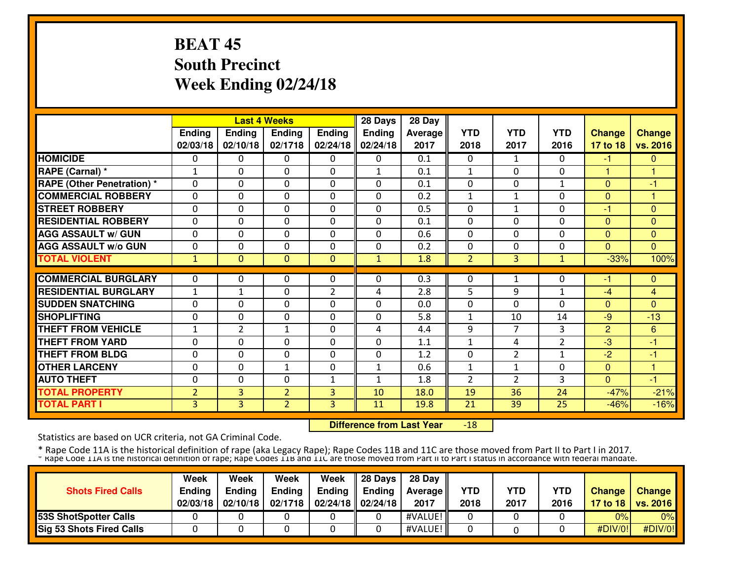# BEAT 45
# South Precinct
# Week Ending 02/24/18

| | Last 4 Weeks | | | | 28 Days | 28 Day | | | | | |
|---|---|---|---|---|---|---|---|---|---|---|---|
| | Ending 02/03/18 | Ending 02/10/18 | Ending 02/1718 | Ending 02/24/18 | Ending 02/24/18 | Average 2017 | YTD 2018 | YTD 2017 | YTD 2016 | Change 17 to 18 | Change vs. 2016 |
| HOMICIDE | 0 | 0 | 0 | 0 | 0 | 0.1 | 0 | 1 | 0 | -1 | 0 |
| RAPE (Carnal) * | 1 | 0 | 0 | 0 | 1 | 0.1 | 1 | 0 | 0 | 1 | 1 |
| RAPE (Other Penetration) * | 0 | 0 | 0 | 0 | 0 | 0.1 | 0 | 0 | 1 | 0 | -1 |
| COMMERCIAL ROBBERY | 0 | 0 | 0 | 0 | 0 | 0.2 | 1 | 1 | 0 | 0 | 1 |
| STREET ROBBERY | 0 | 0 | 0 | 0 | 0 | 0.5 | 0 | 1 | 0 | -1 | 0 |
| RESIDENTIAL ROBBERY | 0 | 0 | 0 | 0 | 0 | 0.1 | 0 | 0 | 0 | 0 | 0 |
| AGG ASSAULT w/ GUN | 0 | 0 | 0 | 0 | 0 | 0.6 | 0 | 0 | 0 | 0 | 0 |
| AGG ASSAULT w/o GUN | 0 | 0 | 0 | 0 | 0 | 0.2 | 0 | 0 | 0 | 0 | 0 |
| TOTAL VIOLENT | 1 | 0 | 0 | 0 | 1 | 1.8 | 2 | 3 | 1 | -33% | 100% |
| COMMERCIAL BURGLARY | 0 | 0 | 0 | 0 | 0 | 0.3 | 0 | 1 | 0 | -1 | 0 |
| RESIDENTIAL BURGLARY | 1 | 1 | 0 | 2 | 4 | 2.8 | 5 | 9 | 1 | -4 | 4 |
| SUDDEN SNATCHING | 0 | 0 | 0 | 0 | 0 | 0.0 | 0 | 0 | 0 | 0 | 0 |
| SHOPLIFTING | 0 | 0 | 0 | 0 | 0 | 5.8 | 1 | 10 | 14 | -9 | -13 |
| THEFT FROM VEHICLE | 1 | 2 | 1 | 0 | 4 | 4.4 | 9 | 7 | 3 | 2 | 6 |
| THEFT FROM YARD | 0 | 0 | 0 | 0 | 0 | 1.1 | 1 | 4 | 2 | -3 | -1 |
| THEFT FROM BLDG | 0 | 0 | 0 | 0 | 0 | 1.2 | 0 | 2 | 1 | -2 | -1 |
| OTHER LARCENY | 0 | 0 | 1 | 0 | 1 | 0.6 | 1 | 1 | 0 | 0 | 1 |
| AUTO THEFT | 0 | 0 | 0 | 1 | 1 | 1.8 | 2 | 2 | 3 | 0 | -1 |
| TOTAL PROPERTY | 2 | 3 | 2 | 3 | 10 | 18.0 | 19 | 36 | 24 | -47% | -21% |
| TOTAL PART I | 3 | 3 | 2 | 3 | 11 | 19.8 | 21 | 39 | 25 | -46% | -16% |

**Difference from Last Year** -18

Statistics are based on UCR criteria, not GA Criminal Code.

* Rape Code 11A is the historical definition of rape (aka Legacy Rape); Rape Codes 11B and 11C are those moved from Part II to Part I in 2017.
* Rape Code 11A is the historical definition of rape; Rape Codes 11B and 11C are those moved from Part II to Part I status in accordance with federal mandate.

| Shots Fired Calls | Week Ending 02/03/18 | Week Ending 02/10/18 | Week Ending 02/1718 | Week Ending 02/24/18 | 28 Days Ending 02/24/18 | 28 Day Average 2017 | YTD 2018 | YTD 2017 | YTD 2016 | Change 17 to 18 | Change vs. 2016 |
|---|---|---|---|---|---|---|---|---|---|---|---|
| 53S ShotSpotter Calls | 0 | 0 | 0 | 0 | 0 | #VALUE! | 0 | 0 | 0 | 0% | 0% |
| Sig 53 Shots Fired Calls | 0 | 0 | 0 | 0 | 0 | #VALUE! | 0 | 0 | 0 | #DIV/0! | #DIV/0! |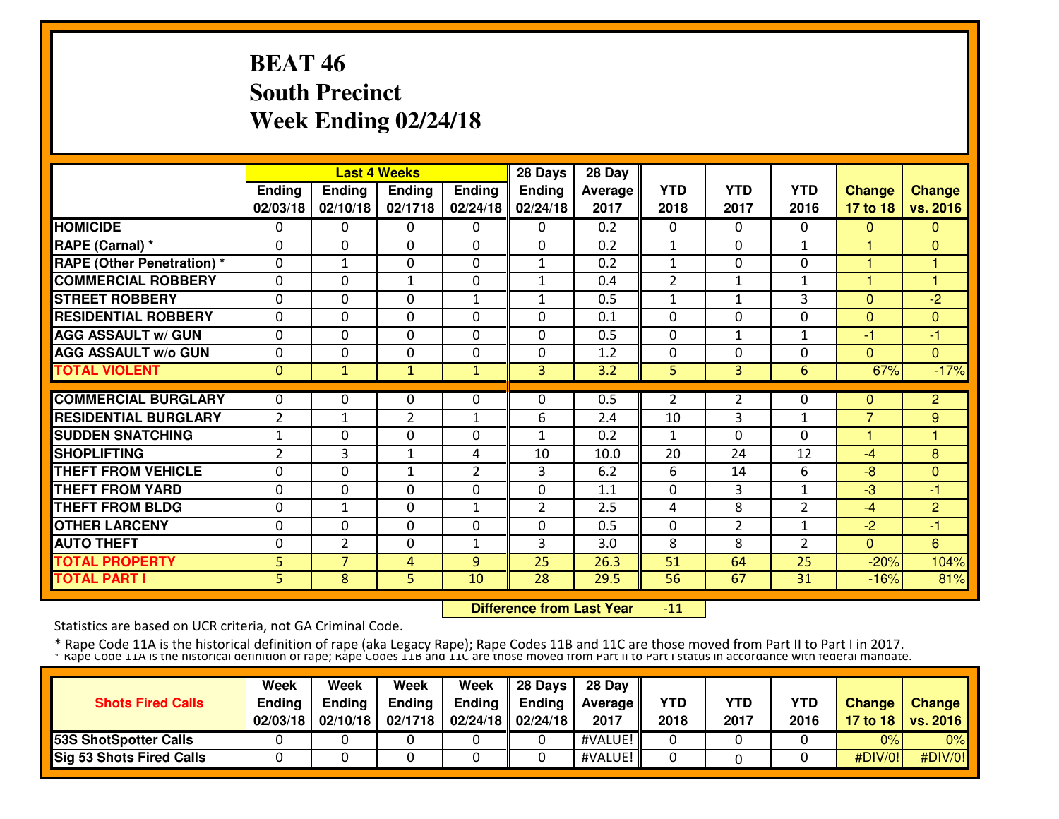# BEAT 46
# South Precinct
# Week Ending 02/24/18

| | Last 4 Weeks | | | | 28 Days | 28 Day | | | | | |
|---|---|---|---|---|---|---|---|---|---|---|---|
| | Ending 02/03/18 | Ending 02/10/18 | Ending 02/1718 | Ending 02/24/18 | Ending 02/24/18 | Average 2017 | YTD 2018 | YTD 2017 | YTD 2016 | Change 17 to 18 | Change vs. 2016 |
| HOMICIDE | 0 | 0 | 0 | 0 | 0 | 0.2 | 0 | 0 | 0 | 0 | 0 |
| RAPE (Carnal) * | 0 | 0 | 0 | 0 | 0 | 0.2 | 1 | 0 | 1 | 1 | 0 |
| RAPE (Other Penetration) * | 0 | 1 | 0 | 0 | 1 | 0.2 | 1 | 0 | 0 | 1 | 1 |
| COMMERCIAL ROBBERY | 0 | 0 | 1 | 0 | 1 | 0.4 | 2 | 1 | 1 | 1 | 1 |
| STREET ROBBERY | 0 | 0 | 0 | 1 | 1 | 0.5 | 1 | 1 | 3 | 0 | -2 |
| RESIDENTIAL ROBBERY | 0 | 0 | 0 | 0 | 0 | 0.1 | 0 | 0 | 0 | 0 | 0 |
| AGG ASSAULT w/ GUN | 0 | 0 | 0 | 0 | 0 | 0.5 | 0 | 1 | 1 | -1 | -1 |
| AGG ASSAULT w/o GUN | 0 | 0 | 0 | 0 | 0 | 1.2 | 0 | 0 | 0 | 0 | 0 |
| TOTAL VIOLENT | 0 | 1 | 1 | 1 | 3 | 3.2 | 5 | 3 | 6 | 67% | -17% |
| COMMERCIAL BURGLARY | 0 | 0 | 0 | 0 | 0 | 0.5 | 2 | 2 | 0 | 0 | 2 |
| RESIDENTIAL BURGLARY | 2 | 1 | 2 | 1 | 6 | 2.4 | 10 | 3 | 1 | 7 | 9 |
| SUDDEN SNATCHING | 1 | 0 | 0 | 0 | 1 | 0.2 | 1 | 0 | 0 | 1 | 1 |
| SHOPLIFTING | 2 | 3 | 1 | 4 | 10 | 10.0 | 20 | 24 | 12 | -4 | 8 |
| THEFT FROM VEHICLE | 0 | 0 | 1 | 2 | 3 | 6.2 | 6 | 14 | 6 | -8 | 0 |
| THEFT FROM YARD | 0 | 0 | 0 | 0 | 0 | 1.1 | 0 | 3 | 1 | -3 | -1 |
| THEFT FROM BLDG | 0 | 1 | 0 | 1 | 2 | 2.5 | 4 | 8 | 2 | -4 | 2 |
| OTHER LARCENY | 0 | 0 | 0 | 0 | 0 | 0.5 | 0 | 2 | 1 | -2 | -1 |
| AUTO THEFT | 0 | 2 | 0 | 1 | 3 | 3.0 | 8 | 8 | 2 | 0 | 6 |
| TOTAL PROPERTY | 5 | 7 | 4 | 9 | 25 | 26.3 | 51 | 64 | 25 | -20% | 104% |
| TOTAL PART I | 5 | 8 | 5 | 10 | 28 | 29.5 | 56 | 67 | 31 | -16% | 81% |

**Difference from Last Year** -11

Statistics are based on UCR criteria, not GA Criminal Code.

* Rape Code 11A is the historical definition of rape (aka Legacy Rape); Rape Codes 11B and 11C are those moved from Part II to Part I in 2017.
* Rape Code 11A is the historical definition of rape; Rape Codes 11B and 11C are those moved from Part II to Part I status in accordance with federal mandate.

| Shots Fired Calls | Week Ending 02/03/18 | Week Ending 02/10/18 | Week Ending 02/1718 | Week Ending 02/24/18 | 28 Days Ending 02/24/18 | 28 Day Average 2017 | YTD 2018 | YTD 2017 | YTD 2016 | Change 17 to 18 | Change vs. 2016 |
|---|---|---|---|---|---|---|---|---|---|---|---|
| 53S ShotSpotter Calls | 0 | 0 | 0 | 0 | 0 | #VALUE! | 0 | 0 | 0 | 0% | 0% |
| Sig 53 Shots Fired Calls | 0 | 0 | 0 | 0 | 0 | #VALUE! | 0 | 0 | 0 | #DIV/0! | #DIV/0! |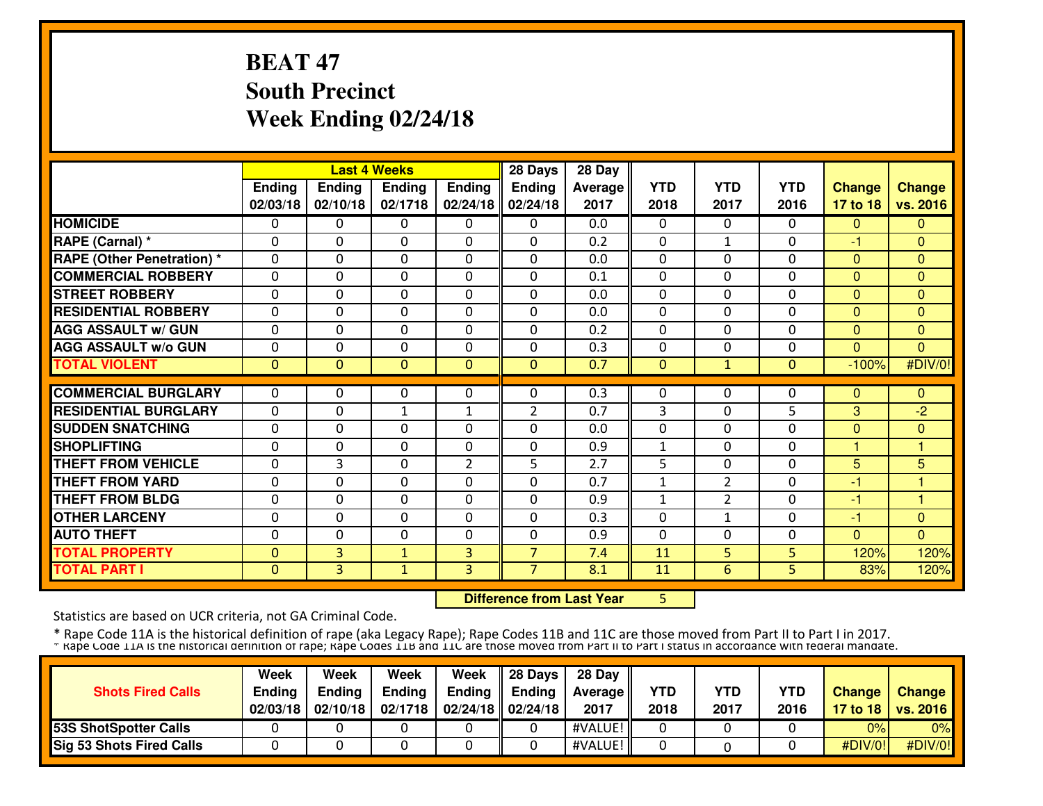# BEAT 47
# South Precinct
# Week Ending 02/24/18

| | Last 4 Weeks | | | | 28 Days | 28 Day | | | | | |
|---|---|---|---|---|---|---|---|---|---|---|---|
| | Ending 02/03/18 | Ending 02/10/18 | Ending 02/1718 | Ending 02/24/18 | Ending 02/24/18 | Average 2017 | YTD 2018 | YTD 2017 | YTD 2016 | Change 17 to 18 | Change vs. 2016 |
| **HOMICIDE** | 0 | 0 | 0 | 0 | 0 | 0.0 | 0 | 0 | 0 | 0 | 0 |
| **RAPE (Carnal) *** | 0 | 0 | 0 | 0 | 0 | 0.2 | 0 | 1 | 0 | -1 | 0 |
| **RAPE (Other Penetration) *** | 0 | 0 | 0 | 0 | 0 | 0.0 | 0 | 0 | 0 | 0 | 0 |
| **COMMERCIAL ROBBERY** | 0 | 0 | 0 | 0 | 0 | 0.1 | 0 | 0 | 0 | 0 | 0 |
| **STREET ROBBERY** | 0 | 0 | 0 | 0 | 0 | 0.0 | 0 | 0 | 0 | 0 | 0 |
| **RESIDENTIAL ROBBERY** | 0 | 0 | 0 | 0 | 0 | 0.0 | 0 | 0 | 0 | 0 | 0 |
| **AGG ASSAULT w/ GUN** | 0 | 0 | 0 | 0 | 0 | 0.2 | 0 | 0 | 0 | 0 | 0 |
| **AGG ASSAULT w/o GUN** | 0 | 0 | 0 | 0 | 0 | 0.3 | 0 | 0 | 0 | 0 | 0 |
| **TOTAL VIOLENT** | 0 | 0 | 0 | 0 | 0 | 0.7 | 0 | 1 | 0 | -100% | #DIV/0! |
| **COMMERCIAL BURGLARY** | 0 | 0 | 0 | 0 | 0 | 0.3 | 0 | 0 | 0 | 0 | 0 |
| **RESIDENTIAL BURGLARY** | 0 | 0 | 1 | 1 | 2 | 0.7 | 3 | 0 | 5 | 3 | -2 |
| **SUDDEN SNATCHING** | 0 | 0 | 0 | 0 | 0 | 0.0 | 0 | 0 | 0 | 0 | 0 |
| **SHOPLIFTING** | 0 | 0 | 0 | 0 | 0 | 0.9 | 1 | 0 | 0 | 1 | 1 |
| **THEFT FROM VEHICLE** | 0 | 3 | 0 | 2 | 5 | 2.7 | 5 | 0 | 0 | 5 | 5 |
| **THEFT FROM YARD** | 0 | 0 | 0 | 0 | 0 | 0.7 | 1 | 2 | 0 | -1 | 1 |
| **THEFT FROM BLDG** | 0 | 0 | 0 | 0 | 0 | 0.9 | 1 | 2 | 0 | -1 | 1 |
| **OTHER LARCENY** | 0 | 0 | 0 | 0 | 0 | 0.3 | 0 | 1 | 0 | -1 | 0 |
| **AUTO THEFT** | 0 | 0 | 0 | 0 | 0 | 0.9 | 0 | 0 | 0 | 0 | 0 |
| **TOTAL PROPERTY** | 0 | 3 | 1 | 3 | 7 | 7.4 | 11 | 5 | 5 | 120% | 120% |
| **TOTAL PART I** | 0 | 3 | 1 | 3 | 7 | 8.1 | 11 | 6 | 5 | 83% | 120% |

**Difference from Last Year** 5

Statistics are based on UCR criteria, not GA Criminal Code.

* Rape Code 11A is the historical definition of rape (aka Legacy Rape); Rape Codes 11B and 11C are those moved from Part II to Part I in 2017.

| Shots Fired Calls | Week Ending 02/03/18 | Week Ending 02/10/18 | Week Ending 02/1718 | Week Ending 02/24/18 | 28 Days Ending 02/24/18 | 28 Day Average 2017 | YTD 2018 | YTD 2017 | YTD 2016 | Change 17 to 18 | Change vs. 2016 |
|---|---|---|---|---|---|---|---|---|---|---|---|
| **53S ShotSpotter Calls** | 0 | 0 | 0 | 0 | 0 | #VALUE! | 0 | 0 | 0 | 0% | 0% |
| **Sig 53 Shots Fired Calls** | 0 | 0 | 0 | 0 | 0 | #VALUE! | 0 | 0 | 0 | #DIV/0! | #DIV/0! |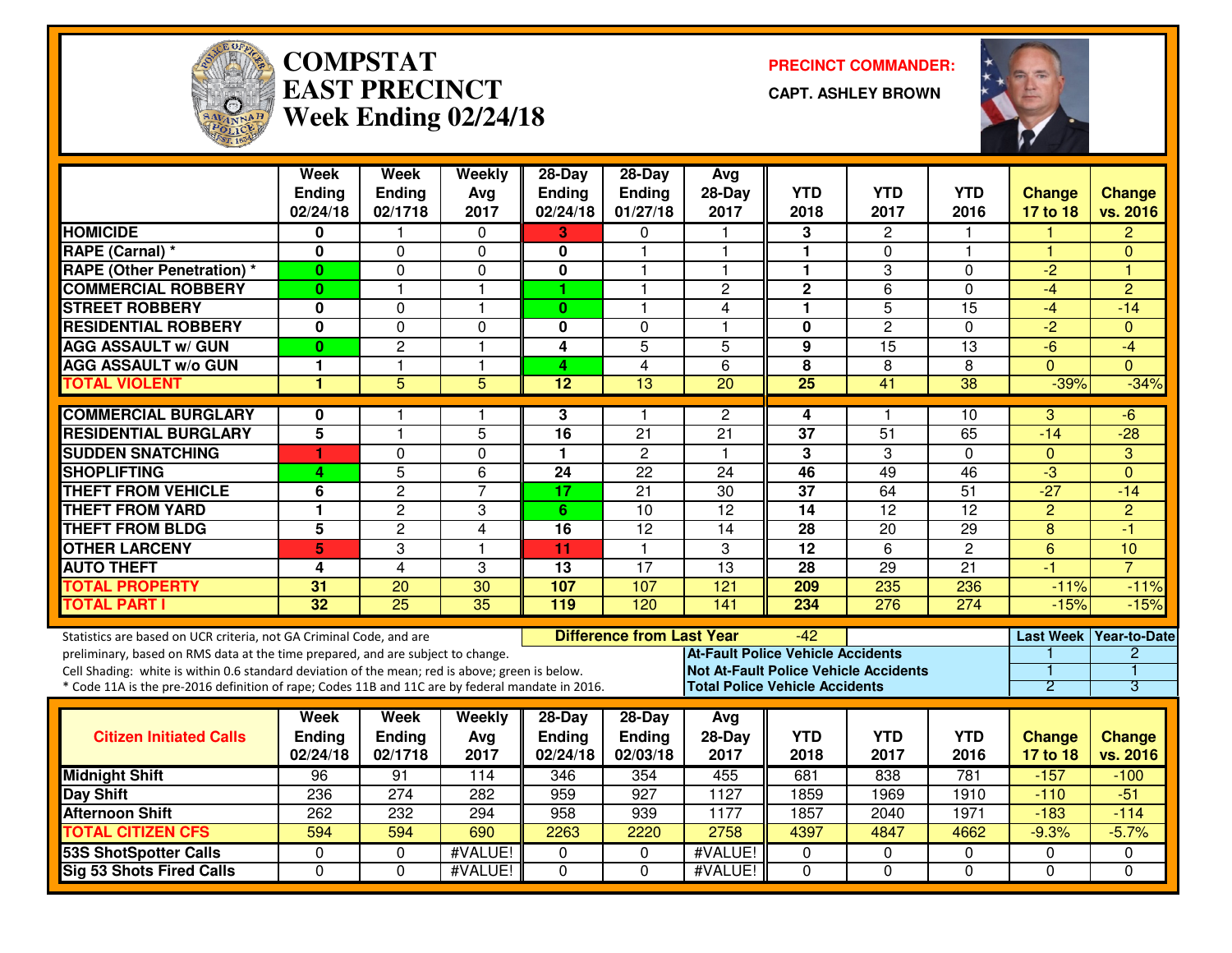# COMPSTAT
# EAST PRECINCT
## Week Ending 02/24/18

**PRECINCT COMMANDER:**

**CAPT. ASHLEY BROWN**

| | Week Ending 02/24/18 | Week Ending 02/1718 | Weekly Avg 2017 | 28-Day Ending 02/24/18 | 28-Day Ending 01/27/18 | Avg 28-Day 2017 | YTD 2018 | YTD 2017 | YTD 2016 | Change 17 to 18 | Change vs. 2016 |
|---|---|---|---|---|---|---|---|---|---|---|---|
| HOMICIDE | 0 | 1 | 0 | 3 | 0 | 1 | 3 | 2 | 1 | 1 | 2 |
| RAPE (Carnal) * | 0 | 0 | 0 | 0 | 1 | 1 | 1 | 0 | 1 | 1 | 0 |
| RAPE (Other Penetration) * | 0 | 0 | 0 | 0 | 1 | 1 | 1 | 3 | 0 | -2 | 1 |
| COMMERCIAL ROBBERY | 0 | 1 | 1 | 1 | 1 | 2 | 2 | 6 | 0 | -4 | 2 |
| STREET ROBBERY | 0 | 0 | 1 | 0 | 1 | 4 | 1 | 5 | 15 | -4 | -14 |
| RESIDENTIAL ROBBERY | 0 | 0 | 0 | 0 | 0 | 1 | 0 | 2 | 0 | -2 | 0 |
| AGG ASSAULT w/ GUN | 0 | 2 | 1 | 4 | 5 | 5 | 9 | 15 | 13 | -6 | -4 |
| AGG ASSAULT w/o GUN | 1 | 1 | 1 | 4 | 4 | 6 | 8 | 8 | 8 | 0 | 0 |
| TOTAL VIOLENT | 1 | 5 | 5 | 12 | 13 | 20 | 25 | 41 | 38 | -39% | -34% |
| COMMERCIAL BURGLARY | 0 | 1 | 1 | 3 | 1 | 2 | 4 | 1 | 10 | 3 | -6 |
| RESIDENTIAL BURGLARY | 5 | 1 | 5 | 16 | 21 | 21 | 37 | 51 | 65 | -14 | -28 |
| SUDDEN SNATCHING | 1 | 0 | 0 | 1 | 2 | 1 | 3 | 3 | 0 | 0 | 3 |
| SHOPLIFTING | 4 | 5 | 6 | 24 | 22 | 24 | 46 | 49 | 46 | -3 | 0 |
| THEFT FROM VEHICLE | 6 | 2 | 7 | 17 | 21 | 30 | 37 | 64 | 51 | -27 | -14 |
| THEFT FROM YARD | 1 | 2 | 3 | 6 | 10 | 12 | 14 | 12 | 12 | 2 | 2 |
| THEFT FROM BLDG | 5 | 2 | 4 | 16 | 12 | 14 | 28 | 20 | 29 | 8 | -1 |
| OTHER LARCENY | 5 | 3 | 1 | 11 | 1 | 3 | 12 | 6 | 2 | 6 | 10 |
| AUTO THEFT | 4 | 4 | 3 | 13 | 17 | 13 | 28 | 29 | 21 | -1 | 7 |
| TOTAL PROPERTY | 31 | 20 | 30 | 107 | 107 | 121 | 209 | 235 | 236 | -11% | -11% |
| TOTAL PART I | 32 | 25 | 35 | 119 | 120 | 141 | 234 | 276 | 274 | -15% | -15% |

Statistics are based on UCR criteria, not GA Criminal Code, and are preliminary, based on RMS data at the time prepared, and are subject to change.
Cell Shading: white is within 0.6 standard deviation of the mean; red is above; green is below.
* Code 11A is the pre-2016 definition of rape; Codes 11B and 11C are by federal mandate in 2016.

**Difference from Last Year**: -42

| | Last Week | Year-to-Date |
|---|---|---|
| At-Fault Police Vehicle Accidents | 1 | 2 |
| Not At-Fault Police Vehicle Accidents | 1 | 1 |
| Total Police Vehicle Accidents | 2 | 3 |

| Citizen Initiated Calls | Week Ending 02/24/18 | Week Ending 02/1718 | Weekly Avg 2017 | 28-Day Ending 02/24/18 | 28-Day Ending 02/03/18 | Avg 28-Day 2017 | YTD 2018 | YTD 2017 | YTD 2016 | Change 17 to 18 | Change vs. 2016 |
|---|---|---|---|---|---|---|---|---|---|---|---|
| Midnight Shift | 96 | 91 | 114 | 346 | 354 | 455 | 681 | 838 | 781 | -157 | -100 |
| Day Shift | 236 | 274 | 282 | 959 | 927 | 1127 | 1859 | 1969 | 1910 | -110 | -51 |
| Afternoon Shift | 262 | 232 | 294 | 958 | 939 | 1177 | 1857 | 2040 | 1971 | -183 | -114 |
| TOTAL CITIZEN CFS | 594 | 594 | 690 | 2263 | 2220 | 2758 | 4397 | 4847 | 4662 | -9.3% | -5.7% |
| 53S ShotSpotter Calls | 0 | 0 | #VALUE! | 0 | 0 | #VALUE! | 0 | 0 | 0 | 0 | 0 |
| Sig 53 Shots Fired Calls | 0 | 0 | #VALUE! | 0 | 0 | #VALUE! | 0 | 0 | 0 | 0 | 0 |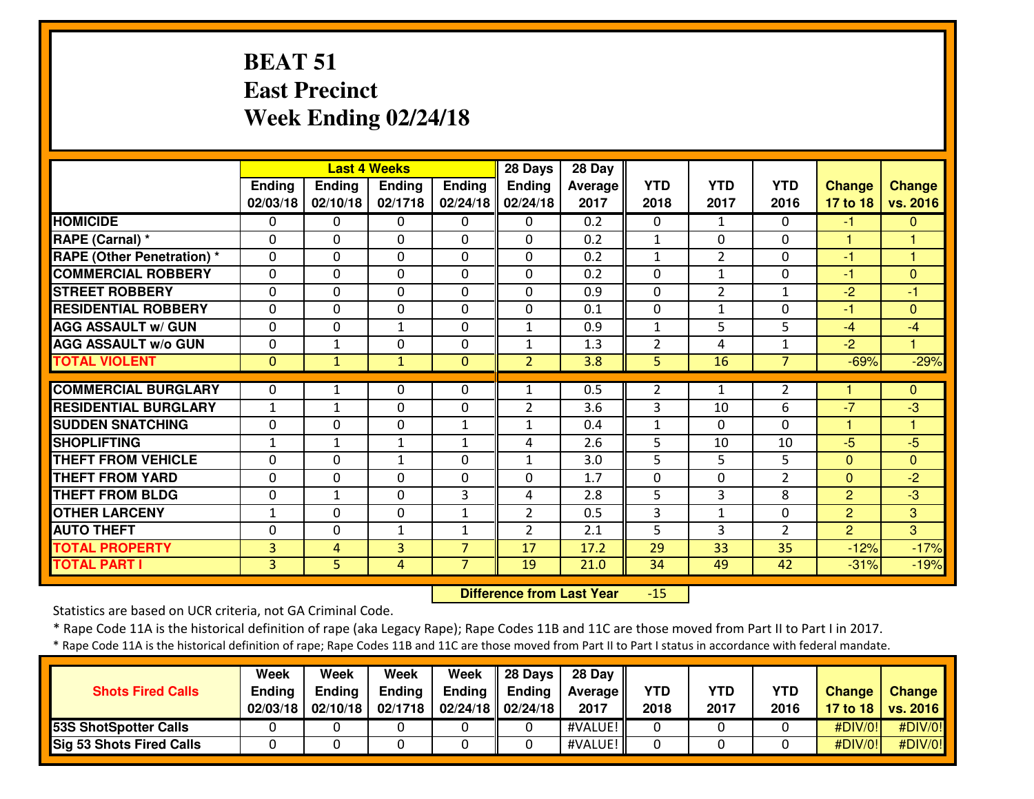# BEAT 51
# East Precinct
# Week Ending 02/24/18

| | Last 4 Weeks | | | | 28 Days | 28 Day | | | | | |
|---|---|---|---|---|---|---|---|---|---|---|---|
| | Ending 02/03/18 | Ending 02/10/18 | Ending 02/1718 | Ending 02/24/18 | Ending 02/24/18 | Average 2017 | YTD 2018 | YTD 2017 | YTD 2016 | Change 17 to 18 | Change vs. 2016 |
| HOMICIDE | 0 | 0 | 0 | 0 | 0 | 0.2 | 0 | 1 | 0 | -1 | 0 |
| RAPE (Carnal) * | 0 | 0 | 0 | 0 | 0 | 0.2 | 1 | 0 | 0 | 1 | 1 |
| RAPE (Other Penetration) * | 0 | 0 | 0 | 0 | 0 | 0.2 | 1 | 2 | 0 | -1 | 1 |
| COMMERCIAL ROBBERY | 0 | 0 | 0 | 0 | 0 | 0.2 | 0 | 1 | 0 | -1 | 0 |
| STREET ROBBERY | 0 | 0 | 0 | 0 | 0 | 0.9 | 0 | 2 | 1 | -2 | -1 |
| RESIDENTIAL ROBBERY | 0 | 0 | 0 | 0 | 0 | 0.1 | 0 | 1 | 0 | -1 | 0 |
| AGG ASSAULT w/ GUN | 0 | 0 | 1 | 0 | 1 | 0.9 | 1 | 5 | 5 | -4 | -4 |
| AGG ASSAULT w/o GUN | 0 | 1 | 0 | 0 | 1 | 1.3 | 2 | 4 | 1 | -2 | 1 |
| TOTAL VIOLENT | 0 | 1 | 1 | 0 | 2 | 3.8 | 5 | 16 | 7 | -69% | -29% |
| COMMERCIAL BURGLARY | 0 | 1 | 0 | 0 | 1 | 0.5 | 2 | 1 | 2 | 1 | 0 |
| RESIDENTIAL BURGLARY | 1 | 1 | 0 | 0 | 2 | 3.6 | 3 | 10 | 6 | -7 | -3 |
| SUDDEN SNATCHING | 0 | 0 | 0 | 1 | 1 | 0.4 | 1 | 0 | 0 | 1 | 1 |
| SHOPLIFTING | 1 | 1 | 1 | 1 | 4 | 2.6 | 5 | 10 | 10 | -5 | -5 |
| THEFT FROM VEHICLE | 0 | 0 | 1 | 0 | 1 | 3.0 | 5 | 5 | 5 | 0 | 0 |
| THEFT FROM YARD | 0 | 0 | 0 | 0 | 0 | 1.7 | 0 | 0 | 2 | 0 | -2 |
| THEFT FROM BLDG | 0 | 1 | 0 | 3 | 4 | 2.8 | 5 | 3 | 8 | 2 | -3 |
| OTHER LARCENY | 1 | 0 | 0 | 1 | 2 | 0.5 | 3 | 1 | 0 | 2 | 3 |
| AUTO THEFT | 0 | 0 | 1 | 1 | 2 | 2.1 | 5 | 3 | 2 | 2 | 3 |
| TOTAL PROPERTY | 3 | 4 | 3 | 7 | 17 | 17.2 | 29 | 33 | 35 | -12% | -17% |
| TOTAL PART I | 3 | 5 | 4 | 7 | 19 | 21.0 | 34 | 49 | 42 | -31% | -19% |

**Difference from Last Year** -15

Statistics are based on UCR criteria, not GA Criminal Code.

* Rape Code 11A is the historical definition of rape (aka Legacy Rape); Rape Codes 11B and 11C are those moved from Part II to Part I in 2017.

* Rape Code 11A is the historical definition of rape; Rape Codes 11B and 11C are those moved from Part II to Part I status in accordance with federal mandate.

| Shots Fired Calls | Week Ending 02/03/18 | Week Ending 02/10/18 | Week Ending 02/1718 | Week Ending 02/24/18 | 28 Days Ending 02/24/18 | 28 Day Average 2017 | YTD 2018 | YTD 2017 | YTD 2016 | Change 17 to 18 | Change vs. 2016 |
|---|---|---|---|---|---|---|---|---|---|---|---|
| 53S ShotSpotter Calls | 0 | 0 | 0 | 0 | 0 | #VALUE! | 0 | 0 | 0 | #DIV/0! | #DIV/0! |
| Sig 53 Shots Fired Calls | 0 | 0 | 0 | 0 | 0 | #VALUE! | 0 | 0 | 0 | #DIV/0! | #DIV/0! |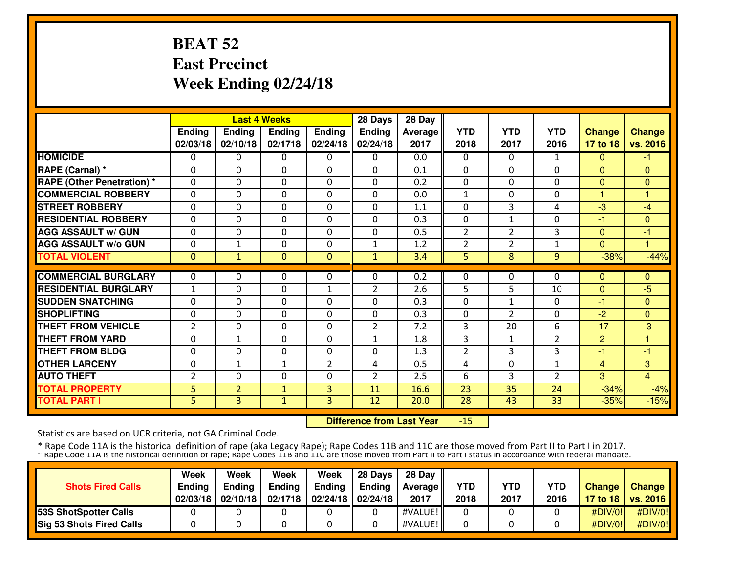# BEAT 52
## East Precinct
## Week Ending 02/24/18

| | Last 4 Weeks | | | | 28 Days | 28 Day | | | | | |
|---|---|---|---|---|---|---|---|---|---|---|---|
| | Ending 02/03/18 | Ending 02/10/18 | Ending 02/1718 | Ending 02/24/18 | Ending 02/24/18 | Average 2017 | YTD 2018 | YTD 2017 | YTD 2016 | Change 17 to 18 | Change vs. 2016 |
| HOMICIDE | 0 | 0 | 0 | 0 | 0 | 0.0 | 0 | 0 | 1 | 0 | -1 |
| RAPE (Carnal) * | 0 | 0 | 0 | 0 | 0 | 0.1 | 0 | 0 | 0 | 0 | 0 |
| RAPE (Other Penetration) * | 0 | 0 | 0 | 0 | 0 | 0.2 | 0 | 0 | 0 | 0 | 0 |
| COMMERCIAL ROBBERY | 0 | 0 | 0 | 0 | 0 | 0.0 | 1 | 0 | 0 | 1 | 1 |
| STREET ROBBERY | 0 | 0 | 0 | 0 | 0 | 1.1 | 0 | 3 | 4 | -3 | -4 |
| RESIDENTIAL ROBBERY | 0 | 0 | 0 | 0 | 0 | 0.3 | 0 | 1 | 0 | -1 | 0 |
| AGG ASSAULT w/ GUN | 0 | 0 | 0 | 0 | 0 | 0.5 | 2 | 2 | 3 | 0 | -1 |
| AGG ASSAULT w/o GUN | 0 | 1 | 0 | 0 | 1 | 1.2 | 2 | 2 | 1 | 0 | 1 |
| TOTAL VIOLENT | 0 | 1 | 0 | 0 | 1 | 3.4 | 5 | 8 | 9 | -38% | -44% |
| COMMERCIAL BURGLARY | 0 | 0 | 0 | 0 | 0 | 0.2 | 0 | 0 | 0 | 0 | 0 |
| RESIDENTIAL BURGLARY | 1 | 0 | 0 | 1 | 2 | 2.6 | 5 | 5 | 10 | 0 | -5 |
| SUDDEN SNATCHING | 0 | 0 | 0 | 0 | 0 | 0.3 | 0 | 1 | 0 | -1 | 0 |
| SHOPLIFTING | 0 | 0 | 0 | 0 | 0 | 0.3 | 0 | 2 | 0 | -2 | 0 |
| THEFT FROM VEHICLE | 2 | 0 | 0 | 0 | 2 | 7.2 | 3 | 20 | 6 | -17 | -3 |
| THEFT FROM YARD | 0 | 1 | 0 | 0 | 1 | 1.8 | 3 | 1 | 2 | 2 | 1 |
| THEFT FROM BLDG | 0 | 0 | 0 | 0 | 0 | 1.3 | 2 | 3 | 3 | -1 | -1 |
| OTHER LARCENY | 0 | 1 | 1 | 2 | 4 | 0.5 | 4 | 0 | 1 | 4 | 3 |
| AUTO THEFT | 2 | 0 | 0 | 0 | 2 | 2.5 | 6 | 3 | 2 | 3 | 4 |
| TOTAL PROPERTY | 5 | 2 | 1 | 3 | 11 | 16.6 | 23 | 35 | 24 | -34% | -4% |
| TOTAL PART I | 5 | 3 | 1 | 3 | 12 | 20.0 | 28 | 43 | 33 | -35% | -15% |

**Difference from Last Year** -15

Statistics are based on UCR criteria, not GA Criminal Code.

* Rape Code 11A is the historical definition of rape (aka Legacy Rape); Rape Codes 11B and 11C are those moved from Part II to Part I in 2017.

| Shots Fired Calls | Week Ending 02/03/18 | Week Ending 02/10/18 | Week Ending 02/1718 | Week Ending 02/24/18 | 28 Days Ending 02/24/18 | 28 Day Average 2017 | YTD 2018 | YTD 2017 | YTD 2016 | Change 17 to 18 | Change vs. 2016 |
|---|---|---|---|---|---|---|---|---|---|---|---|
| 53S ShotSpotter Calls | 0 | 0 | 0 | 0 | 0 | #VALUE! | 0 | 0 | 0 | #DIV/0! | #DIV/0! |
| Sig 53 Shots Fired Calls | 0 | 0 | 0 | 0 | 0 | #VALUE! | 0 | 0 | 0 | #DIV/0! | #DIV/0! |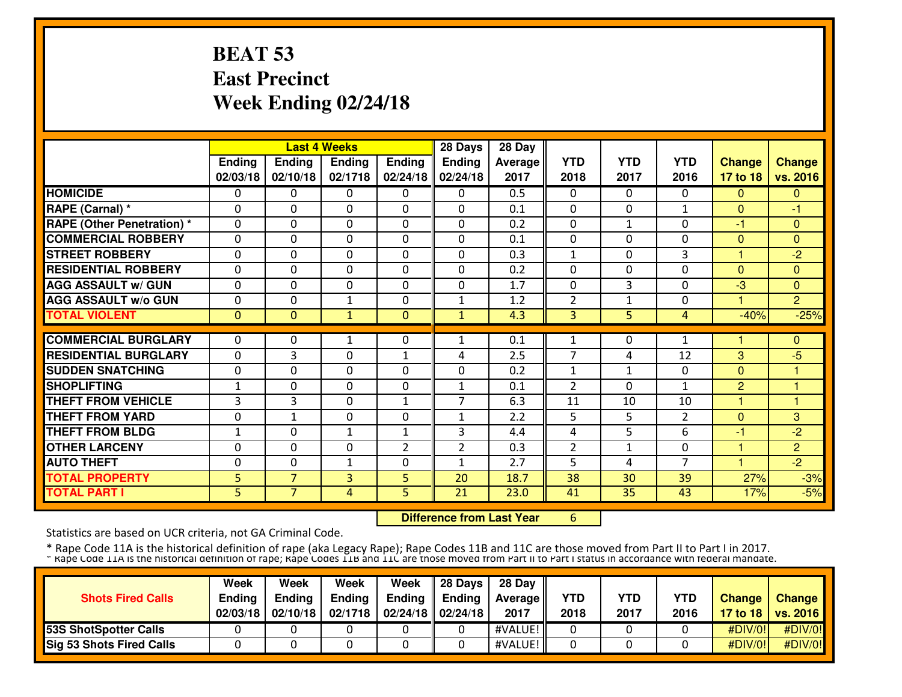# BEAT 53
# East Precinct
# Week Ending 02/24/18

| | Last 4 Weeks | | | | 28 Days | 28 Day | | | | | |
|---|---|---|---|---|---|---|---|---|---|---|---|
| | Ending 02/03/18 | Ending 02/10/18 | Ending 02/1718 | Ending 02/24/18 | Ending 02/24/18 | Average 2017 | YTD 2018 | YTD 2017 | YTD 2016 | Change 17 to 18 | Change vs. 2016 |
| HOMICIDE | 0 | 0 | 0 | 0 | 0 | 0.5 | 0 | 0 | 0 | 0 | 0 |
| RAPE (Carnal) * | 0 | 0 | 0 | 0 | 0 | 0.1 | 0 | 0 | 1 | 0 | -1 |
| RAPE (Other Penetration) * | 0 | 0 | 0 | 0 | 0 | 0.2 | 0 | 1 | 0 | -1 | 0 |
| COMMERCIAL ROBBERY | 0 | 0 | 0 | 0 | 0 | 0.1 | 0 | 0 | 0 | 0 | 0 |
| STREET ROBBERY | 0 | 0 | 0 | 0 | 0 | 0.3 | 1 | 0 | 3 | 1 | -2 |
| RESIDENTIAL ROBBERY | 0 | 0 | 0 | 0 | 0 | 0.2 | 0 | 0 | 0 | 0 | 0 |
| AGG ASSAULT w/ GUN | 0 | 0 | 0 | 0 | 0 | 1.7 | 0 | 3 | 0 | -3 | 0 |
| AGG ASSAULT w/o GUN | 0 | 0 | 1 | 0 | 1 | 1.2 | 2 | 1 | 0 | 1 | 2 |
| TOTAL VIOLENT | 0 | 0 | 1 | 0 | 1 | 4.3 | 3 | 5 | 4 | -40% | -25% |
| COMMERCIAL BURGLARY | 0 | 0 | 1 | 0 | 1 | 0.1 | 1 | 0 | 1 | 1 | 0 |
| RESIDENTIAL BURGLARY | 0 | 3 | 0 | 1 | 4 | 2.5 | 7 | 4 | 12 | 3 | -5 |
| SUDDEN SNATCHING | 0 | 0 | 0 | 0 | 0 | 0.2 | 1 | 1 | 0 | 0 | 1 |
| SHOPLIFTING | 1 | 0 | 0 | 0 | 1 | 0.1 | 2 | 0 | 1 | 2 | 1 |
| THEFT FROM VEHICLE | 3 | 3 | 0 | 1 | 7 | 6.3 | 11 | 10 | 10 | 1 | 1 |
| THEFT FROM YARD | 0 | 1 | 0 | 0 | 1 | 2.2 | 5 | 5 | 2 | 0 | 3 |
| THEFT FROM BLDG | 1 | 0 | 1 | 1 | 3 | 4.4 | 4 | 5 | 6 | -1 | -2 |
| OTHER LARCENY | 0 | 0 | 0 | 2 | 2 | 0.3 | 2 | 1 | 0 | 1 | 2 |
| AUTO THEFT | 0 | 0 | 1 | 0 | 1 | 2.7 | 5 | 4 | 7 | 1 | -2 |
| TOTAL PROPERTY | 5 | 7 | 3 | 5 | 20 | 18.7 | 38 | 30 | 39 | 27% | -3% |
| TOTAL PART I | 5 | 7 | 4 | 5 | 21 | 23.0 | 41 | 35 | 43 | 17% | -5% |

**Difference from Last Year** 6

Statistics are based on UCR criteria, not GA Criminal Code.

* Rape Code 11A is the historical definition of rape (aka Legacy Rape); Rape Codes 11B and 11C are those moved from Part II to Part I in 2017.

| Shots Fired Calls | Week Ending 02/03/18 | Week Ending 02/10/18 | Week Ending 02/1718 | Week Ending 02/24/18 | 28 Days Ending 02/24/18 | 28 Day Average 2017 | YTD 2018 | YTD 2017 | YTD 2016 | Change 17 to 18 | Change vs. 2016 |
|---|---|---|---|---|---|---|---|---|---|---|---|
| 53S ShotSpotter Calls | 0 | 0 | 0 | 0 | 0 | #VALUE! | 0 | 0 | 0 | #DIV/0! | #DIV/0! |
| Sig 53 Shots Fired Calls | 0 | 0 | 0 | 0 | 0 | #VALUE! | 0 | 0 | 0 | #DIV/0! | #DIV/0! |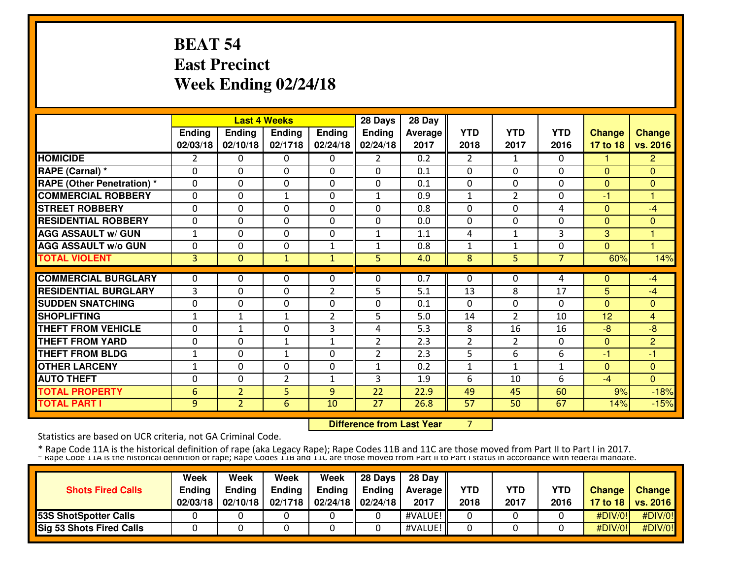# BEAT 54
## East Precinct
## Week Ending 02/24/18

| | Last 4 Weeks | | | | 28 Days | 28 Day | | | | | |
|---|---|---|---|---|---|---|---|---|---|---|---|
| | Ending 02/03/18 | Ending 02/10/18 | Ending 02/1718 | Ending 02/24/18 | Ending 02/24/18 | Average 2017 | YTD 2018 | YTD 2017 | YTD 2016 | Change 17 to 18 | Change vs. 2016 |
| HOMICIDE | 2 | 0 | 0 | 0 | 2 | 0.2 | 2 | 1 | 0 | 1 | 2 |
| RAPE (Carnal) * | 0 | 0 | 0 | 0 | 0 | 0.1 | 0 | 0 | 0 | 0 | 0 |
| RAPE (Other Penetration) * | 0 | 0 | 0 | 0 | 0 | 0.1 | 0 | 0 | 0 | 0 | 0 |
| COMMERCIAL ROBBERY | 0 | 0 | 1 | 0 | 1 | 0.9 | 1 | 2 | 0 | -1 | 1 |
| STREET ROBBERY | 0 | 0 | 0 | 0 | 0 | 0.8 | 0 | 0 | 4 | 0 | -4 |
| RESIDENTIAL ROBBERY | 0 | 0 | 0 | 0 | 0 | 0.0 | 0 | 0 | 0 | 0 | 0 |
| AGG ASSAULT w/ GUN | 1 | 0 | 0 | 0 | 1 | 1.1 | 4 | 1 | 3 | 3 | 1 |
| AGG ASSAULT w/o GUN | 0 | 0 | 0 | 1 | 1 | 0.8 | 1 | 1 | 0 | 0 | 1 |
| TOTAL VIOLENT | 3 | 0 | 1 | 1 | 5 | 4.0 | 8 | 5 | 7 | 60% | 14% |
| COMMERCIAL BURGLARY | 0 | 0 | 0 | 0 | 0 | 0.7 | 0 | 0 | 4 | 0 | -4 |
| RESIDENTIAL BURGLARY | 3 | 0 | 0 | 2 | 5 | 5.1 | 13 | 8 | 17 | 5 | -4 |
| SUDDEN SNATCHING | 0 | 0 | 0 | 0 | 0 | 0.1 | 0 | 0 | 0 | 0 | 0 |
| SHOPLIFTING | 1 | 1 | 1 | 2 | 5 | 5.0 | 14 | 2 | 10 | 12 | 4 |
| THEFT FROM VEHICLE | 0 | 1 | 0 | 3 | 4 | 5.3 | 8 | 16 | 16 | -8 | -8 |
| THEFT FROM YARD | 0 | 0 | 1 | 1 | 2 | 2.3 | 2 | 2 | 0 | 0 | 2 |
| THEFT FROM BLDG | 1 | 0 | 1 | 0 | 2 | 2.3 | 5 | 6 | 6 | -1 | -1 |
| OTHER LARCENY | 1 | 0 | 0 | 0 | 1 | 0.2 | 1 | 1 | 1 | 0 | 0 |
| AUTO THEFT | 0 | 0 | 2 | 1 | 3 | 1.9 | 6 | 10 | 6 | -4 | 0 |
| TOTAL PROPERTY | 6 | 2 | 5 | 9 | 22 | 22.9 | 49 | 45 | 60 | 9% | -18% |
| TOTAL PART I | 9 | 2 | 6 | 10 | 27 | 26.8 | 57 | 50 | 67 | 14% | -15% |

**Difference from Last Year** 7

Statistics are based on UCR criteria, not GA Criminal Code.

* Rape Code 11A is the historical definition of rape (aka Legacy Rape); Rape Codes 11B and 11C are those moved from Part II to Part I in 2017.
* Rape Code 11A is the historical definition of rape; Rape Codes 11B and 11C are those moved from Part II to Part I status in accordance with federal mandate.

| Shots Fired Calls | Week Ending 02/03/18 | Week Ending 02/10/18 | Week Ending 02/1718 | Week Ending 02/24/18 | 28 Days Ending 02/24/18 | 28 Day Average 2017 | YTD 2018 | YTD 2017 | YTD 2016 | Change 17 to 18 | Change vs. 2016 |
|---|---|---|---|---|---|---|---|---|---|---|---|
| 53S ShotSpotter Calls | 0 | 0 | 0 | 0 | 0 | #VALUE! | 0 | 0 | 0 | #DIV/0! | #DIV/0! |
| Sig 53 Shots Fired Calls | 0 | 0 | 0 | 0 | 0 | #VALUE! | 0 | 0 | 0 | #DIV/0! | #DIV/0! |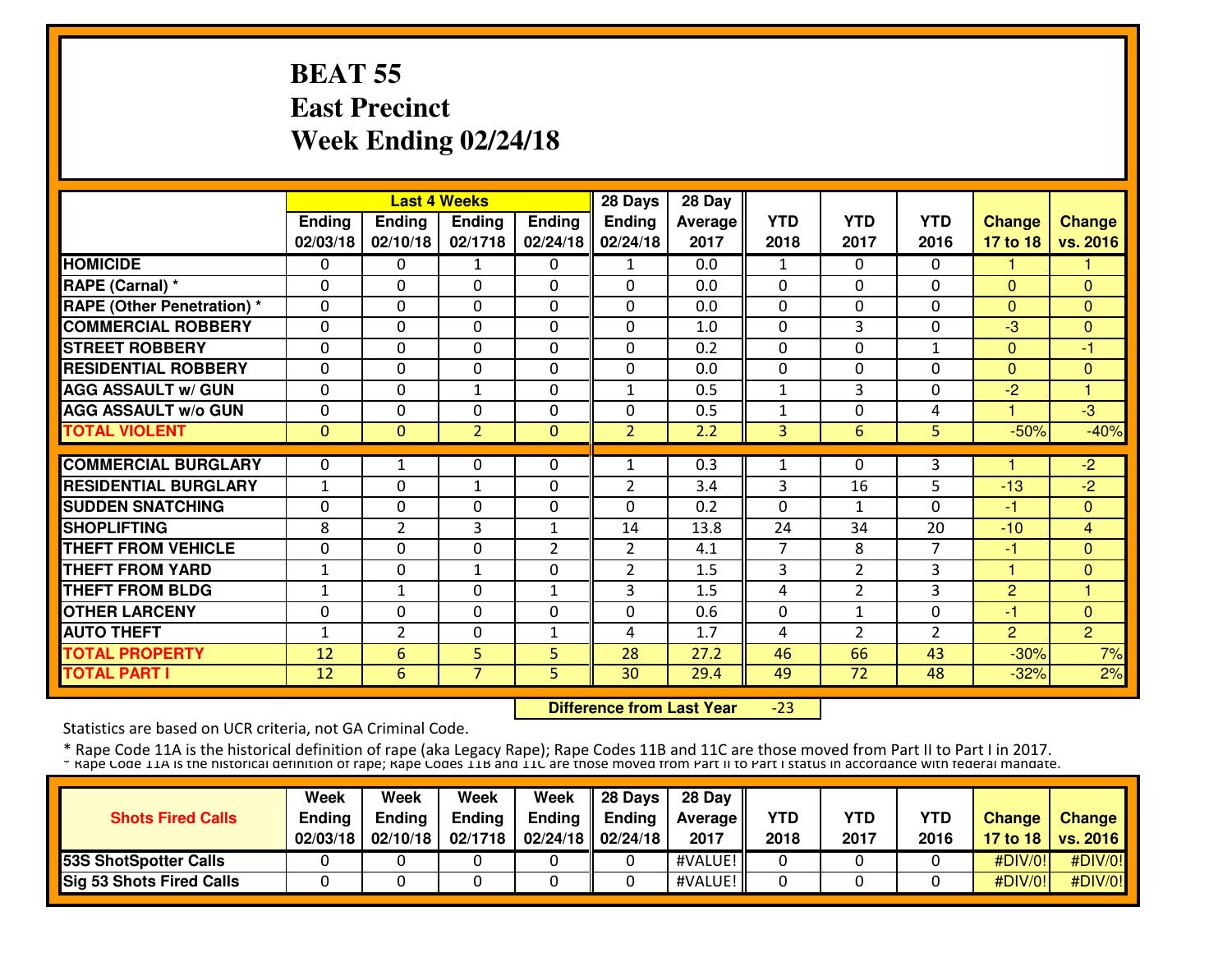# BEAT 55
# East Precinct
# Week Ending 02/24/18

| | Last 4 Weeks | | | | 28 Days | 28 Day | | | | | |
|---|---|---|---|---|---|---|---|---|---|---|---|
| | Ending 02/03/18 | Ending 02/10/18 | Ending 02/1718 | Ending 02/24/18 | Ending 02/24/18 | Average 2017 | YTD 2018 | YTD 2017 | YTD 2016 | Change 17 to 18 | Change vs. 2016 |
| HOMICIDE | 0 | 0 | 1 | 0 | 1 | 0.0 | 1 | 0 | 0 | 1 | 1 |
| RAPE (Carnal) * | 0 | 0 | 0 | 0 | 0 | 0.0 | 0 | 0 | 0 | 0 | 0 |
| RAPE (Other Penetration) * | 0 | 0 | 0 | 0 | 0 | 0.0 | 0 | 0 | 0 | 0 | 0 |
| COMMERCIAL ROBBERY | 0 | 0 | 0 | 0 | 0 | 1.0 | 0 | 3 | 0 | -3 | 0 |
| STREET ROBBERY | 0 | 0 | 0 | 0 | 0 | 0.2 | 0 | 0 | 1 | 0 | -1 |
| RESIDENTIAL ROBBERY | 0 | 0 | 0 | 0 | 0 | 0.0 | 0 | 0 | 0 | 0 | 0 |
| AGG ASSAULT w/ GUN | 0 | 0 | 1 | 0 | 1 | 0.5 | 1 | 3 | 0 | -2 | 1 |
| AGG ASSAULT w/o GUN | 0 | 0 | 0 | 0 | 0 | 0.5 | 1 | 0 | 4 | 1 | -3 |
| TOTAL VIOLENT | 0 | 0 | 2 | 0 | 2 | 2.2 | 3 | 6 | 5 | -50% | -40% |
| COMMERCIAL BURGLARY | 0 | 1 | 0 | 0 | 1 | 0.3 | 1 | 0 | 3 | 1 | -2 |
| RESIDENTIAL BURGLARY | 1 | 0 | 1 | 0 | 2 | 3.4 | 3 | 16 | 5 | -13 | -2 |
| SUDDEN SNATCHING | 0 | 0 | 0 | 0 | 0 | 0.2 | 0 | 1 | 0 | -1 | 0 |
| SHOPLIFTING | 8 | 2 | 3 | 1 | 14 | 13.8 | 24 | 34 | 20 | -10 | 4 |
| THEFT FROM VEHICLE | 0 | 0 | 0 | 2 | 2 | 4.1 | 7 | 8 | 7 | -1 | 0 |
| THEFT FROM YARD | 1 | 0 | 1 | 0 | 2 | 1.5 | 3 | 2 | 3 | 1 | 0 |
| THEFT FROM BLDG | 1 | 1 | 0 | 1 | 3 | 1.5 | 4 | 2 | 3 | 2 | 1 |
| OTHER LARCENY | 0 | 0 | 0 | 0 | 0 | 0.6 | 0 | 1 | 0 | -1 | 0 |
| AUTO THEFT | 1 | 2 | 0 | 1 | 4 | 1.7 | 4 | 2 | 2 | 2 | 2 |
| TOTAL PROPERTY | 12 | 6 | 5 | 5 | 28 | 27.2 | 46 | 66 | 43 | -30% | 7% |
| TOTAL PART I | 12 | 6 | 7 | 5 | 30 | 29.4 | 49 | 72 | 48 | -32% | 2% |

**Difference from Last Year** -23

Statistics are based on UCR criteria, not GA Criminal Code.

* Rape Code 11A is the historical definition of rape (aka Legacy Rape); Rape Codes 11B and 11C are those moved from Part II to Part I in 2017.
* Rape Code 11A is the historical definition of rape; Rape Codes 11B and 11C are those moved from Part II to Part I status in accordance with federal mandate.

| Shots Fired Calls | Week Ending 02/03/18 | Week Ending 02/10/18 | Week Ending 02/1718 | Week Ending 02/24/18 | 28 Days Ending 02/24/18 | 28 Day Average 2017 | YTD 2018 | YTD 2017 | YTD 2016 | Change 17 to 18 | Change vs. 2016 |
|---|---|---|---|---|---|---|---|---|---|---|---|
| 53S ShotSpotter Calls | 0 | 0 | 0 | 0 | 0 | #VALUE! | 0 | 0 | 0 | #DIV/0! | #DIV/0! |
| Sig 53 Shots Fired Calls | 0 | 0 | 0 | 0 | 0 | #VALUE! | 0 | 0 | 0 | #DIV/0! | #DIV/0! |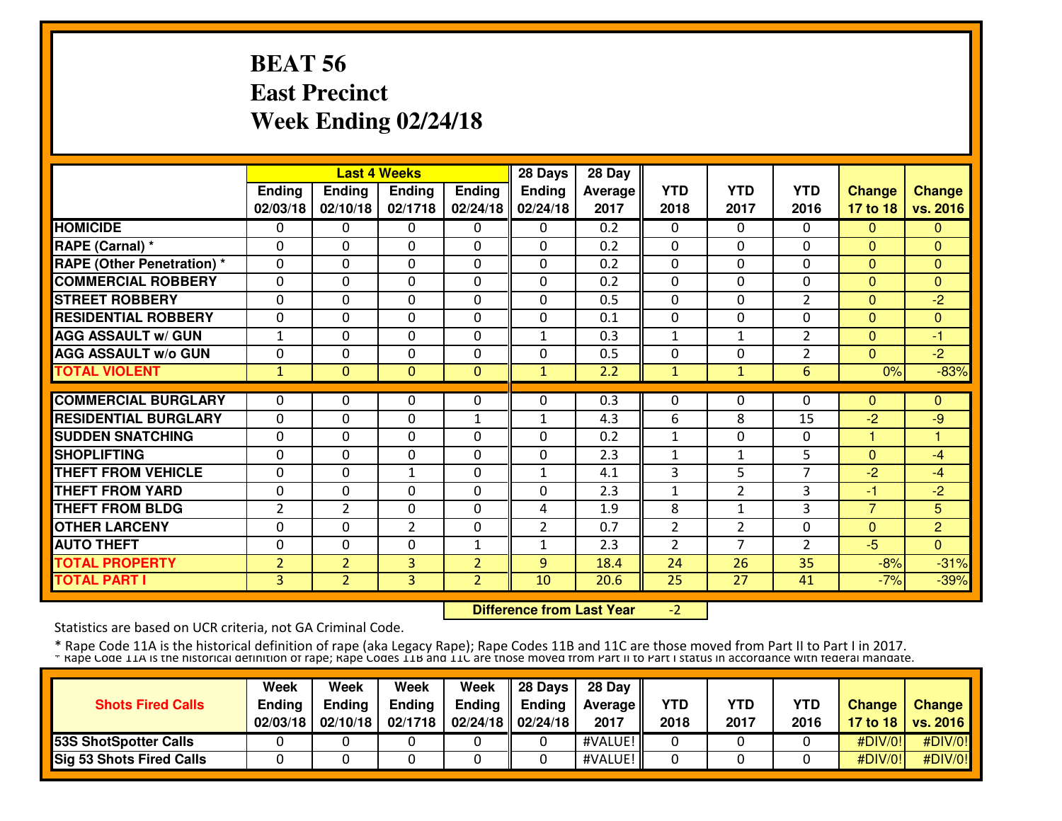# BEAT 56
## East Precinct
## Week Ending 02/24/18

| | Last 4 Weeks | | | | 28 Days | 28 Day | | | | | |
|---|---|---|---|---|---|---|---|---|---|---|---|
| | Ending 02/03/18 | Ending 02/10/18 | Ending 02/1718 | Ending 02/24/18 | Ending 02/24/18 | Average 2017 | YTD 2018 | YTD 2017 | YTD 2016 | Change 17 to 18 | Change vs. 2016 |
| HOMICIDE | 0 | 0 | 0 | 0 | 0 | 0.2 | 0 | 0 | 0 | 0 | 0 |
| RAPE (Carnal) * | 0 | 0 | 0 | 0 | 0 | 0.2 | 0 | 0 | 0 | 0 | 0 |
| RAPE (Other Penetration) * | 0 | 0 | 0 | 0 | 0 | 0.2 | 0 | 0 | 0 | 0 | 0 |
| COMMERCIAL ROBBERY | 0 | 0 | 0 | 0 | 0 | 0.2 | 0 | 0 | 0 | 0 | 0 |
| STREET ROBBERY | 0 | 0 | 0 | 0 | 0 | 0.5 | 0 | 0 | 2 | 0 | -2 |
| RESIDENTIAL ROBBERY | 0 | 0 | 0 | 0 | 0 | 0.1 | 0 | 0 | 0 | 0 | 0 |
| AGG ASSAULT w/ GUN | 1 | 0 | 0 | 0 | 1 | 0.3 | 1 | 1 | 2 | 0 | -1 |
| AGG ASSAULT w/o GUN | 0 | 0 | 0 | 0 | 0 | 0.5 | 0 | 0 | 2 | 0 | -2 |
| TOTAL VIOLENT | 1 | 0 | 0 | 0 | 1 | 2.2 | 1 | 1 | 6 | 0% | -83% |
| COMMERCIAL BURGLARY | 0 | 0 | 0 | 0 | 0 | 0.3 | 0 | 0 | 0 | 0 | 0 |
| RESIDENTIAL BURGLARY | 0 | 0 | 0 | 1 | 1 | 4.3 | 6 | 8 | 15 | -2 | -9 |
| SUDDEN SNATCHING | 0 | 0 | 0 | 0 | 0 | 0.2 | 1 | 0 | 0 | 1 | 1 |
| SHOPLIFTING | 0 | 0 | 0 | 0 | 0 | 2.3 | 1 | 1 | 5 | 0 | -4 |
| THEFT FROM VEHICLE | 0 | 0 | 1 | 0 | 1 | 4.1 | 3 | 5 | 7 | -2 | -4 |
| THEFT FROM YARD | 0 | 0 | 0 | 0 | 0 | 2.3 | 1 | 2 | 3 | -1 | -2 |
| THEFT FROM BLDG | 2 | 2 | 0 | 0 | 4 | 1.9 | 8 | 1 | 3 | 7 | 5 |
| OTHER LARCENY | 0 | 0 | 2 | 0 | 2 | 0.7 | 2 | 2 | 0 | 0 | 2 |
| AUTO THEFT | 0 | 0 | 0 | 1 | 1 | 2.3 | 2 | 7 | 2 | -5 | 0 |
| TOTAL PROPERTY | 2 | 2 | 3 | 2 | 9 | 18.4 | 24 | 26 | 35 | -8% | -31% |
| TOTAL PART I | 3 | 2 | 3 | 2 | 10 | 20.6 | 25 | 27 | 41 | -7% | -39% |

**Difference from Last Year** -2

Statistics are based on UCR criteria, not GA Criminal Code.

* Rape Code 11A is the historical definition of rape (aka Legacy Rape); Rape Codes 11B and 11C are those moved from Part II to Part I in 2017.

| Shots Fired Calls | Week Ending 02/03/18 | Week Ending 02/10/18 | Week Ending 02/1718 | Week Ending 02/24/18 | 28 Days Ending 02/24/18 | 28 Day Average 2017 | YTD 2018 | YTD 2017 | YTD 2016 | Change 17 to 18 | Change vs. 2016 |
|---|---|---|---|---|---|---|---|---|---|---|---|
| 53S ShotSpotter Calls | 0 | 0 | 0 | 0 | 0 | #VALUE! | 0 | 0 | 0 | #DIV/0! | #DIV/0! |
| Sig 53 Shots Fired Calls | 0 | 0 | 0 | 0 | 0 | #VALUE! | 0 | 0 | 0 | #DIV/0! | #DIV/0! |